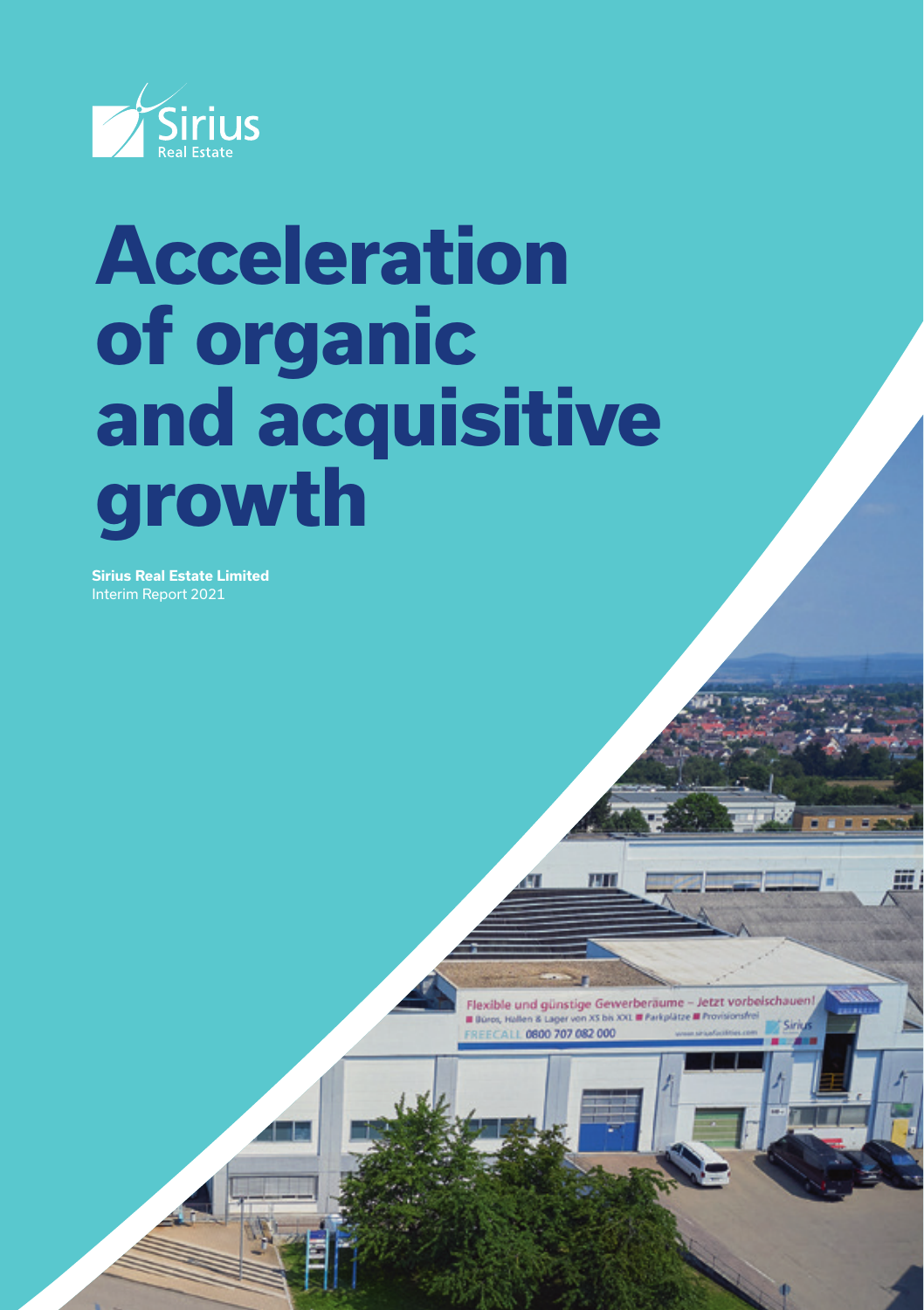Sirius
Real Estate

# Acceleration of organic and acquisitive growth

**Sirius Real Estate Limited**
Interim Report 2021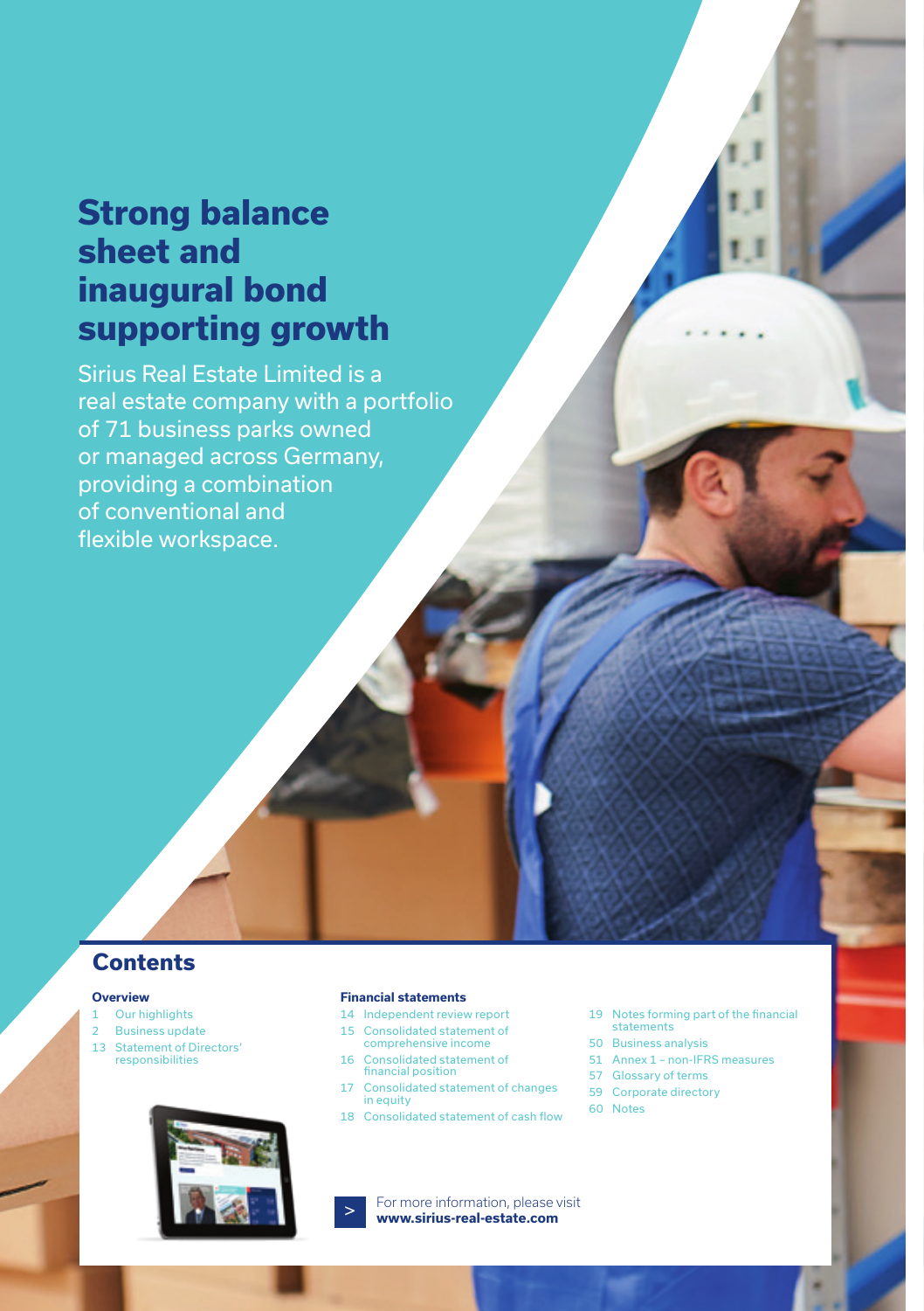# Strong balance sheet and inaugural bond supporting growth

Sirius Real Estate Limited is a real estate company with a portfolio of 71 business parks owned or managed across Germany, providing a combination of conventional and flexible workspace.

## Contents

**Overview**

1 Our highlights
2 Business update
13 Statement of Directors' responsibilities

**Financial statements**

14 Independent review report
15 Consolidated statement of comprehensive income
16 Consolidated statement of financial position
17 Consolidated statement of changes in equity
18 Consolidated statement of cash flow
19 Notes forming part of the financial statements
50 Business analysis
51 Annex 1 – non-IFRS measures
57 Glossary of terms
59 Corporate directory
60 Notes

For more information, please visit **www.sirius-real-estate.com**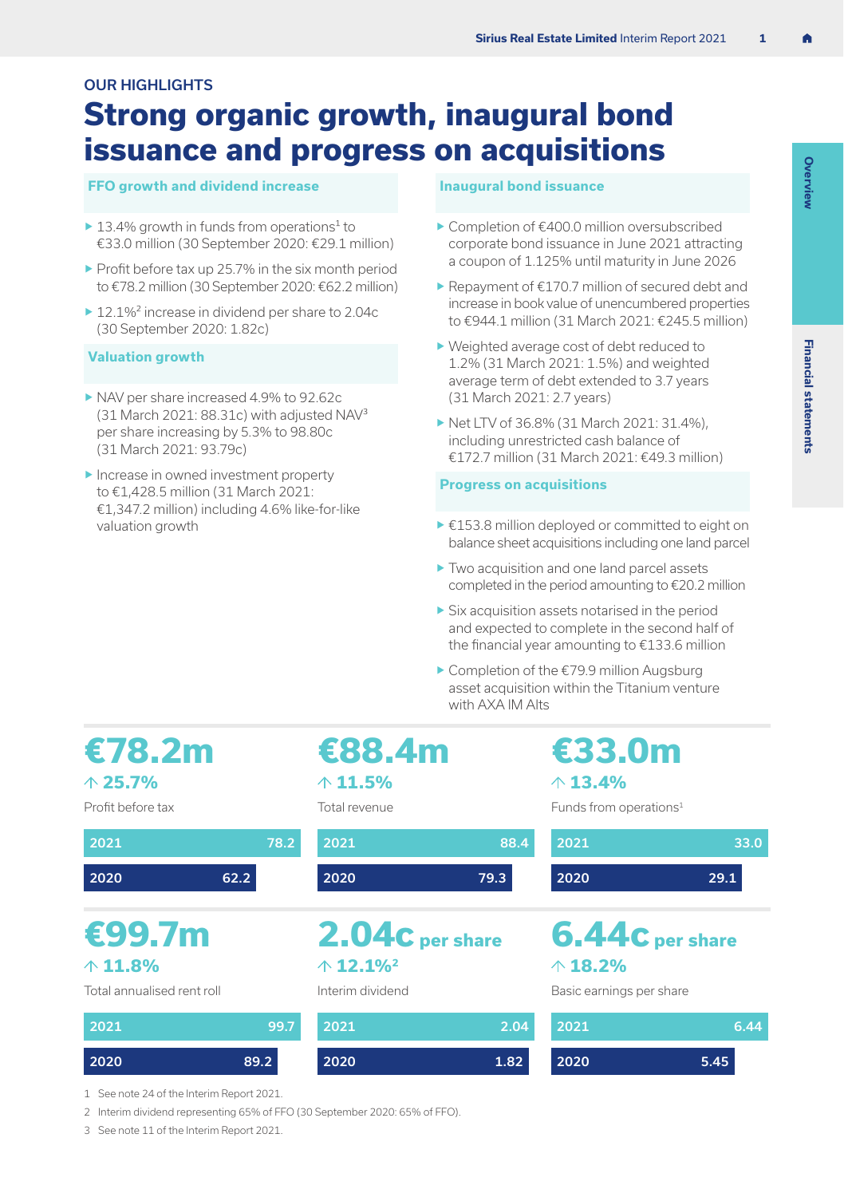OUR HIGHLIGHTS

# Strong organic growth, inaugural bond issuance and progress on acquisitions

## FFO growth and dividend increase

- 13.4% growth in funds from operations[1] to €33.0 million (30 September 2020: €29.1 million)
- Profit before tax up 25.7% in the six month period to €78.2 million (30 September 2020: €62.2 million)
- 12.1%[2] increase in dividend per share to 2.04c (30 September 2020: 1.82c)

## Valuation growth

- NAV per share increased 4.9% to 92.62c (31 March 2021: 88.31c) with adjusted NAV[3] per share increasing by 5.3% to 98.80c (31 March 2021: 93.79c)
- Increase in owned investment property to €1,428.5 million (31 March 2021: €1,347.2 million) including 4.6% like-for-like valuation growth

## Inaugural bond issuance

- Completion of €400.0 million oversubscribed corporate bond issuance in June 2021 attracting a coupon of 1.125% until maturity in June 2026
- Repayment of €170.7 million of secured debt and increase in book value of unencumbered properties to €944.1 million (31 March 2021: €245.5 million)
- Weighted average cost of debt reduced to 1.2% (31 March 2021: 1.5%) and weighted average term of debt extended to 3.7 years (31 March 2021: 2.7 years)
- Net LTV of 36.8% (31 March 2021: 31.4%), including unrestricted cash balance of €172.7 million (31 March 2021: €49.3 million)

## Progress on acquisitions

- €153.8 million deployed or committed to eight on balance sheet acquisitions including one land parcel
- Two acquisition and one land parcel assets completed in the period amounting to €20.2 million
- Six acquisition assets notarised in the period and expected to complete in the second half of the financial year amounting to €133.6 million
- Completion of the €79.9 million Augsburg asset acquisition within the Titanium venture with AXA IM Alts

**€78.2m**
↑ 25.7%
Profit before tax
2021 78.2
2020 62.2

**€88.4m**
↑ 11.5%
Total revenue
2021 88.4
2020 79.3

**€33.0m**
↑ 13.4%
Funds from operations[1]
2021 33.0
2020 29.1

**€99.7m**
↑ 11.8%
Total annualised rent roll
2021 99.7
2020 89.2

**2.04c per share**
↑ 12.1%[2]
Interim dividend
2021 2.04
2020 1.82

**6.44c per share**
↑ 18.2%
Basic earnings per share
2021 6.44
2020 5.45

1 See note 24 of the Interim Report 2021.
2 Interim dividend representing 65% of FFO (30 September 2020: 65% of FFO).
3 See note 11 of the Interim Report 2021.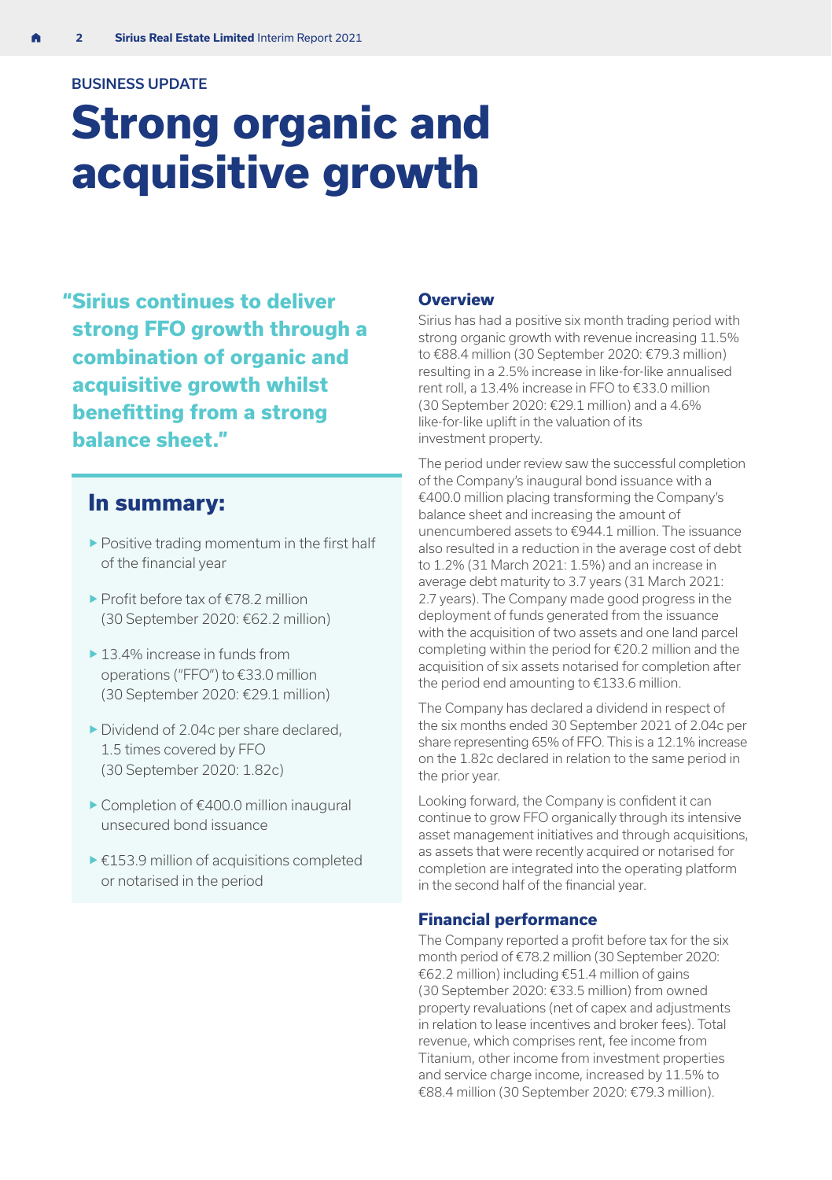BUSINESS UPDATE

# Strong organic and acquisitive growth

**"Sirius continues to deliver strong FFO growth through a combination of organic and acquisitive growth whilst benefitting from a strong balance sheet."**

## In summary:

- Positive trading momentum in the first half of the financial year
- Profit before tax of €78.2 million (30 September 2020: €62.2 million)
- 13.4% increase in funds from operations ("FFO") to €33.0 million (30 September 2020: €29.1 million)
- Dividend of 2.04c per share declared, 1.5 times covered by FFO (30 September 2020: 1.82c)
- Completion of €400.0 million inaugural unsecured bond issuance
- €153.9 million of acquisitions completed or notarised in the period

### Overview

Sirius has had a positive six month trading period with strong organic growth with revenue increasing 11.5% to €88.4 million (30 September 2020: €79.3 million) resulting in a 2.5% increase in like-for-like annualised rent roll, a 13.4% increase in FFO to €33.0 million (30 September 2020: €29.1 million) and a 4.6% like-for-like uplift in the valuation of its investment property.

The period under review saw the successful completion of the Company's inaugural bond issuance with a €400.0 million placing transforming the Company's balance sheet and increasing the amount of unencumbered assets to €944.1 million. The issuance also resulted in a reduction in the average cost of debt to 1.2% (31 March 2021: 1.5%) and an increase in average debt maturity to 3.7 years (31 March 2021: 2.7 years). The Company made good progress in the deployment of funds generated from the issuance with the acquisition of two assets and one land parcel completing within the period for €20.2 million and the acquisition of six assets notarised for completion after the period end amounting to €133.6 million.

The Company has declared a dividend in respect of the six months ended 30 September 2021 of 2.04c per share representing 65% of FFO. This is a 12.1% increase on the 1.82c declared in relation to the same period in the prior year.

Looking forward, the Company is confident it can continue to grow FFO organically through its intensive asset management initiatives and through acquisitions, as assets that were recently acquired or notarised for completion are integrated into the operating platform in the second half of the financial year.

### Financial performance

The Company reported a profit before tax for the six month period of €78.2 million (30 September 2020: €62.2 million) including €51.4 million of gains (30 September 2020: €33.5 million) from owned property revaluations (net of capex and adjustments in relation to lease incentives and broker fees). Total revenue, which comprises rent, fee income from Titanium, other income from investment properties and service charge income, increased by 11.5% to €88.4 million (30 September 2020: €79.3 million).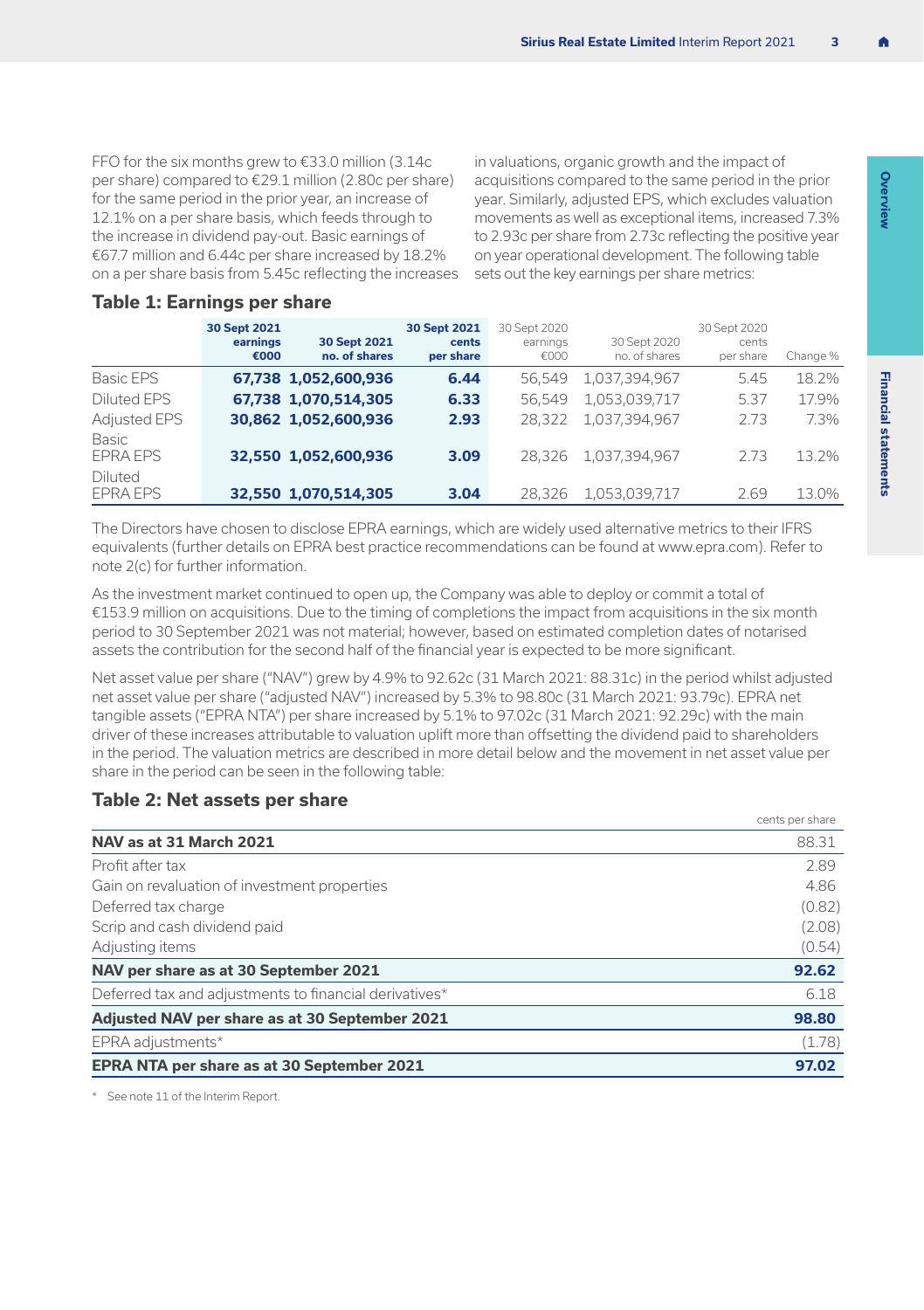FFO for the six months grew to €33.0 million (3.14c per share) compared to €29.1 million (2.80c per share) for the same period in the prior year, an increase of 12.1% on a per share basis, which feeds through to the increase in dividend pay-out. Basic earnings of €67.7 million and 6.44c per share increased by 18.2% on a per share basis from 5.45c reflecting the increases in valuations, organic growth and the impact of acquisitions compared to the same period in the prior year. Similarly, adjusted EPS, which excludes valuation movements as well as exceptional items, increased 7.3% to 2.93c per share from 2.73c reflecting the positive year on year operational development. The following table sets out the key earnings per share metrics:

## Table 1: Earnings per share

| | 30 Sept 2021 earnings €000 | 30 Sept 2021 no. of shares | 30 Sept 2021 cents per share | 30 Sept 2020 earnings €000 | 30 Sept 2020 no. of shares | 30 Sept 2020 cents per share | Change % |
|---|---|---|---|---|---|---|---|
| Basic EPS | **67,738** | **1,052,600,936** | **6.44** | 56,549 | 1,037,394,967 | 5.45 | 18.2% |
| Diluted EPS | **67,738** | **1,070,514,305** | **6.33** | 56,549 | 1,053,039,717 | 5.37 | 17.9% |
| Adjusted EPS | **30,862** | **1,052,600,936** | **2.93** | 28,322 | 1,037,394,967 | 2.73 | 7.3% |
| Basic EPRA EPS | **32,550** | **1,052,600,936** | **3.09** | 28,326 | 1,037,394,967 | 2.73 | 13.2% |
| Diluted EPRA EPS | **32,550** | **1,070,514,305** | **3.04** | 28,326 | 1,053,039,717 | 2.69 | 13.0% |

The Directors have chosen to disclose EPRA earnings, which are widely used alternative metrics to their IFRS equivalents (further details on EPRA best practice recommendations can be found at www.epra.com). Refer to note 2(c) for further information.

As the investment market continued to open up, the Company was able to deploy or commit a total of €153.9 million on acquisitions. Due to the timing of completions the impact from acquisitions in the six month period to 30 September 2021 was not material; however, based on estimated completion dates of notarised assets the contribution for the second half of the financial year is expected to be more significant.

Net asset value per share ("NAV") grew by 4.9% to 92.62c (31 March 2021: 88.31c) in the period whilst adjusted net asset value per share ("adjusted NAV") increased by 5.3% to 98.80c (31 March 2021: 93.79c). EPRA net tangible assets ("EPRA NTA") per share increased by 5.1% to 97.02c (31 March 2021: 92.29c) with the main driver of these increases attributable to valuation uplift more than offsetting the dividend paid to shareholders in the period. The valuation metrics are described in more detail below and the movement in net asset value per share in the period can be seen in the following table:

## Table 2: Net assets per share

| | cents per share |
|---|---|
| **NAV as at 31 March 2021** | 88.31 |
| Profit after tax | 2.89 |
| Gain on revaluation of investment properties | 4.86 |
| Deferred tax charge | (0.82) |
| Scrip and cash dividend paid | (2.08) |
| Adjusting items | (0.54) |
| **NAV per share as at 30 September 2021** | **92.62** |
| Deferred tax and adjustments to financial derivatives* | 6.18 |
| **Adjusted NAV per share as at 30 September 2021** | **98.80** |
| EPRA adjustments* | (1.78) |
| **EPRA NTA per share as at 30 September 2021** | **97.02** |

* See note 11 of the Interim Report.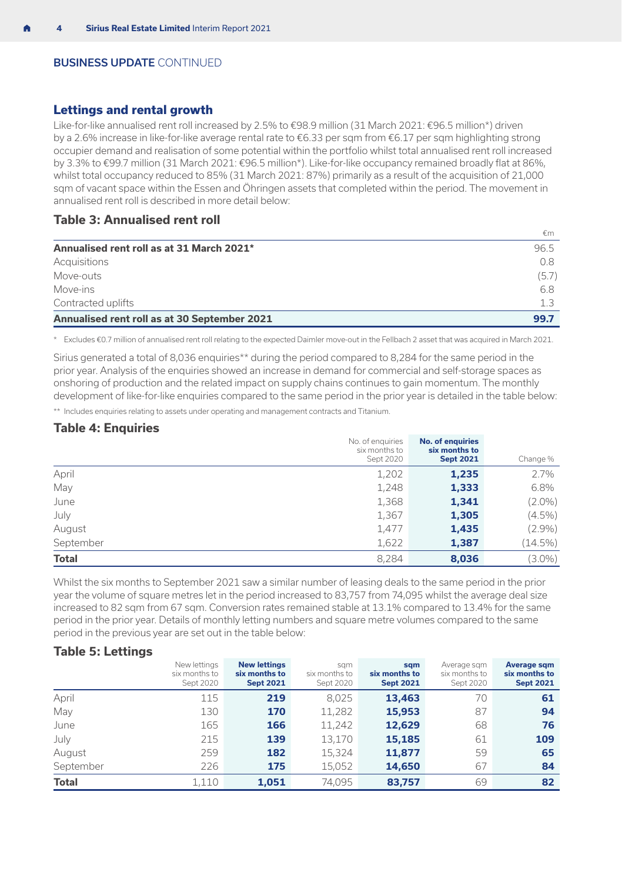## BUSINESS UPDATE CONTINUED

### Lettings and rental growth

Like-for-like annualised rent roll increased by 2.5% to €98.9 million (31 March 2021: €96.5 million*) driven by a 2.6% increase in like-for-like average rental rate to €6.33 per sqm from €6.17 per sqm highlighting strong occupier demand and realisation of some potential within the portfolio whilst total annualised rent roll increased by 3.3% to €99.7 million (31 March 2021: €96.5 million*). Like-for-like occupancy remained broadly flat at 86%, whilst total occupancy reduced to 85% (31 March 2021: 87%) primarily as a result of the acquisition of 21,000 sqm of vacant space within the Essen and Öhringen assets that completed within the period. The movement in annualised rent roll is described in more detail below:

### Table 3: Annualised rent roll

| | €m |
|---|---|
| **Annualised rent roll as at 31 March 2021*** | 96.5 |
| Acquisitions | 0.8 |
| Move-outs | (5.7) |
| Move-ins | 6.8 |
| Contracted uplifts | 1.3 |
| **Annualised rent roll as at 30 September 2021** | **99.7** |

* Excludes €0.7 million of annualised rent roll relating to the expected Daimler move-out in the Fellbach 2 asset that was acquired in March 2021.

Sirius generated a total of 8,036 enquiries** during the period compared to 8,284 for the same period in the prior year. Analysis of the enquiries showed an increase in demand for commercial and self-storage spaces as onshoring of production and the related impact on supply chains continues to gain momentum. The monthly development of like-for-like enquiries compared to the same period in the prior year is detailed in the table below:

** Includes enquiries relating to assets under operating and management contracts and Titanium.

### Table 4: Enquiries

| | No. of enquiries six months to Sept 2020 | **No. of enquiries six months to Sept 2021** | Change % |
|---|---|---|---|
| April | 1,202 | **1,235** | 2.7% |
| May | 1,248 | **1,333** | 6.8% |
| June | 1,368 | **1,341** | (2.0%) |
| July | 1,367 | **1,305** | (4.5%) |
| August | 1,477 | **1,435** | (2.9%) |
| September | 1,622 | **1,387** | (14.5%) |
| **Total** | 8,284 | **8,036** | (3.0%) |

Whilst the six months to September 2021 saw a similar number of leasing deals to the same period in the prior year the volume of square metres let in the period increased to 83,757 from 74,095 whilst the average deal size increased to 82 sqm from 67 sqm. Conversion rates remained stable at 13.1% compared to 13.4% for the same period in the prior year. Details of monthly letting numbers and square metre volumes compared to the same period in the previous year are set out in the table below:

### Table 5: Lettings

| | New lettings six months to Sept 2020 | **New lettings six months to Sept 2021** | sqm six months to Sept 2020 | **sqm six months to Sept 2021** | Average sqm six months to Sept 2020 | **Average sqm six months to Sept 2021** |
|---|---|---|---|---|---|---|
| April | 115 | **219** | 8,025 | **13,463** | 70 | **61** |
| May | 130 | **170** | 11,282 | **15,953** | 87 | **94** |
| June | 165 | **166** | 11,242 | **12,629** | 68 | **76** |
| July | 215 | **139** | 13,170 | **15,185** | 61 | **109** |
| August | 259 | **182** | 15,324 | **11,877** | 59 | **65** |
| September | 226 | **175** | 15,052 | **14,650** | 67 | **84** |
| **Total** | 1,110 | **1,051** | 74,095 | **83,757** | 69 | **82** |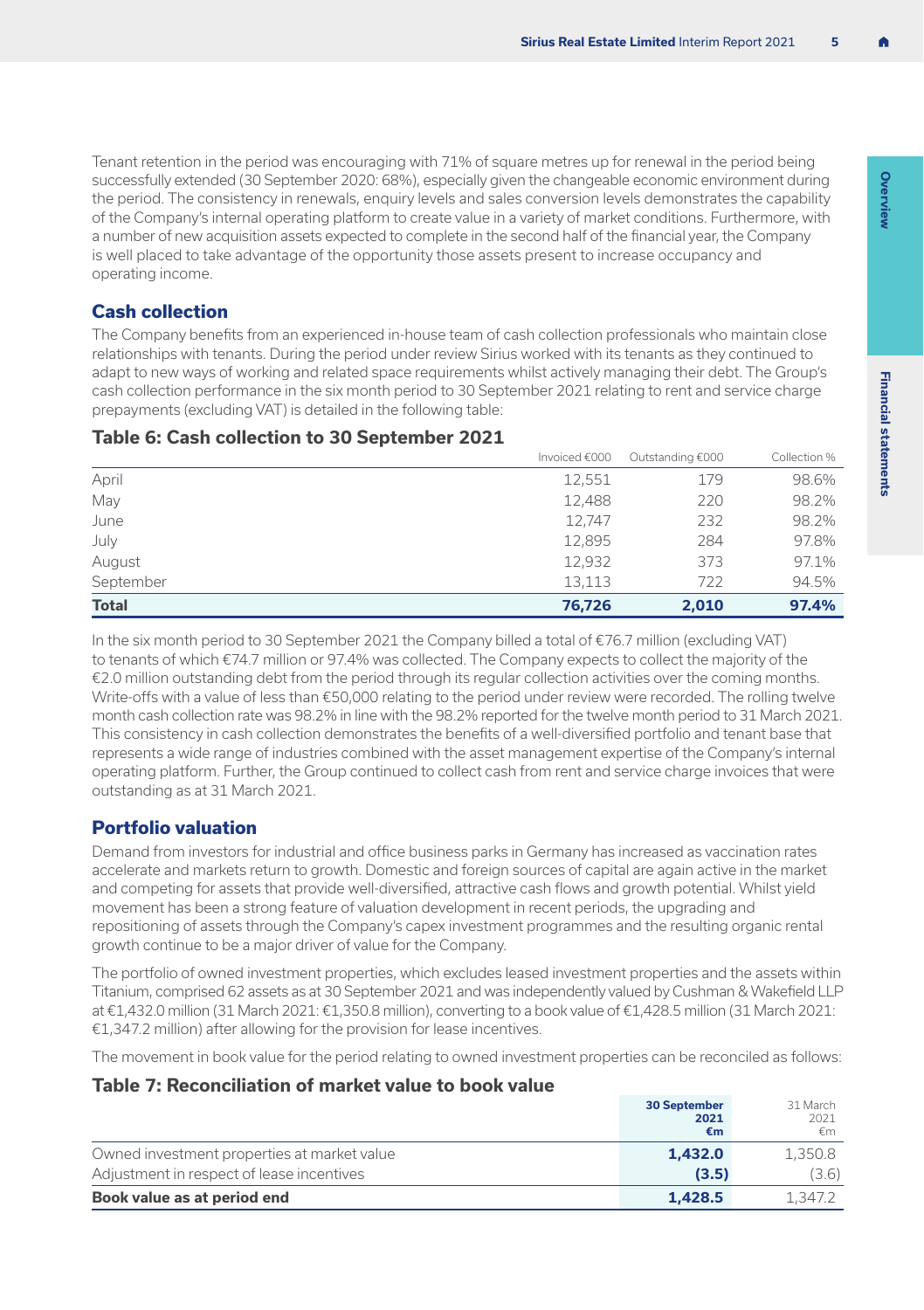Tenant retention in the period was encouraging with 71% of square metres up for renewal in the period being successfully extended (30 September 2020: 68%), especially given the changeable economic environment during the period. The consistency in renewals, enquiry levels and sales conversion levels demonstrates the capability of the Company's internal operating platform to create value in a variety of market conditions. Furthermore, with a number of new acquisition assets expected to complete in the second half of the financial year, the Company is well placed to take advantage of the opportunity those assets present to increase occupancy and operating income.

## Cash collection

The Company benefits from an experienced in-house team of cash collection professionals who maintain close relationships with tenants. During the period under review Sirius worked with its tenants as they continued to adapt to new ways of working and related space requirements whilst actively managing their debt. The Group's cash collection performance in the six month period to 30 September 2021 relating to rent and service charge prepayments (excluding VAT) is detailed in the following table:

### Table 6: Cash collection to 30 September 2021

| | Invoiced €000 | Outstanding €000 | Collection % |
|---|---|---|---|
| April | 12,551 | 179 | 98.6% |
| May | 12,488 | 220 | 98.2% |
| June | 12,747 | 232 | 98.2% |
| July | 12,895 | 284 | 97.8% |
| August | 12,932 | 373 | 97.1% |
| September | 13,113 | 722 | 94.5% |
| **Total** | **76,726** | **2,010** | **97.4%** |

In the six month period to 30 September 2021 the Company billed a total of €76.7 million (excluding VAT) to tenants of which €74.7 million or 97.4% was collected. The Company expects to collect the majority of the €2.0 million outstanding debt from the period through its regular collection activities over the coming months. Write-offs with a value of less than €50,000 relating to the period under review were recorded. The rolling twelve month cash collection rate was 98.2% in line with the 98.2% reported for the twelve month period to 31 March 2021. This consistency in cash collection demonstrates the benefits of a well-diversified portfolio and tenant base that represents a wide range of industries combined with the asset management expertise of the Company's internal operating platform. Further, the Group continued to collect cash from rent and service charge invoices that were outstanding as at 31 March 2021.

## Portfolio valuation

Demand from investors for industrial and office business parks in Germany has increased as vaccination rates accelerate and markets return to growth. Domestic and foreign sources of capital are again active in the market and competing for assets that provide well-diversified, attractive cash flows and growth potential. Whilst yield movement has been a strong feature of valuation development in recent periods, the upgrading and repositioning of assets through the Company's capex investment programmes and the resulting organic rental growth continue to be a major driver of value for the Company.

The portfolio of owned investment properties, which excludes leased investment properties and the assets within Titanium, comprised 62 assets as at 30 September 2021 and was independently valued by Cushman & Wakefield LLP at €1,432.0 million (31 March 2021: €1,350.8 million), converting to a book value of €1,428.5 million (31 March 2021: €1,347.2 million) after allowing for the provision for lease incentives.

The movement in book value for the period relating to owned investment properties can be reconciled as follows:

### Table 7: Reconciliation of market value to book value

| | **30 September 2021 €m** | 31 March 2021 €m |
|---|---|---|
| Owned investment properties at market value | **1,432.0** | 1,350.8 |
| Adjustment in respect of lease incentives | **(3.5)** | (3.6) |
| **Book value as at period end** | **1,428.5** | 1,347.2 |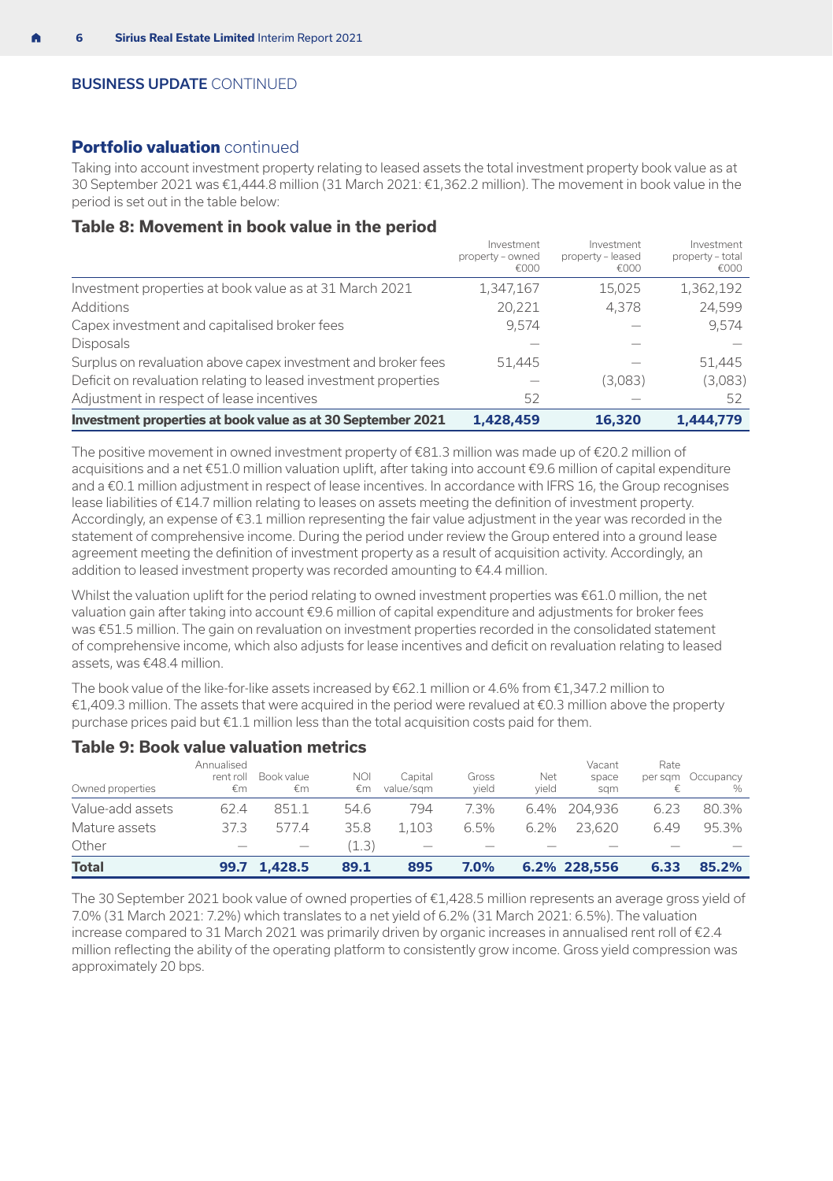## BUSINESS UPDATE CONTINUED

### Portfolio valuation continued

Taking into account investment property relating to leased assets the total investment property book value as at 30 September 2021 was €1,444.8 million (31 March 2021: €1,362.2 million). The movement in book value in the period is set out in the table below:

### Table 8: Movement in book value in the period

| | Investment property – owned €000 | Investment property – leased €000 | Investment property – total €000 |
|---|---|---|---|
| Investment properties at book value as at 31 March 2021 | 1,347,167 | 15,025 | 1,362,192 |
| Additions | 20,221 | 4,378 | 24,599 |
| Capex investment and capitalised broker fees | 9,574 | – | 9,574 |
| Disposals | – | – | – |
| Surplus on revaluation above capex investment and broker fees | 51,445 | – | 51,445 |
| Deficit on revaluation relating to leased investment properties | – | (3,083) | (3,083) |
| Adjustment in respect of lease incentives | 52 | – | 52 |
| **Investment properties at book value as at 30 September 2021** | **1,428,459** | **16,320** | **1,444,779** |

The positive movement in owned investment property of €81.3 million was made up of €20.2 million of acquisitions and a net €51.0 million valuation uplift, after taking into account €9.6 million of capital expenditure and a €0.1 million adjustment in respect of lease incentives. In accordance with IFRS 16, the Group recognises lease liabilities of €14.7 million relating to leases on assets meeting the definition of investment property. Accordingly, an expense of €3.1 million representing the fair value adjustment in the year was recorded in the statement of comprehensive income. During the period under review the Group entered into a ground lease agreement meeting the definition of investment property as a result of acquisition activity. Accordingly, an addition to leased investment property was recorded amounting to €4.4 million.

Whilst the valuation uplift for the period relating to owned investment properties was €61.0 million, the net valuation gain after taking into account €9.6 million of capital expenditure and adjustments for broker fees was €51.5 million. The gain on revaluation on investment properties recorded in the consolidated statement of comprehensive income, which also adjusts for lease incentives and deficit on revaluation relating to leased assets, was €48.4 million.

The book value of the like-for-like assets increased by €62.1 million or 4.6% from €1,347.2 million to €1,409.3 million. The assets that were acquired in the period were revalued at €0.3 million above the property purchase prices paid but €1.1 million less than the total acquisition costs paid for them.

### Table 9: Book value valuation metrics

| Owned properties | Annualised rent roll €m | Book value €m | NOI €m | Capital value/sqm | Gross yield | Net yield | Vacant space sqm | Rate per sqm € | Occupancy % |
|---|---|---|---|---|---|---|---|---|---|
| Value-add assets | 62.4 | 851.1 | 54.6 | 794 | 7.3% | 6.4% | 204,936 | 6.23 | 80.3% |
| Mature assets | 37.3 | 577.4 | 35.8 | 1,103 | 6.5% | 6.2% | 23,620 | 6.49 | 95.3% |
| Other | – | – | (1.3) | – | – | – | – | – | – |
| **Total** | **99.7** | **1,428.5** | **89.1** | **895** | **7.0%** | **6.2%** | **228,556** | **6.33** | **85.2%** |

The 30 September 2021 book value of owned properties of €1,428.5 million represents an average gross yield of 7.0% (31 March 2021: 7.2%) which translates to a net yield of 6.2% (31 March 2021: 6.5%). The valuation increase compared to 31 March 2021 was primarily driven by organic increases in annualised rent roll of €2.4 million reflecting the ability of the operating platform to consistently grow income. Gross yield compression was approximately 20 bps.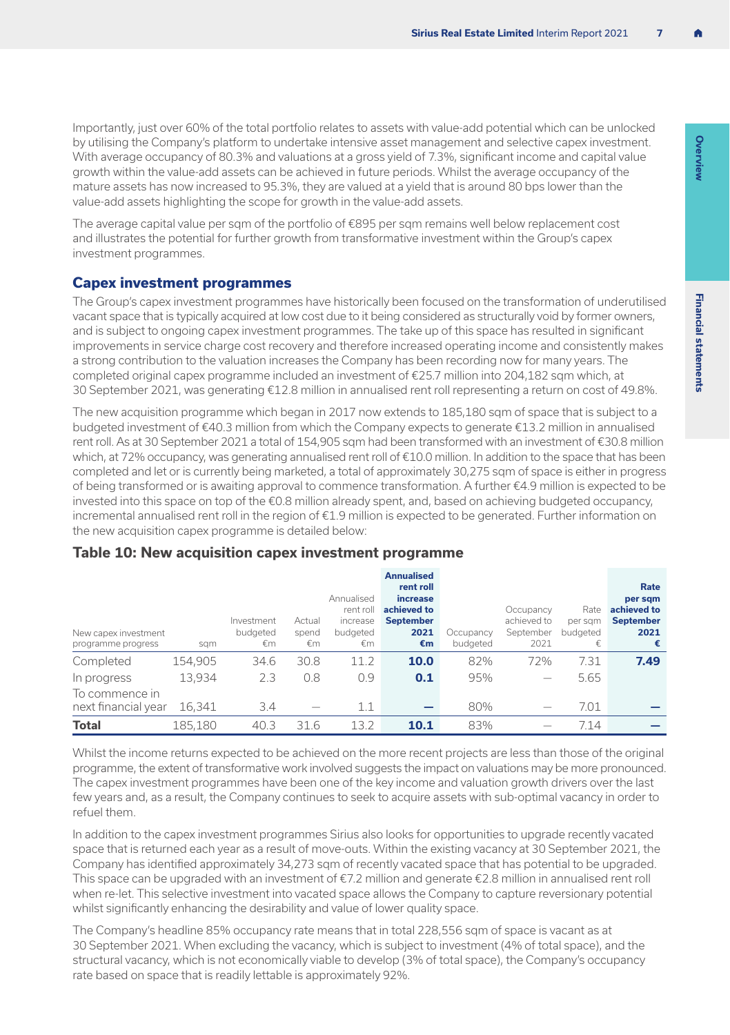Importantly, just over 60% of the total portfolio relates to assets with value-add potential which can be unlocked by utilising the Company's platform to undertake intensive asset management and selective capex investment. With average occupancy of 80.3% and valuations at a gross yield of 7.3%, significant income and capital value growth within the value-add assets can be achieved in future periods. Whilst the average occupancy of the mature assets has now increased to 95.3%, they are valued at a yield that is around 80 bps lower than the value-add assets highlighting the scope for growth in the value-add assets.

The average capital value per sqm of the portfolio of €895 per sqm remains well below replacement cost and illustrates the potential for further growth from transformative investment within the Group's capex investment programmes.

## Capex investment programmes

The Group's capex investment programmes have historically been focused on the transformation of underutilised vacant space that is typically acquired at low cost due to it being considered as structurally void by former owners, and is subject to ongoing capex investment programmes. The take up of this space has resulted in significant improvements in service charge cost recovery and therefore increased operating income and consistently makes a strong contribution to the valuation increases the Company has been recording now for many years. The completed original capex programme included an investment of €25.7 million into 204,182 sqm which, at 30 September 2021, was generating €12.8 million in annualised rent roll representing a return on cost of 49.8%.

The new acquisition programme which began in 2017 now extends to 185,180 sqm of space that is subject to a budgeted investment of €40.3 million from which the Company expects to generate €13.2 million in annualised rent roll. As at 30 September 2021 a total of 154,905 sqm had been transformed with an investment of €30.8 million which, at 72% occupancy, was generating annualised rent roll of €10.0 million. In addition to the space that has been completed and let or is currently being marketed, a total of approximately 30,275 sqm of space is either in progress of being transformed or is awaiting approval to commence transformation. A further €4.9 million is expected to be invested into this space on top of the €0.8 million already spent, and, based on achieving budgeted occupancy, incremental annualised rent roll in the region of €1.9 million is expected to be generated. Further information on the new acquisition capex programme is detailed below:

### Table 10: New acquisition capex investment programme

| New capex investment programme progress | sqm | Investment budgeted €m | Actual spend €m | Annualised rent roll increase budgeted €m | **Annualised rent roll increase achieved to September 2021 €m** | Occupancy budgeted | Occupancy achieved to September 2021 | Rate per sqm budgeted € | **Rate per sqm achieved to September 2021 €** |
|---|---|---|---|---|---|---|---|---|---|
| Completed | 154,905 | 34.6 | 30.8 | 11.2 | **10.0** | 82% | 72% | 7.31 | **7.49** |
| In progress | 13,934 | 2.3 | 0.8 | 0.9 | **0.1** | 95% | — | 5.65 | |
| To commence in next financial year | 16,341 | 3.4 | — | 1.1 | **—** | 80% | — | 7.01 | **—** |
| **Total** | 185,180 | 40.3 | 31.6 | 13.2 | **10.1** | 83% | — | 7.14 | **—** |

Whilst the income returns expected to be achieved on the more recent projects are less than those of the original programme, the extent of transformative work involved suggests the impact on valuations may be more pronounced. The capex investment programmes have been one of the key income and valuation growth drivers over the last few years and, as a result, the Company continues to seek to acquire assets with sub-optimal vacancy in order to refuel them.

In addition to the capex investment programmes Sirius also looks for opportunities to upgrade recently vacated space that is returned each year as a result of move-outs. Within the existing vacancy at 30 September 2021, the Company has identified approximately 34,273 sqm of recently vacated space that has potential to be upgraded. This space can be upgraded with an investment of €7.2 million and generate €2.8 million in annualised rent roll when re-let. This selective investment into vacated space allows the Company to capture reversionary potential whilst significantly enhancing the desirability and value of lower quality space.

The Company's headline 85% occupancy rate means that in total 228,556 sqm of space is vacant as at 30 September 2021. When excluding the vacancy, which is subject to investment (4% of total space), and the structural vacancy, which is not economically viable to develop (3% of total space), the Company's occupancy rate based on space that is readily lettable is approximately 92%.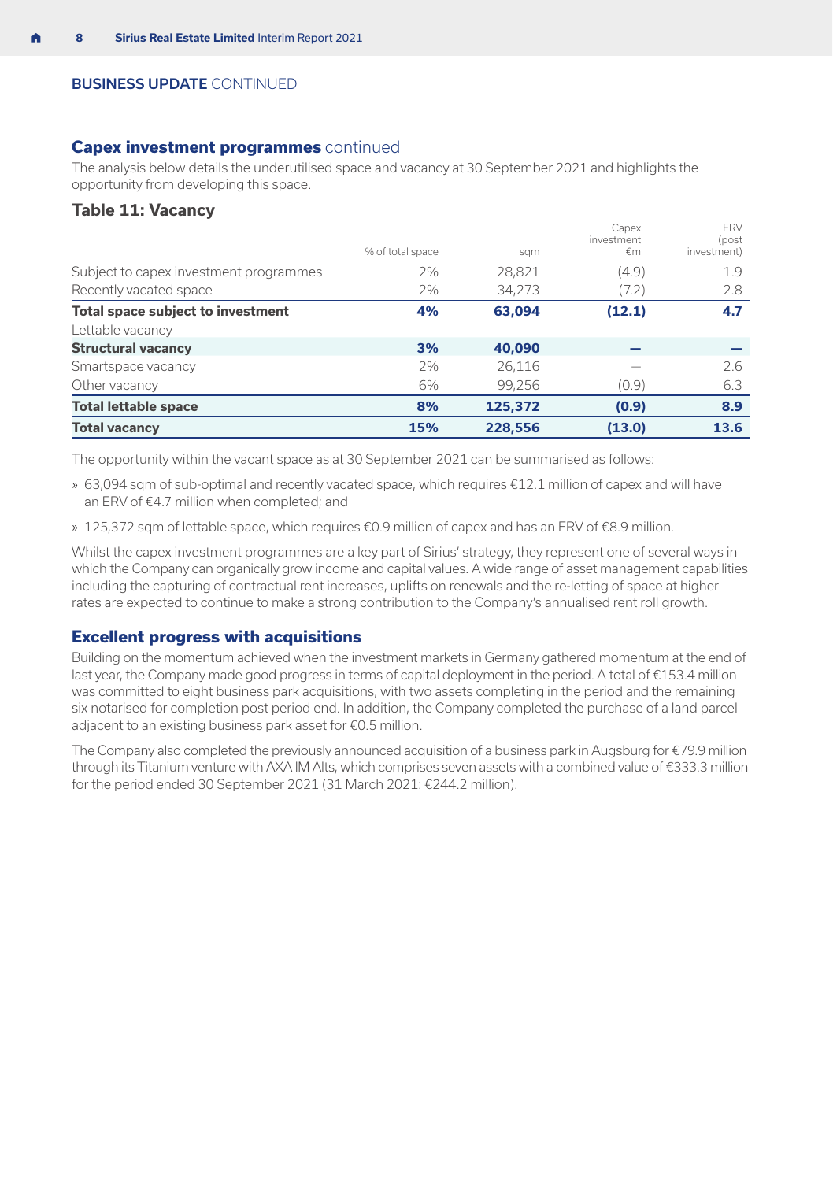## BUSINESS UPDATE CONTINUED

### Capex investment programmes continued

The analysis below details the underutilised space and vacancy at 30 September 2021 and highlights the opportunity from developing this space.

#### Table 11: Vacancy

| | % of total space | sqm | Capex investment €m | ERV (post investment) |
|---|---|---|---|---|
| Subject to capex investment programmes | 2% | 28,821 | (4.9) | 1.9 |
| Recently vacated space | 2% | 34,273 | (7.2) | 2.8 |
| **Total space subject to investment** | **4%** | **63,094** | **(12.1)** | **4.7** |
| Lettable vacancy | | | | |
| **Structural vacancy** | **3%** | **40,090** | **–** | **–** |
| Smartspace vacancy | 2% | 26,116 | – | 2.6 |
| Other vacancy | 6% | 99,256 | (0.9) | 6.3 |
| **Total lettable space** | **8%** | **125,372** | **(0.9)** | **8.9** |
| **Total vacancy** | **15%** | **228,556** | **(13.0)** | **13.6** |

The opportunity within the vacant space as at 30 September 2021 can be summarised as follows:

- 63,094 sqm of sub-optimal and recently vacated space, which requires €12.1 million of capex and will have an ERV of €4.7 million when completed; and
- 125,372 sqm of lettable space, which requires €0.9 million of capex and has an ERV of €8.9 million.

Whilst the capex investment programmes are a key part of Sirius' strategy, they represent one of several ways in which the Company can organically grow income and capital values. A wide range of asset management capabilities including the capturing of contractual rent increases, uplifts on renewals and the re-letting of space at higher rates are expected to continue to make a strong contribution to the Company's annualised rent roll growth.

### Excellent progress with acquisitions

Building on the momentum achieved when the investment markets in Germany gathered momentum at the end of last year, the Company made good progress in terms of capital deployment in the period. A total of €153.4 million was committed to eight business park acquisitions, with two assets completing in the period and the remaining six notarised for completion post period end. In addition, the Company completed the purchase of a land parcel adjacent to an existing business park asset for €0.5 million.

The Company also completed the previously announced acquisition of a business park in Augsburg for €79.9 million through its Titanium venture with AXA IM Alts, which comprises seven assets with a combined value of €333.3 million for the period ended 30 September 2021 (31 March 2021: €244.2 million).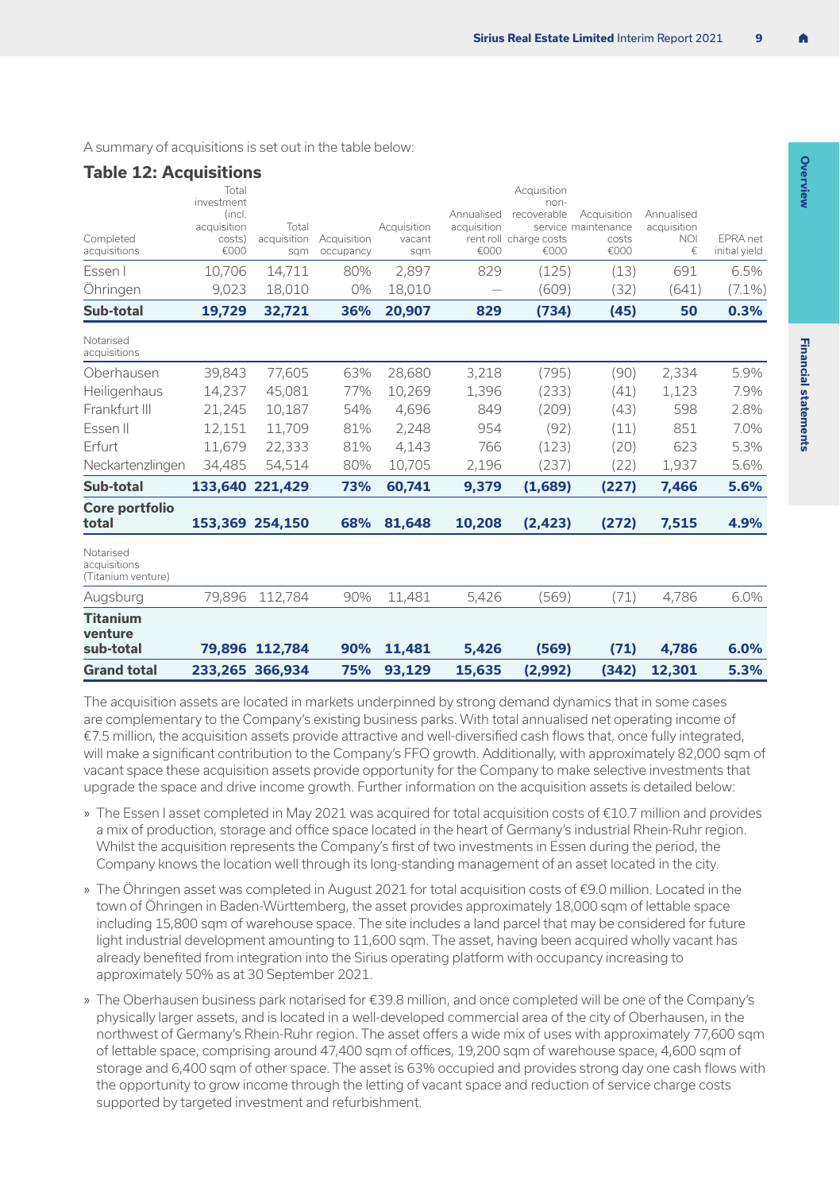A summary of acquisitions is set out in the table below:

### Table 12: Acquisitions

| Completed acquisitions | Total investment (incl. acquisition costs) €000 | Total acquisition sqm | Acquisition occupancy | Acquisition vacant sqm | Annualised acquisition rent roll €000 | Acquisition non-recoverable service charge costs €000 | Acquisition maintenance costs €000 | Annualised acquisition NOI € | EPRA net initial yield |
|---|---|---|---|---|---|---|---|---|---|
| Essen I | 10,706 | 14,711 | 80% | 2,897 | 829 | (125) | (13) | 691 | 6.5% |
| Öhringen | 9,023 | 18,010 | 0% | 18,010 | — | (609) | (32) | (641) | (7.1%) |
| **Sub-total** | **19,729** | **32,721** | **36%** | **20,907** | **829** | **(734)** | **(45)** | **50** | **0.3%** |
| Notarised acquisitions | | | | | | | | | |
| Oberhausen | 39,843 | 77,605 | 63% | 28,680 | 3,218 | (795) | (90) | 2,334 | 5.9% |
| Heiligenhaus | 14,237 | 45,081 | 77% | 10,269 | 1,396 | (233) | (41) | 1,123 | 7.9% |
| Frankfurt III | 21,245 | 10,187 | 54% | 4,696 | 849 | (209) | (43) | 598 | 2.8% |
| Essen II | 12,151 | 11,709 | 81% | 2,248 | 954 | (92) | (11) | 851 | 7.0% |
| Erfurt | 11,679 | 22,333 | 81% | 4,143 | 766 | (123) | (20) | 623 | 5.3% |
| Neckartenzlingen | 34,485 | 54,514 | 80% | 10,705 | 2,196 | (237) | (22) | 1,937 | 5.6% |
| **Sub-total** | **133,640** | **221,429** | **73%** | **60,741** | **9,379** | **(1,689)** | **(227)** | **7,466** | **5.6%** |
| **Core portfolio total** | **153,369** | **254,150** | **68%** | **81,648** | **10,208** | **(2,423)** | **(272)** | **7,515** | **4.9%** |
| Notarised acquisitions (Titanium venture) | | | | | | | | | |
| Augsburg | 79,896 | 112,784 | 90% | 11,481 | 5,426 | (569) | (71) | 4,786 | 6.0% |
| **Titanium venture sub-total** | **79,896** | **112,784** | **90%** | **11,481** | **5,426** | **(569)** | **(71)** | **4,786** | **6.0%** |
| **Grand total** | **233,265** | **366,934** | **75%** | **93,129** | **15,635** | **(2,992)** | **(342)** | **12,301** | **5.3%** |

The acquisition assets are located in markets underpinned by strong demand dynamics that in some cases are complementary to the Company's existing business parks. With total annualised net operating income of €7.5 million, the acquisition assets provide attractive and well-diversified cash flows that, once fully integrated, will make a significant contribution to the Company's FFO growth. Additionally, with approximately 82,000 sqm of vacant space these acquisition assets provide opportunity for the Company to make selective investments that upgrade the space and drive income growth. Further information on the acquisition assets is detailed below:

- The Essen I asset completed in May 2021 was acquired for total acquisition costs of €10.7 million and provides a mix of production, storage and office space located in the heart of Germany's industrial Rhein-Ruhr region. Whilst the acquisition represents the Company's first of two investments in Essen during the period, the Company knows the location well through its long-standing management of an asset located in the city.
- The Öhringen asset was completed in August 2021 for total acquisition costs of €9.0 million. Located in the town of Öhringen in Baden-Württemberg, the asset provides approximately 18,000 sqm of lettable space including 15,800 sqm of warehouse space. The site includes a land parcel that may be considered for future light industrial development amounting to 11,600 sqm. The asset, having been acquired wholly vacant has already benefited from integration into the Sirius operating platform with occupancy increasing to approximately 50% as at 30 September 2021.
- The Oberhausen business park notarised for €39.8 million, and once completed will be one of the Company's physically larger assets, and is located in a well-developed commercial area of the city of Oberhausen, in the northwest of Germany's Rhein-Ruhr region. The asset offers a wide mix of uses with approximately 77,600 sqm of lettable space, comprising around 47,400 sqm of offices, 19,200 sqm of warehouse space, 4,600 sqm of storage and 6,400 sqm of other space. The asset is 63% occupied and provides strong day one cash flows with the opportunity to grow income through the letting of vacant space and reduction of service charge costs supported by targeted investment and refurbishment.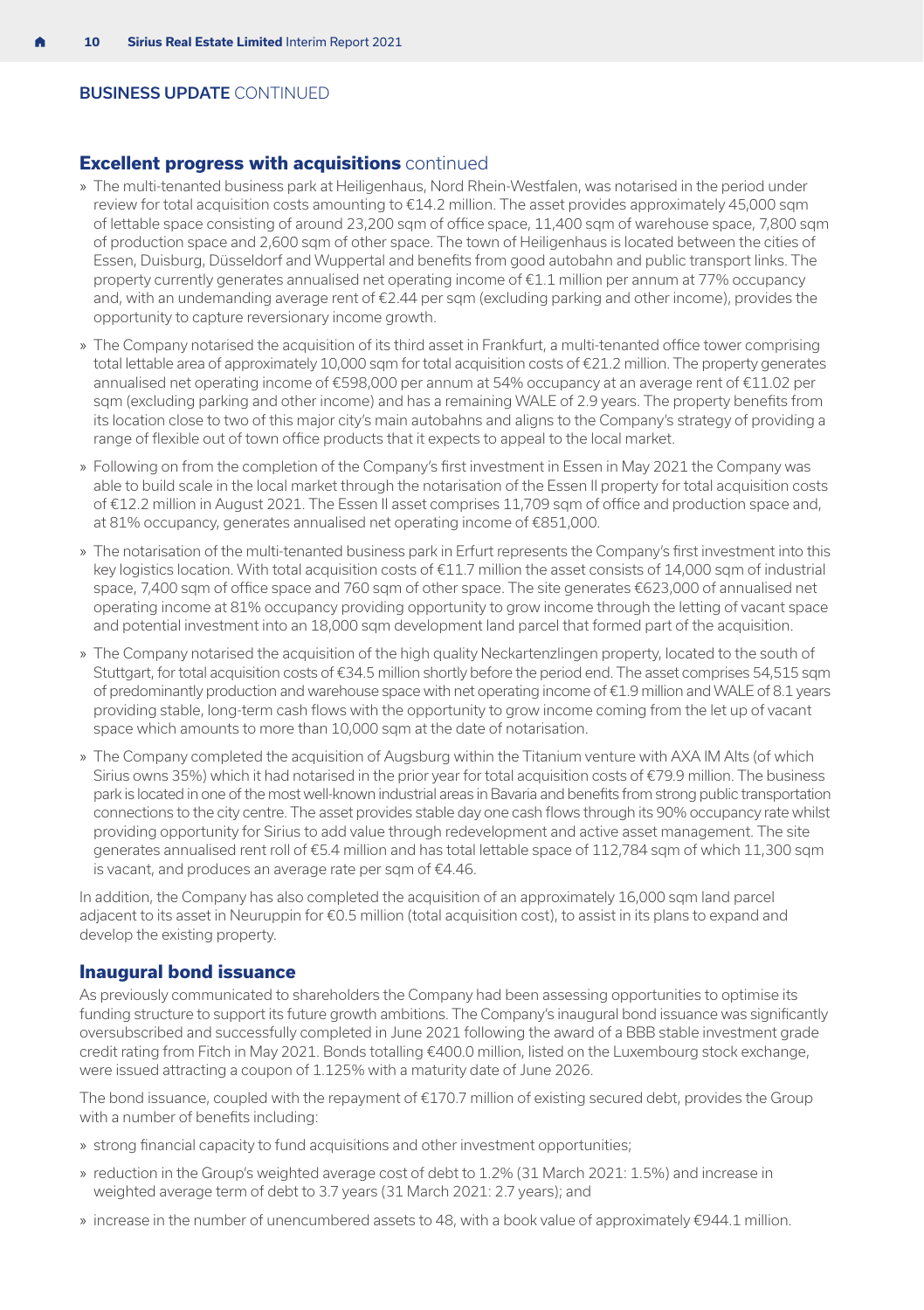## BUSINESS UPDATE CONTINUED

### Excellent progress with acquisitions continued

- The multi-tenanted business park at Heiligenhaus, Nord Rhein-Westfalen, was notarised in the period under review for total acquisition costs amounting to €14.2 million. The asset provides approximately 45,000 sqm of lettable space consisting of around 23,200 sqm of office space, 11,400 sqm of warehouse space, 7,800 sqm of production space and 2,600 sqm of other space. The town of Heiligenhaus is located between the cities of Essen, Duisburg, Düsseldorf and Wuppertal and benefits from good autobahn and public transport links. The property currently generates annualised net operating income of €1.1 million per annum at 77% occupancy and, with an undemanding average rent of €2.44 per sqm (excluding parking and other income), provides the opportunity to capture reversionary income growth.
- The Company notarised the acquisition of its third asset in Frankfurt, a multi-tenanted office tower comprising total lettable area of approximately 10,000 sqm for total acquisition costs of €21.2 million. The property generates annualised net operating income of €598,000 per annum at 54% occupancy at an average rent of €11.02 per sqm (excluding parking and other income) and has a remaining WALE of 2.9 years. The property benefits from its location close to two of this major city's main autobahns and aligns to the Company's strategy of providing a range of flexible out of town office products that it expects to appeal to the local market.
- Following on from the completion of the Company's first investment in Essen in May 2021 the Company was able to build scale in the local market through the notarisation of the Essen II property for total acquisition costs of €12.2 million in August 2021. The Essen II asset comprises 11,709 sqm of office and production space and, at 81% occupancy, generates annualised net operating income of €851,000.
- The notarisation of the multi-tenanted business park in Erfurt represents the Company's first investment into this key logistics location. With total acquisition costs of €11.7 million the asset consists of 14,000 sqm of industrial space, 7,400 sqm of office space and 760 sqm of other space. The site generates €623,000 of annualised net operating income at 81% occupancy providing opportunity to grow income through the letting of vacant space and potential investment into an 18,000 sqm development land parcel that formed part of the acquisition.
- The Company notarised the acquisition of the high quality Neckartenzlingen property, located to the south of Stuttgart, for total acquisition costs of €34.5 million shortly before the period end. The asset comprises 54,515 sqm of predominantly production and warehouse space with net operating income of €1.9 million and WALE of 8.1 years providing stable, long-term cash flows with the opportunity to grow income coming from the let up of vacant space which amounts to more than 10,000 sqm at the date of notarisation.
- The Company completed the acquisition of Augsburg within the Titanium venture with AXA IM Alts (of which Sirius owns 35%) which it had notarised in the prior year for total acquisition costs of €79.9 million. The business park is located in one of the most well-known industrial areas in Bavaria and benefits from strong public transportation connections to the city centre. The asset provides stable day one cash flows through its 90% occupancy rate whilst providing opportunity for Sirius to add value through redevelopment and active asset management. The site generates annualised rent roll of €5.4 million and has total lettable space of 112,784 sqm of which 11,300 sqm is vacant, and produces an average rate per sqm of €4.46.

In addition, the Company has also completed the acquisition of an approximately 16,000 sqm land parcel adjacent to its asset in Neuruppin for €0.5 million (total acquisition cost), to assist in its plans to expand and develop the existing property.

### Inaugural bond issuance

As previously communicated to shareholders the Company had been assessing opportunities to optimise its funding structure to support its future growth ambitions. The Company's inaugural bond issuance was significantly oversubscribed and successfully completed in June 2021 following the award of a BBB stable investment grade credit rating from Fitch in May 2021. Bonds totalling €400.0 million, listed on the Luxembourg stock exchange, were issued attracting a coupon of 1.125% with a maturity date of June 2026.

The bond issuance, coupled with the repayment of €170.7 million of existing secured debt, provides the Group with a number of benefits including:

- strong financial capacity to fund acquisitions and other investment opportunities;
- reduction in the Group's weighted average cost of debt to 1.2% (31 March 2021: 1.5%) and increase in weighted average term of debt to 3.7 years (31 March 2021: 2.7 years); and
- increase in the number of unencumbered assets to 48, with a book value of approximately €944.1 million.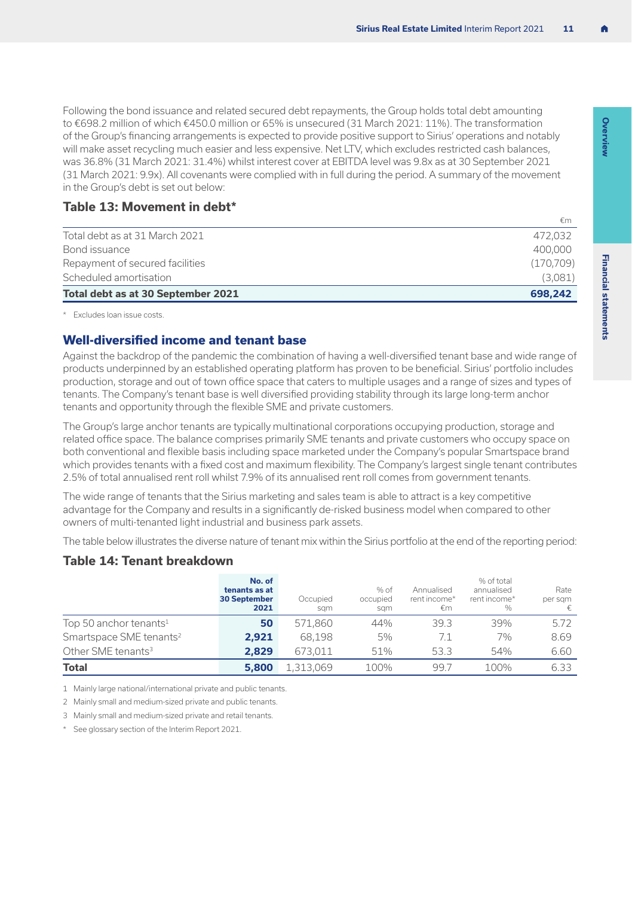Following the bond issuance and related secured debt repayments, the Group holds total debt amounting to €698.2 million of which €450.0 million or 65% is unsecured (31 March 2021: 11%). The transformation of the Group's financing arrangements is expected to provide positive support to Sirius' operations and notably will make asset recycling much easier and less expensive. Net LTV, which excludes restricted cash balances, was 36.8% (31 March 2021: 31.4%) whilst interest cover at EBITDA level was 9.8x as at 30 September 2021 (31 March 2021: 9.9x). All covenants were complied with in full during the period. A summary of the movement in the Group's debt is set out below:

### Table 13: Movement in debt*

| | €m |
|---|---|
| Total debt as at 31 March 2021 | 472,032 |
| Bond issuance | 400,000 |
| Repayment of secured facilities | (170,709) |
| Scheduled amortisation | (3,081) |
| **Total debt as at 30 September 2021** | **698,242** |

\* Excludes loan issue costs.

## Well-diversified income and tenant base

Against the backdrop of the pandemic the combination of having a well-diversified tenant base and wide range of products underpinned by an established operating platform has proven to be beneficial. Sirius' portfolio includes production, storage and out of town office space that caters to multiple usages and a range of sizes and types of tenants. The Company's tenant base is well diversified providing stability through its large long-term anchor tenants and opportunity through the flexible SME and private customers.

The Group's large anchor tenants are typically multinational corporations occupying production, storage and related office space. The balance comprises primarily SME tenants and private customers who occupy space on both conventional and flexible basis including space marketed under the Company's popular Smartspace brand which provides tenants with a fixed cost and maximum flexibility. The Company's largest single tenant contributes 2.5% of total annualised rent roll whilst 7.9% of its annualised rent roll comes from government tenants.

The wide range of tenants that the Sirius marketing and sales team is able to attract is a key competitive advantage for the Company and results in a significantly de-risked business model when compared to other owners of multi-tenanted light industrial and business park assets.

The table below illustrates the diverse nature of tenant mix within the Sirius portfolio at the end of the reporting period:

### Table 14: Tenant breakdown

| | No. of tenants as at 30 September 2021 | Occupied sqm | % of occupied sqm | Annualised rent income* €m | % of total annualised rent income* % | Rate per sqm € |
|---|---|---|---|---|---|---|
| Top 50 anchor tenants[1] | **50** | 571,860 | 44% | 39.3 | 39% | 5.72 |
| Smartspace SME tenants[2] | **2,921** | 68,198 | 5% | 7.1 | 7% | 8.69 |
| Other SME tenants[3] | **2,829** | 673,011 | 51% | 53.3 | 54% | 6.60 |
| **Total** | **5,800** | 1,313,069 | 100% | 99.7 | 100% | 6.33 |

1 Mainly large national/international private and public tenants.

2 Mainly small and medium-sized private and public tenants.

3 Mainly small and medium-sized private and retail tenants.

\* See glossary section of the Interim Report 2021.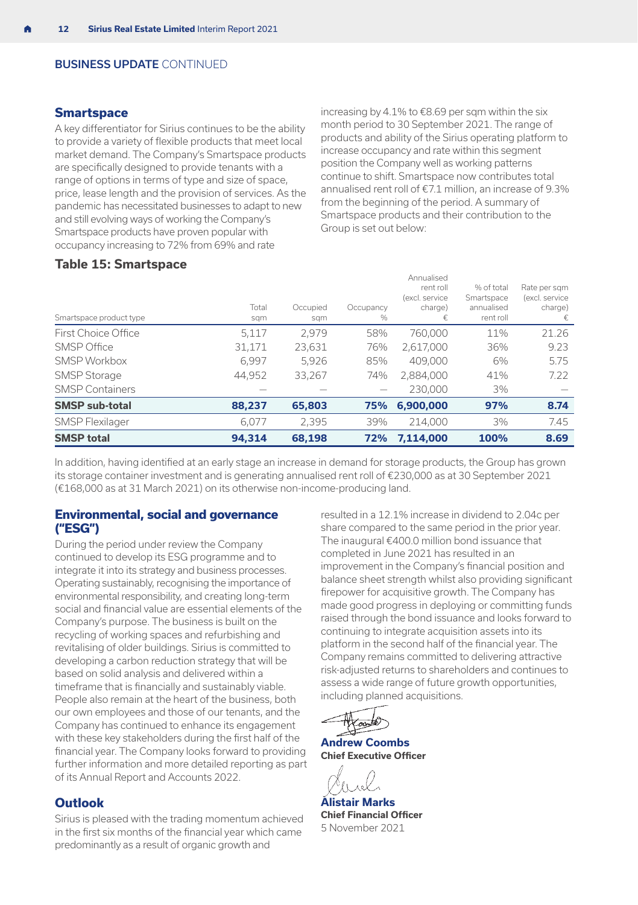BUSINESS UPDATE CONTINUED

## Smartspace

A key differentiator for Sirius continues to be the ability to provide a variety of flexible products that meet local market demand. The Company's Smartspace products are specifically designed to provide tenants with a range of options in terms of type and size of space, price, lease length and the provision of services. As the pandemic has necessitated businesses to adapt to new and still evolving ways of working the Company's Smartspace products have proven popular with occupancy increasing to 72% from 69% and rate increasing by 4.1% to €8.69 per sqm within the six month period to 30 September 2021. The range of products and ability of the Sirius operating platform to increase occupancy and rate within this segment position the Company well as working patterns continue to shift. Smartspace now contributes total annualised rent roll of €7.1 million, an increase of 9.3% from the beginning of the period. A summary of Smartspace products and their contribution to the Group is set out below:

### Table 15: Smartspace

| Smartspace product type | Total sqm | Occupied sqm | Occupancy % | Annualised rent roll (excl. service charge) € | % of total Smartspace annualised rent roll | Rate per sqm (excl. service charge) € |
|---|---|---|---|---|---|---|
| First Choice Office | 5,117 | 2,979 | 58% | 760,000 | 11% | 21.26 |
| SMSP Office | 31,171 | 23,631 | 76% | 2,617,000 | 36% | 9.23 |
| SMSP Workbox | 6,997 | 5,926 | 85% | 409,000 | 6% | 5.75 |
| SMSP Storage | 44,952 | 33,267 | 74% | 2,884,000 | 41% | 7.22 |
| SMSP Containers | — | — | — | 230,000 | 3% | — |
| **SMSP sub-total** | **88,237** | **65,803** | **75%** | **6,900,000** | **97%** | **8.74** |
| SMSP Flexilager | 6,077 | 2,395 | 39% | 214,000 | 3% | 7.45 |
| **SMSP total** | **94,314** | **68,198** | **72%** | **7,114,000** | **100%** | **8.69** |

In addition, having identified at an early stage an increase in demand for storage products, the Group has grown its storage container investment and is generating annualised rent roll of €230,000 as at 30 September 2021 (€168,000 as at 31 March 2021) on its otherwise non-income-producing land.

## Environmental, social and governance ("ESG")

During the period under review the Company continued to develop its ESG programme and to integrate it into its strategy and business processes. Operating sustainably, recognising the importance of environmental responsibility, and creating long-term social and financial value are essential elements of the Company's purpose. The business is built on the recycling of working spaces and refurbishing and revitalising of older buildings. Sirius is committed to developing a carbon reduction strategy that will be based on solid analysis and delivered within a timeframe that is financially and sustainably viable. People also remain at the heart of the business, both our own employees and those of our tenants, and the Company has continued to enhance its engagement with these key stakeholders during the first half of the financial year. The Company looks forward to providing further information and more detailed reporting as part of its Annual Report and Accounts 2022.

## Outlook

Sirius is pleased with the trading momentum achieved in the first six months of the financial year which came predominantly as a result of organic growth and resulted in a 12.1% increase in dividend to 2.04c per share compared to the same period in the prior year. The inaugural €400.0 million bond issuance that completed in June 2021 has resulted in an improvement in the Company's financial position and balance sheet strength whilst also providing significant firepower for acquisitive growth. The Company has made good progress in deploying or committing funds raised through the bond issuance and looks forward to continuing to integrate acquisition assets into its platform in the second half of the financial year. The Company remains committed to delivering attractive risk-adjusted returns to shareholders and continues to assess a wide range of future growth opportunities, including planned acquisitions.

**Andrew Coombs**
**Chief Executive Officer**

**Alistair Marks**
**Chief Financial Officer**
5 November 2021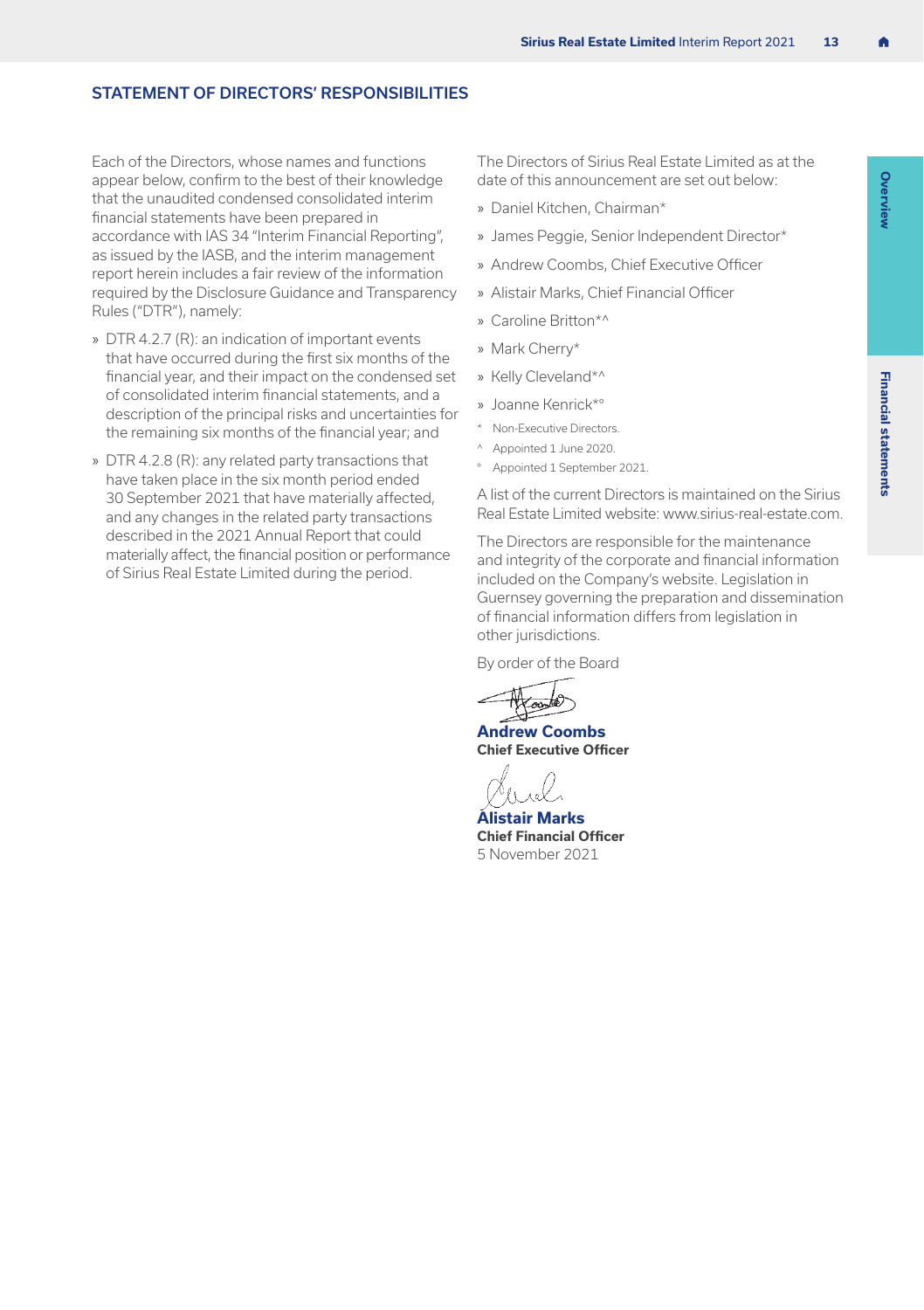## STATEMENT OF DIRECTORS' RESPONSIBILITIES

Each of the Directors, whose names and functions appear below, confirm to the best of their knowledge that the unaudited condensed consolidated interim financial statements have been prepared in accordance with IAS 34 "Interim Financial Reporting", as issued by the IASB, and the interim management report herein includes a fair review of the information required by the Disclosure Guidance and Transparency Rules ("DTR"), namely:

- DTR 4.2.7 (R): an indication of important events that have occurred during the first six months of the financial year, and their impact on the condensed set of consolidated interim financial statements, and a description of the principal risks and uncertainties for the remaining six months of the financial year; and
- DTR 4.2.8 (R): any related party transactions that have taken place in the six month period ended 30 September 2021 that have materially affected, and any changes in the related party transactions described in the 2021 Annual Report that could materially affect, the financial position or performance of Sirius Real Estate Limited during the period.

The Directors of Sirius Real Estate Limited as at the date of this announcement are set out below:

- Daniel Kitchen, Chairman*
- James Peggie, Senior Independent Director*
- Andrew Coombs, Chief Executive Officer
- Alistair Marks, Chief Financial Officer
- Caroline Britton*^
- Mark Cherry*
- Kelly Cleveland*^
- Joanne Kenrick*°

\* Non-Executive Directors.
^ Appointed 1 June 2020.
° Appointed 1 September 2021.

A list of the current Directors is maintained on the Sirius Real Estate Limited website: www.sirius-real-estate.com.

The Directors are responsible for the maintenance and integrity of the corporate and financial information included on the Company's website. Legislation in Guernsey governing the preparation and dissemination of financial information differs from legislation in other jurisdictions.

By order of the Board

**Andrew Coombs**
**Chief Executive Officer**

**Alistair Marks**
**Chief Financial Officer**
5 November 2021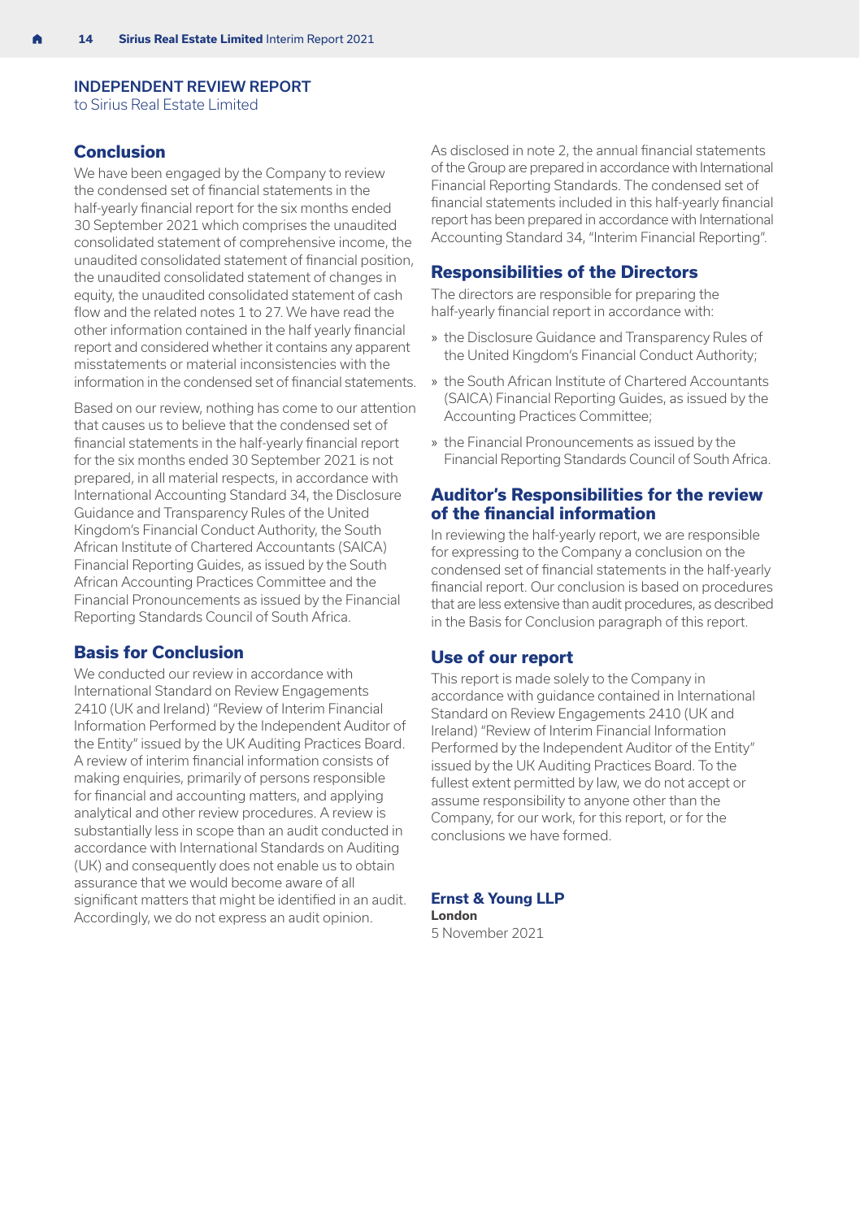# INDEPENDENT REVIEW REPORT

to Sirius Real Estate Limited

## Conclusion

We have been engaged by the Company to review the condensed set of financial statements in the half-yearly financial report for the six months ended 30 September 2021 which comprises the unaudited consolidated statement of comprehensive income, the unaudited consolidated statement of financial position, the unaudited consolidated statement of changes in equity, the unaudited consolidated statement of cash flow and the related notes 1 to 27. We have read the other information contained in the half yearly financial report and considered whether it contains any apparent misstatements or material inconsistencies with the information in the condensed set of financial statements.

Based on our review, nothing has come to our attention that causes us to believe that the condensed set of financial statements in the half-yearly financial report for the six months ended 30 September 2021 is not prepared, in all material respects, in accordance with International Accounting Standard 34, the Disclosure Guidance and Transparency Rules of the United Kingdom's Financial Conduct Authority, the South African Institute of Chartered Accountants (SAICA) Financial Reporting Guides, as issued by the South African Accounting Practices Committee and the Financial Pronouncements as issued by the Financial Reporting Standards Council of South Africa.

## Basis for Conclusion

We conducted our review in accordance with International Standard on Review Engagements 2410 (UK and Ireland) "Review of Interim Financial Information Performed by the Independent Auditor of the Entity" issued by the UK Auditing Practices Board. A review of interim financial information consists of making enquiries, primarily of persons responsible for financial and accounting matters, and applying analytical and other review procedures. A review is substantially less in scope than an audit conducted in accordance with International Standards on Auditing (UK) and consequently does not enable us to obtain assurance that we would become aware of all significant matters that might be identified in an audit. Accordingly, we do not express an audit opinion.

As disclosed in note 2, the annual financial statements of the Group are prepared in accordance with International Financial Reporting Standards. The condensed set of financial statements included in this half-yearly financial report has been prepared in accordance with International Accounting Standard 34, "Interim Financial Reporting".

## Responsibilities of the Directors

The directors are responsible for preparing the half-yearly financial report in accordance with:

- the Disclosure Guidance and Transparency Rules of the United Kingdom's Financial Conduct Authority;
- the South African Institute of Chartered Accountants (SAICA) Financial Reporting Guides, as issued by the Accounting Practices Committee;
- the Financial Pronouncements as issued by the Financial Reporting Standards Council of South Africa.

## Auditor's Responsibilities for the review of the financial information

In reviewing the half-yearly report, we are responsible for expressing to the Company a conclusion on the condensed set of financial statements in the half-yearly financial report. Our conclusion is based on procedures that are less extensive than audit procedures, as described in the Basis for Conclusion paragraph of this report.

## Use of our report

This report is made solely to the Company in accordance with guidance contained in International Standard on Review Engagements 2410 (UK and Ireland) "Review of Interim Financial Information Performed by the Independent Auditor of the Entity" issued by the UK Auditing Practices Board. To the fullest extent permitted by law, we do not accept or assume responsibility to anyone other than the Company, for our work, for this report, or for the conclusions we have formed.

**Ernst & Young LLP**
**London**
5 November 2021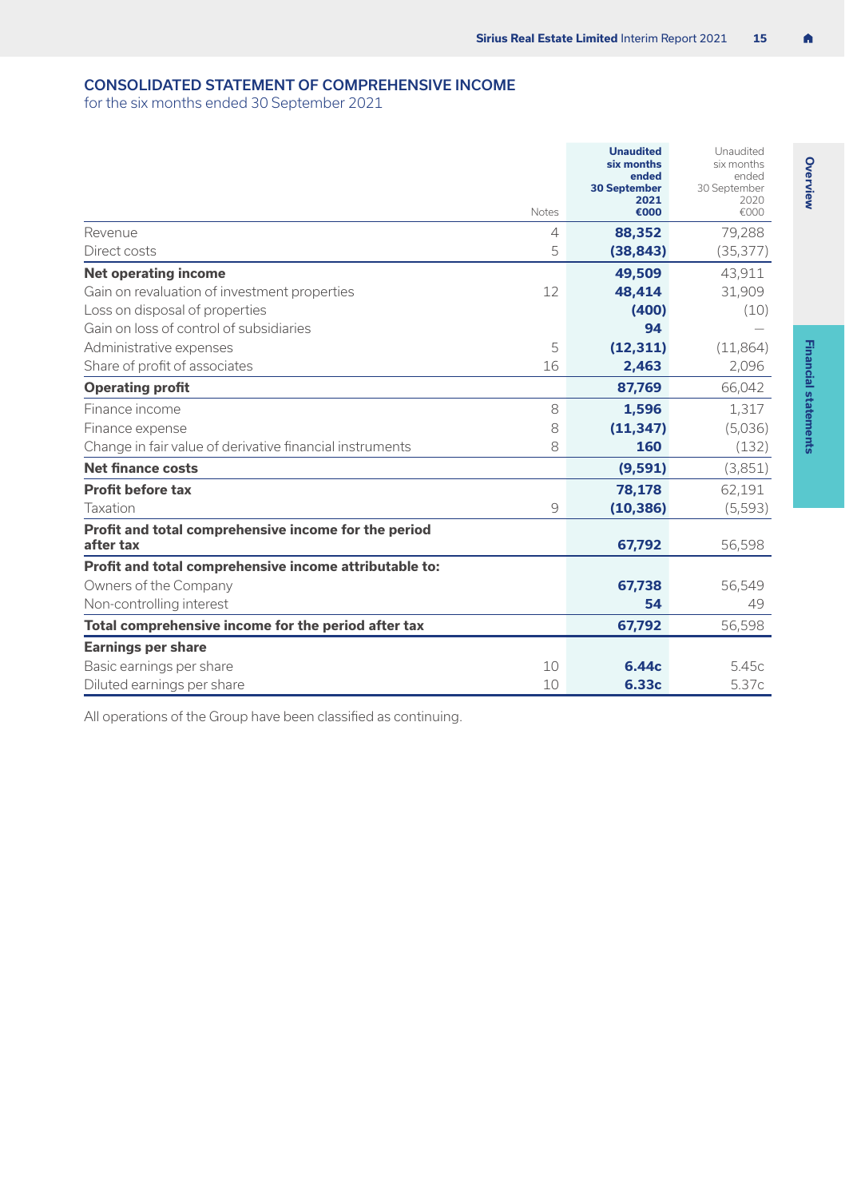## CONSOLIDATED STATEMENT OF COMPREHENSIVE INCOME

for the six months ended 30 September 2021

| | Notes | Unaudited six months ended 30 September 2021 €000 | Unaudited six months ended 30 September 2020 €000 |
|---|---|---|---|
| Revenue | 4 | **88,352** | 79,288 |
| Direct costs | 5 | **(38,843)** | (35,377) |
| **Net operating income** | | **49,509** | 43,911 |
| Gain on revaluation of investment properties | 12 | **48,414** | 31,909 |
| Loss on disposal of properties | | **(400)** | (10) |
| Gain on loss of control of subsidiaries | | **94** | – |
| Administrative expenses | 5 | **(12,311)** | (11,864) |
| Share of profit of associates | 16 | **2,463** | 2,096 |
| **Operating profit** | | **87,769** | 66,042 |
| Finance income | 8 | **1,596** | 1,317 |
| Finance expense | 8 | **(11,347)** | (5,036) |
| Change in fair value of derivative financial instruments | 8 | **160** | (132) |
| **Net finance costs** | | **(9,591)** | (3,851) |
| **Profit before tax** | | **78,178** | 62,191 |
| Taxation | 9 | **(10,386)** | (5,593) |
| **Profit and total comprehensive income for the period after tax** | | **67,792** | 56,598 |
| **Profit and total comprehensive income attributable to:** | | | |
| Owners of the Company | | **67,738** | 56,549 |
| Non-controlling interest | | **54** | 49 |
| **Total comprehensive income for the period after tax** | | **67,792** | 56,598 |
| **Earnings per share** | | | |
| Basic earnings per share | 10 | **6.44c** | 5.45c |
| Diluted earnings per share | 10 | **6.33c** | 5.37c |

All operations of the Group have been classified as continuing.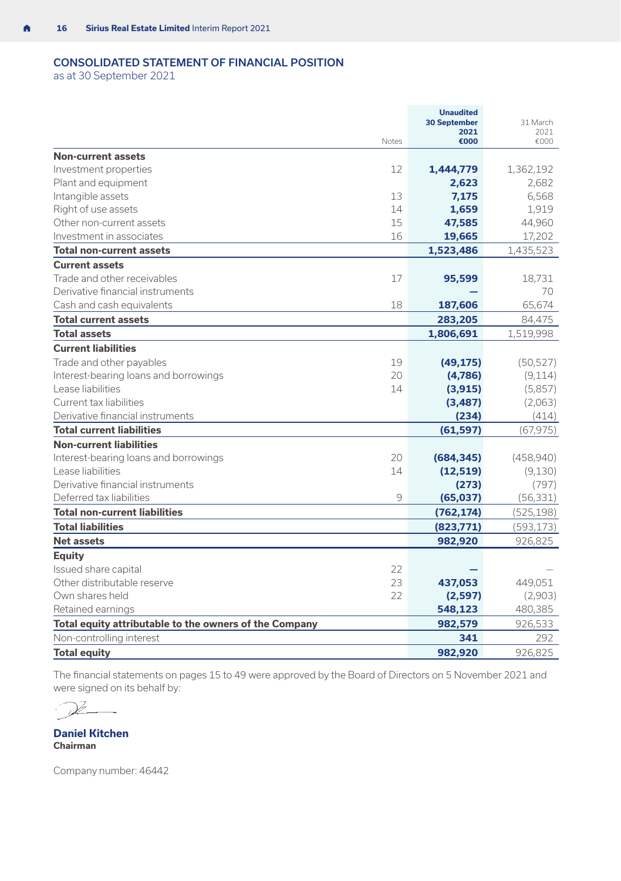## CONSOLIDATED STATEMENT OF FINANCIAL POSITION

as at 30 September 2021

| | Notes | Unaudited 30 September 2021 €000 | 31 March 2021 €000 |
|---|---|---|---|
| **Non-current assets** | | | |
| Investment properties | 12 | **1,444,779** | 1,362,192 |
| Plant and equipment | | **2,623** | 2,682 |
| Intangible assets | 13 | **7,175** | 6,568 |
| Right of use assets | 14 | **1,659** | 1,919 |
| Other non-current assets | 15 | **47,585** | 44,960 |
| Investment in associates | 16 | **19,665** | 17,202 |
| **Total non-current assets** | | **1,523,486** | 1,435,523 |
| **Current assets** | | | |
| Trade and other receivables | 17 | **95,599** | 18,731 |
| Derivative financial instruments | | **–** | 70 |
| Cash and cash equivalents | 18 | **187,606** | 65,674 |
| **Total current assets** | | **283,205** | 84,475 |
| **Total assets** | | **1,806,691** | 1,519,998 |
| **Current liabilities** | | | |
| Trade and other payables | 19 | **(49,175)** | (50,527) |
| Interest-bearing loans and borrowings | 20 | **(4,786)** | (9,114) |
| Lease liabilities | 14 | **(3,915)** | (5,857) |
| Current tax liabilities | | **(3,487)** | (2,063) |
| Derivative financial instruments | | **(234)** | (414) |
| **Total current liabilities** | | **(61,597)** | (67,975) |
| **Non-current liabilities** | | | |
| Interest-bearing loans and borrowings | 20 | **(684,345)** | (458,940) |
| Lease liabilities | 14 | **(12,519)** | (9,130) |
| Derivative financial instruments | | **(273)** | (797) |
| Deferred tax liabilities | 9 | **(65,037)** | (56,331) |
| **Total non-current liabilities** | | **(762,174)** | (525,198) |
| **Total liabilities** | | **(823,771)** | (593,173) |
| **Net assets** | | **982,920** | 926,825 |
| **Equity** | | | |
| Issued share capital | 22 | **–** | – |
| Other distributable reserve | 23 | **437,053** | 449,051 |
| Own shares held | 22 | **(2,597)** | (2,903) |
| Retained earnings | | **548,123** | 480,385 |
| **Total equity attributable to the owners of the Company** | | **982,579** | 926,533 |
| Non-controlling interest | | **341** | 292 |
| **Total equity** | | **982,920** | 926,825 |

The financial statements on pages 15 to 49 were approved by the Board of Directors on 5 November 2021 and were signed on its behalf by:

**Daniel Kitchen**
**Chairman**

Company number: 46442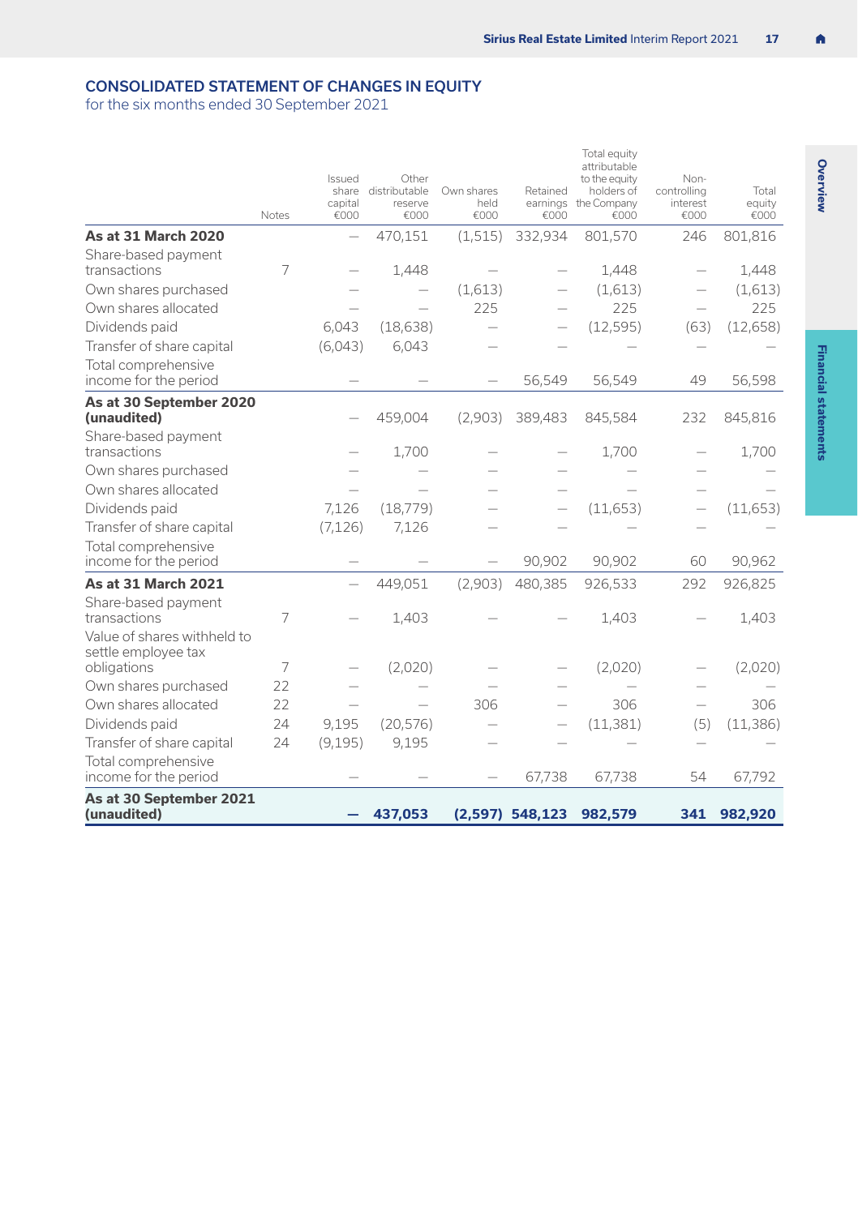## CONSOLIDATED STATEMENT OF CHANGES IN EQUITY

for the six months ended 30 September 2021

| | Notes | Issued share capital €000 | Other distributable reserve €000 | Own shares held €000 | Retained earnings €000 | Total equity attributable to the equity holders of the Company €000 | Non-controlling interest €000 | Total equity €000 |
|---|---|---|---|---|---|---|---|---|
| **As at 31 March 2020** | | – | 470,151 | (1,515) | 332,934 | 801,570 | 246 | 801,816 |
| Share-based payment transactions | 7 | – | 1,448 | – | – | 1,448 | – | 1,448 |
| Own shares purchased | | – | – | (1,613) | – | (1,613) | – | (1,613) |
| Own shares allocated | | – | – | 225 | – | 225 | – | 225 |
| Dividends paid | | 6,043 | (18,638) | – | – | (12,595) | (63) | (12,658) |
| Transfer of share capital | | (6,043) | 6,043 | – | – | – | – | – |
| Total comprehensive income for the period | | – | – | – | 56,549 | 56,549 | 49 | 56,598 |
| **As at 30 September 2020 (unaudited)** | | – | 459,004 | (2,903) | 389,483 | 845,584 | 232 | 845,816 |
| Share-based payment transactions | | – | 1,700 | – | – | 1,700 | – | 1,700 |
| Own shares purchased | | – | – | – | – | – | – | – |
| Own shares allocated | | – | – | – | – | – | – | – |
| Dividends paid | | 7,126 | (18,779) | – | – | (11,653) | – | (11,653) |
| Transfer of share capital | | (7,126) | 7,126 | – | – | – | – | – |
| Total comprehensive income for the period | | – | – | – | 90,902 | 90,902 | 60 | 90,962 |
| **As at 31 March 2021** | | – | 449,051 | (2,903) | 480,385 | 926,533 | 292 | 926,825 |
| Share-based payment transactions | 7 | – | 1,403 | – | – | 1,403 | – | 1,403 |
| Value of shares withheld to settle employee tax obligations | 7 | – | (2,020) | – | – | (2,020) | – | (2,020) |
| Own shares purchased | 22 | – | – | – | – | – | – | – |
| Own shares allocated | 22 | – | – | 306 | – | 306 | – | 306 |
| Dividends paid | 24 | 9,195 | (20,576) | – | – | (11,381) | (5) | (11,386) |
| Transfer of share capital | 24 | (9,195) | 9,195 | – | – | – | – | – |
| Total comprehensive income for the period | | – | – | – | 67,738 | 67,738 | 54 | 67,792 |
| **As at 30 September 2021 (unaudited)** | | **–** | **437,053** | **(2,597)** | **548,123** | **982,579** | **341** | **982,920** |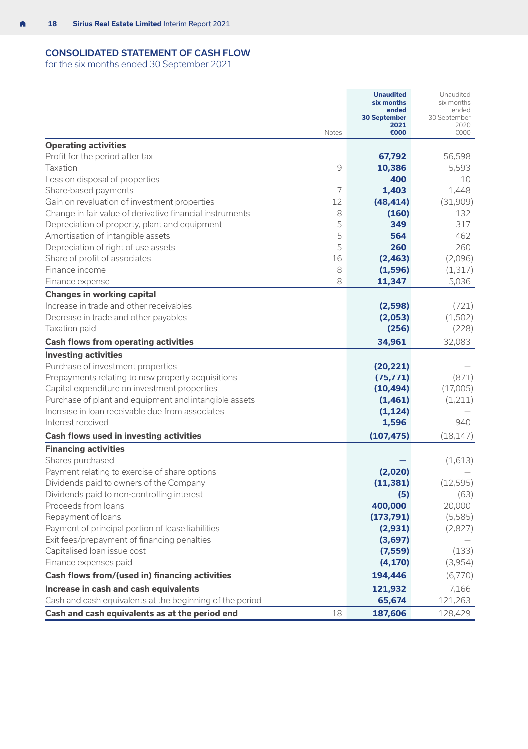## CONSOLIDATED STATEMENT OF CASH FLOW

for the six months ended 30 September 2021

| | Notes | Unaudited six months ended 30 September 2021 €000 | Unaudited six months ended 30 September 2020 €000 |
|---|---|---|---|
| **Operating activities** | | | |
| Profit for the period after tax | | **67,792** | 56,598 |
| Taxation | 9 | **10,386** | 5,593 |
| Loss on disposal of properties | | **400** | 10 |
| Share-based payments | 7 | **1,403** | 1,448 |
| Gain on revaluation of investment properties | 12 | **(48,414)** | (31,909) |
| Change in fair value of derivative financial instruments | 8 | **(160)** | 132 |
| Depreciation of property, plant and equipment | 5 | **349** | 317 |
| Amortisation of intangible assets | 5 | **564** | 462 |
| Depreciation of right of use assets | 5 | **260** | 260 |
| Share of profit of associates | 16 | **(2,463)** | (2,096) |
| Finance income | 8 | **(1,596)** | (1,317) |
| Finance expense | 8 | **11,347** | 5,036 |
| **Changes in working capital** | | | |
| Increase in trade and other receivables | | **(2,598)** | (721) |
| Decrease in trade and other payables | | **(2,053)** | (1,502) |
| Taxation paid | | **(256)** | (228) |
| **Cash flows from operating activities** | | **34,961** | 32,083 |
| **Investing activities** | | | |
| Purchase of investment properties | | **(20,221)** | – |
| Prepayments relating to new property acquisitions | | **(75,771)** | (871) |
| Capital expenditure on investment properties | | **(10,494)** | (17,005) |
| Purchase of plant and equipment and intangible assets | | **(1,461)** | (1,211) |
| Increase in loan receivable due from associates | | **(1,124)** | – |
| Interest received | | **1,596** | 940 |
| **Cash flows used in investing activities** | | **(107,475)** | (18,147) |
| **Financing activities** | | | |
| Shares purchased | | **–** | (1,613) |
| Payment relating to exercise of share options | | **(2,020)** | – |
| Dividends paid to owners of the Company | | **(11,381)** | (12,595) |
| Dividends paid to non-controlling interest | | **(5)** | (63) |
| Proceeds from loans | | **400,000** | 20,000 |
| Repayment of loans | | **(173,791)** | (5,585) |
| Payment of principal portion of lease liabilities | | **(2,931)** | (2,827) |
| Exit fees/prepayment of financing penalties | | **(3,697)** | – |
| Capitalised loan issue cost | | **(7,559)** | (133) |
| Finance expenses paid | | **(4,170)** | (3,954) |
| **Cash flows from/(used in) financing activities** | | **194,446** | (6,770) |
| **Increase in cash and cash equivalents** | | **121,932** | 7,166 |
| Cash and cash equivalents at the beginning of the period | | **65,674** | 121,263 |
| **Cash and cash equivalents as at the period end** | 18 | **187,606** | 128,429 |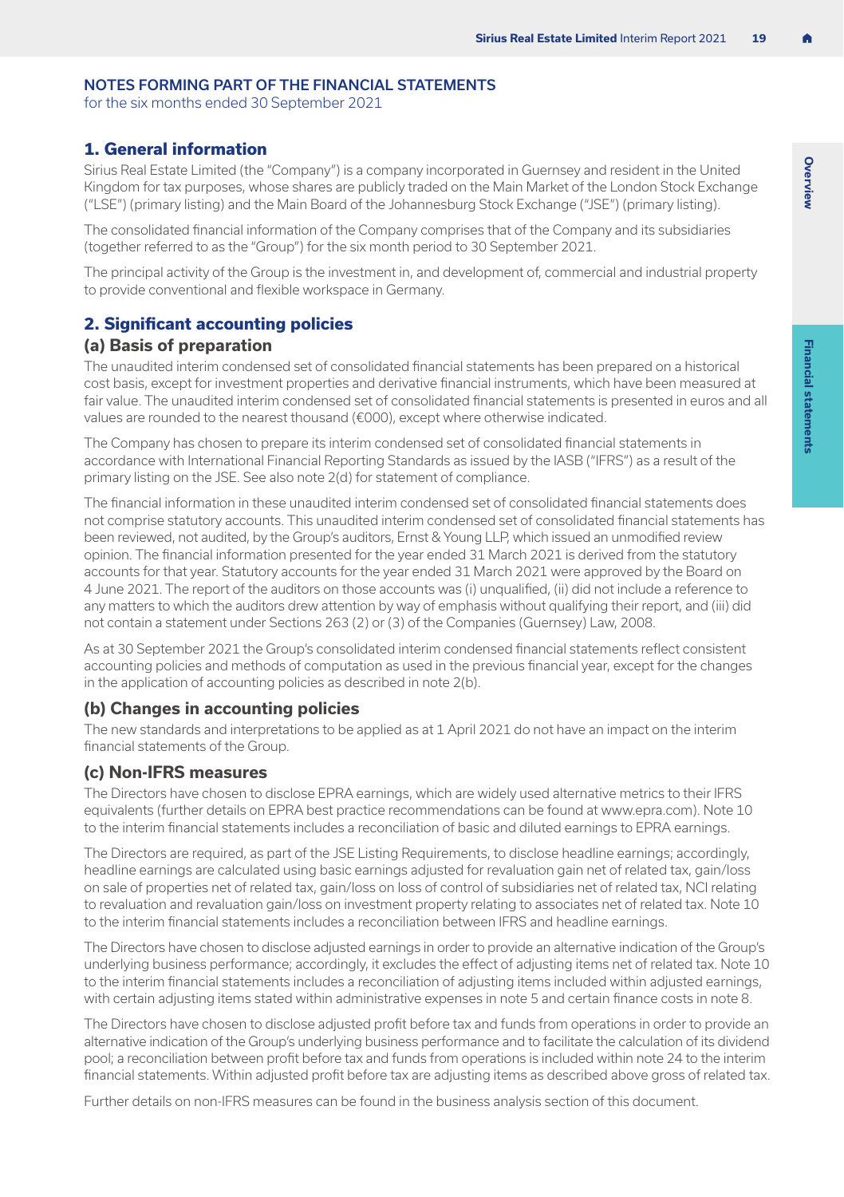## NOTES FORMING PART OF THE FINANCIAL STATEMENTS

for the six months ended 30 September 2021

## 1. General information

Sirius Real Estate Limited (the "Company") is a company incorporated in Guernsey and resident in the United Kingdom for tax purposes, whose shares are publicly traded on the Main Market of the London Stock Exchange ("LSE") (primary listing) and the Main Board of the Johannesburg Stock Exchange ("JSE") (primary listing).

The consolidated financial information of the Company comprises that of the Company and its subsidiaries (together referred to as the "Group") for the six month period to 30 September 2021.

The principal activity of the Group is the investment in, and development of, commercial and industrial property to provide conventional and flexible workspace in Germany.

## 2. Significant accounting policies

### (a) Basis of preparation

The unaudited interim condensed set of consolidated financial statements has been prepared on a historical cost basis, except for investment properties and derivative financial instruments, which have been measured at fair value. The unaudited interim condensed set of consolidated financial statements is presented in euros and all values are rounded to the nearest thousand (€000), except where otherwise indicated.

The Company has chosen to prepare its interim condensed set of consolidated financial statements in accordance with International Financial Reporting Standards as issued by the IASB ("IFRS") as a result of the primary listing on the JSE. See also note 2(d) for statement of compliance.

The financial information in these unaudited interim condensed set of consolidated financial statements does not comprise statutory accounts. This unaudited interim condensed set of consolidated financial statements has been reviewed, not audited, by the Group's auditors, Ernst & Young LLP, which issued an unmodified review opinion. The financial information presented for the year ended 31 March 2021 is derived from the statutory accounts for that year. Statutory accounts for the year ended 31 March 2021 were approved by the Board on 4 June 2021. The report of the auditors on those accounts was (i) unqualified, (ii) did not include a reference to any matters to which the auditors drew attention by way of emphasis without qualifying their report, and (iii) did not contain a statement under Sections 263 (2) or (3) of the Companies (Guernsey) Law, 2008.

As at 30 September 2021 the Group's consolidated interim condensed financial statements reflect consistent accounting policies and methods of computation as used in the previous financial year, except for the changes in the application of accounting policies as described in note 2(b).

### (b) Changes in accounting policies

The new standards and interpretations to be applied as at 1 April 2021 do not have an impact on the interim financial statements of the Group.

### (c) Non-IFRS measures

The Directors have chosen to disclose EPRA earnings, which are widely used alternative metrics to their IFRS equivalents (further details on EPRA best practice recommendations can be found at www.epra.com). Note 10 to the interim financial statements includes a reconciliation of basic and diluted earnings to EPRA earnings.

The Directors are required, as part of the JSE Listing Requirements, to disclose headline earnings; accordingly, headline earnings are calculated using basic earnings adjusted for revaluation gain net of related tax, gain/loss on sale of properties net of related tax, gain/loss on loss of control of subsidiaries net of related tax, NCI relating to revaluation and revaluation gain/loss on investment property relating to associates net of related tax. Note 10 to the interim financial statements includes a reconciliation between IFRS and headline earnings.

The Directors have chosen to disclose adjusted earnings in order to provide an alternative indication of the Group's underlying business performance; accordingly, it excludes the effect of adjusting items net of related tax. Note 10 to the interim financial statements includes a reconciliation of adjusting items included within adjusted earnings, with certain adjusting items stated within administrative expenses in note 5 and certain finance costs in note 8.

The Directors have chosen to disclose adjusted profit before tax and funds from operations in order to provide an alternative indication of the Group's underlying business performance and to facilitate the calculation of its dividend pool; a reconciliation between profit before tax and funds from operations is included within note 24 to the interim financial statements. Within adjusted profit before tax are adjusting items as described above gross of related tax.

Further details on non-IFRS measures can be found in the business analysis section of this document.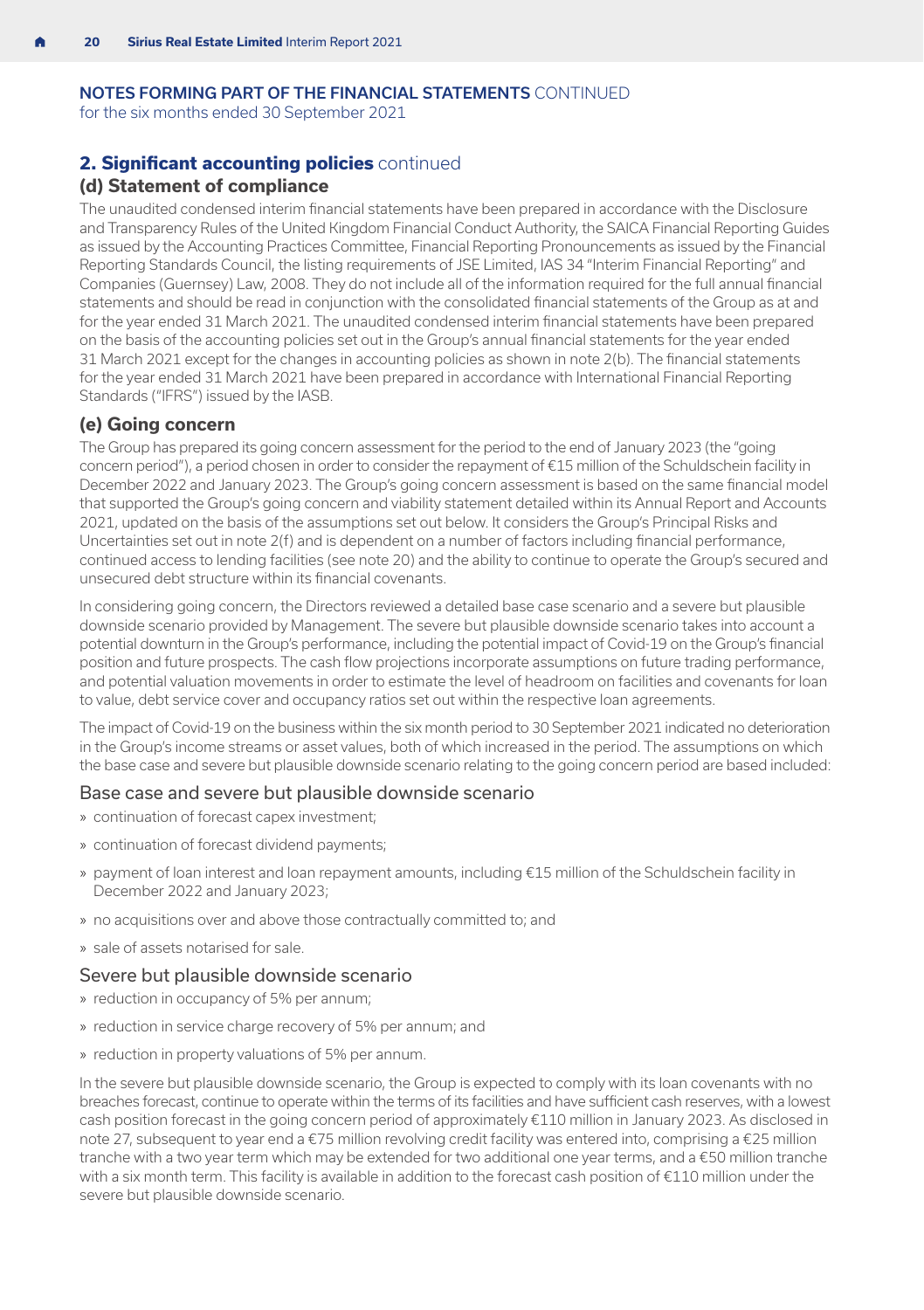## NOTES FORMING PART OF THE FINANCIAL STATEMENTS CONTINUED

for the six months ended 30 September 2021

## 2. Significant accounting policies continued

### (d) Statement of compliance

The unaudited condensed interim financial statements have been prepared in accordance with the Disclosure and Transparency Rules of the United Kingdom Financial Conduct Authority, the SAICA Financial Reporting Guides as issued by the Accounting Practices Committee, Financial Reporting Pronouncements as issued by the Financial Reporting Standards Council, the listing requirements of JSE Limited, IAS 34 "Interim Financial Reporting" and Companies (Guernsey) Law, 2008. They do not include all of the information required for the full annual financial statements and should be read in conjunction with the consolidated financial statements of the Group as at and for the year ended 31 March 2021. The unaudited condensed interim financial statements have been prepared on the basis of the accounting policies set out in the Group's annual financial statements for the year ended 31 March 2021 except for the changes in accounting policies as shown in note 2(b). The financial statements for the year ended 31 March 2021 have been prepared in accordance with International Financial Reporting Standards ("IFRS") issued by the IASB.

### (e) Going concern

The Group has prepared its going concern assessment for the period to the end of January 2023 (the "going concern period"), a period chosen in order to consider the repayment of €15 million of the Schuldschein facility in December 2022 and January 2023. The Group's going concern assessment is based on the same financial model that supported the Group's going concern and viability statement detailed within its Annual Report and Accounts 2021, updated on the basis of the assumptions set out below. It considers the Group's Principal Risks and Uncertainties set out in note 2(f) and is dependent on a number of factors including financial performance, continued access to lending facilities (see note 20) and the ability to continue to operate the Group's secured and unsecured debt structure within its financial covenants.

In considering going concern, the Directors reviewed a detailed base case scenario and a severe but plausible downside scenario provided by Management. The severe but plausible downside scenario takes into account a potential downturn in the Group's performance, including the potential impact of Covid-19 on the Group's financial position and future prospects. The cash flow projections incorporate assumptions on future trading performance, and potential valuation movements in order to estimate the level of headroom on facilities and covenants for loan to value, debt service cover and occupancy ratios set out within the respective loan agreements.

The impact of Covid-19 on the business within the six month period to 30 September 2021 indicated no deterioration in the Group's income streams or asset values, both of which increased in the period. The assumptions on which the base case and severe but plausible downside scenario relating to the going concern period are based included:

#### Base case and severe but plausible downside scenario

- continuation of forecast capex investment;
- continuation of forecast dividend payments;
- payment of loan interest and loan repayment amounts, including €15 million of the Schuldschein facility in December 2022 and January 2023;
- no acquisitions over and above those contractually committed to; and
- sale of assets notarised for sale.

#### Severe but plausible downside scenario

- reduction in occupancy of 5% per annum;
- reduction in service charge recovery of 5% per annum; and
- reduction in property valuations of 5% per annum.

In the severe but plausible downside scenario, the Group is expected to comply with its loan covenants with no breaches forecast, continue to operate within the terms of its facilities and have sufficient cash reserves, with a lowest cash position forecast in the going concern period of approximately €110 million in January 2023. As disclosed in note 27, subsequent to year end a €75 million revolving credit facility was entered into, comprising a €25 million tranche with a two year term which may be extended for two additional one year terms, and a €50 million tranche with a six month term. This facility is available in addition to the forecast cash position of €110 million under the severe but plausible downside scenario.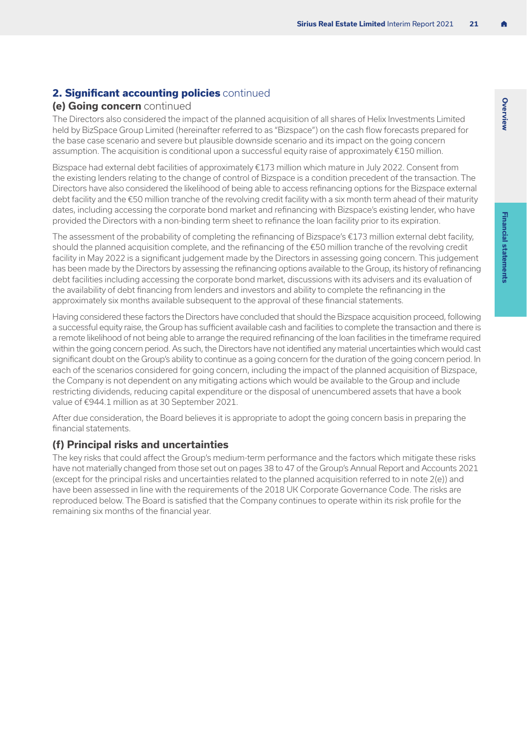## 2. Significant accounting policies continued

### (e) Going concern continued

The Directors also considered the impact of the planned acquisition of all shares of Helix Investments Limited held by BizSpace Group Limited (hereinafter referred to as "Bizspace") on the cash flow forecasts prepared for the base case scenario and severe but plausible downside scenario and its impact on the going concern assumption. The acquisition is conditional upon a successful equity raise of approximately €150 million.

Bizspace had external debt facilities of approximately €173 million which mature in July 2022. Consent from the existing lenders relating to the change of control of Bizspace is a condition precedent of the transaction. The Directors have also considered the likelihood of being able to access refinancing options for the Bizspace external debt facility and the €50 million tranche of the revolving credit facility with a six month term ahead of their maturity dates, including accessing the corporate bond market and refinancing with Bizspace's existing lender, who have provided the Directors with a non-binding term sheet to refinance the loan facility prior to its expiration.

The assessment of the probability of completing the refinancing of Bizspace's €173 million external debt facility, should the planned acquisition complete, and the refinancing of the €50 million tranche of the revolving credit facility in May 2022 is a significant judgement made by the Directors in assessing going concern. This judgement has been made by the Directors by assessing the refinancing options available to the Group, its history of refinancing debt facilities including accessing the corporate bond market, discussions with its advisers and its evaluation of the availability of debt financing from lenders and investors and ability to complete the refinancing in the approximately six months available subsequent to the approval of these financial statements.

Having considered these factors the Directors have concluded that should the Bizspace acquisition proceed, following a successful equity raise, the Group has sufficient available cash and facilities to complete the transaction and there is a remote likelihood of not being able to arrange the required refinancing of the loan facilities in the timeframe required within the going concern period. As such, the Directors have not identified any material uncertainties which would cast significant doubt on the Group's ability to continue as a going concern for the duration of the going concern period. In each of the scenarios considered for going concern, including the impact of the planned acquisition of Bizspace, the Company is not dependent on any mitigating actions which would be available to the Group and include restricting dividends, reducing capital expenditure or the disposal of unencumbered assets that have a book value of €944.1 million as at 30 September 2021.

After due consideration, the Board believes it is appropriate to adopt the going concern basis in preparing the financial statements.

### (f) Principal risks and uncertainties

The key risks that could affect the Group's medium-term performance and the factors which mitigate these risks have not materially changed from those set out on pages 38 to 47 of the Group's Annual Report and Accounts 2021 (except for the principal risks and uncertainties related to the planned acquisition referred to in note 2(e)) and have been assessed in line with the requirements of the 2018 UK Corporate Governance Code. The risks are reproduced below. The Board is satisfied that the Company continues to operate within its risk profile for the remaining six months of the financial year.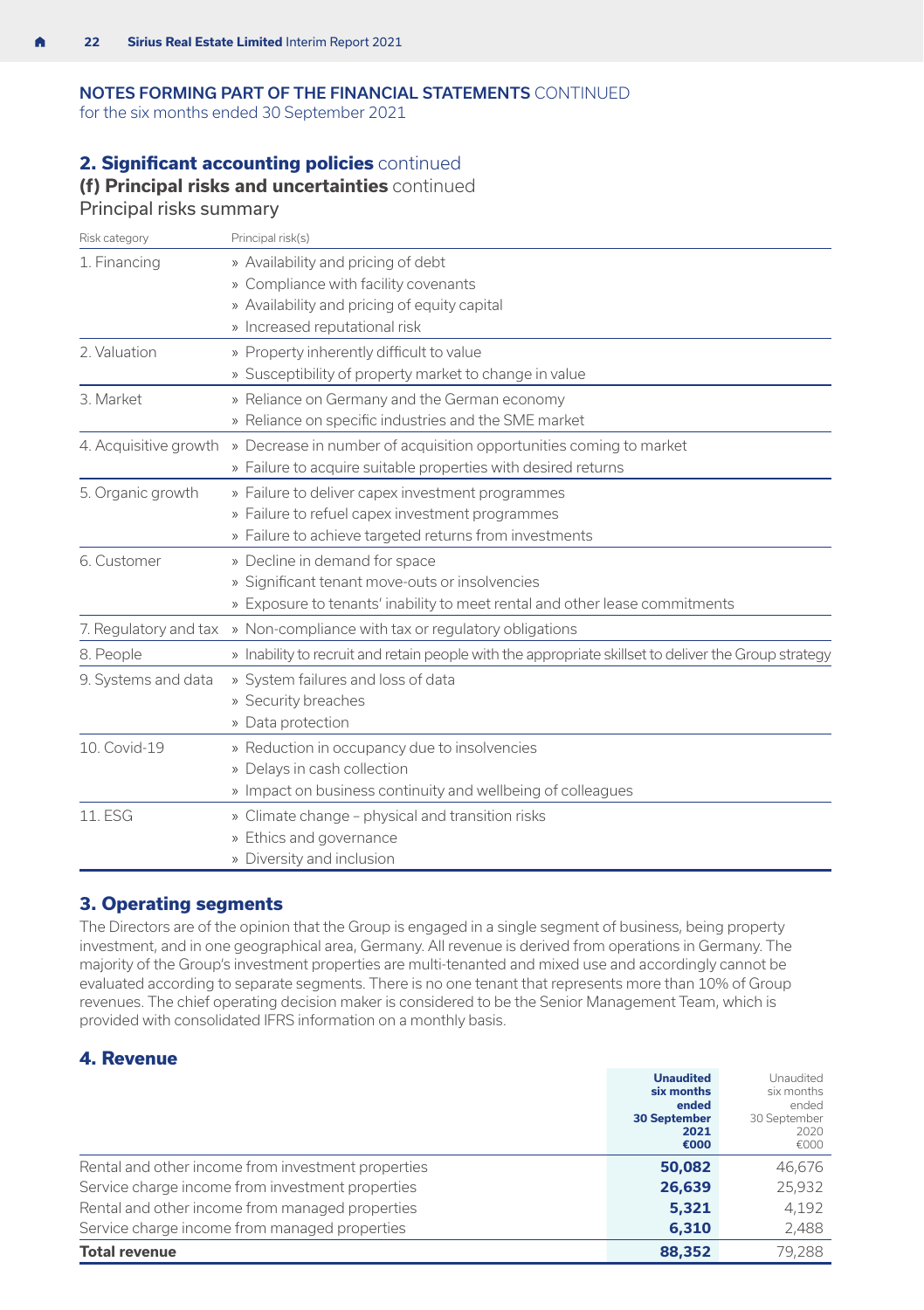## NOTES FORMING PART OF THE FINANCIAL STATEMENTS CONTINUED

for the six months ended 30 September 2021

### 2. Significant accounting policies continued

#### (f) Principal risks and uncertainties continued

Principal risks summary

| Risk category | Principal risk(s) |
|---|---|
| 1. Financing | » Availability and pricing of debt<br>» Compliance with facility covenants<br>» Availability and pricing of equity capital<br>» Increased reputational risk |
| 2. Valuation | » Property inherently difficult to value<br>» Susceptibility of property market to change in value |
| 3. Market | » Reliance on Germany and the German economy<br>» Reliance on specific industries and the SME market |
| 4. Acquisitive growth | » Decrease in number of acquisition opportunities coming to market<br>» Failure to acquire suitable properties with desired returns |
| 5. Organic growth | » Failure to deliver capex investment programmes<br>» Failure to refuel capex investment programmes<br>» Failure to achieve targeted returns from investments |
| 6. Customer | » Decline in demand for space<br>» Significant tenant move-outs or insolvencies<br>» Exposure to tenants' inability to meet rental and other lease commitments |
| 7. Regulatory and tax | » Non-compliance with tax or regulatory obligations |
| 8. People | » Inability to recruit and retain people with the appropriate skillset to deliver the Group strategy |
| 9. Systems and data | » System failures and loss of data<br>» Security breaches<br>» Data protection |
| 10. Covid-19 | » Reduction in occupancy due to insolvencies<br>» Delays in cash collection<br>» Impact on business continuity and wellbeing of colleagues |
| 11. ESG | » Climate change – physical and transition risks<br>» Ethics and governance<br>» Diversity and inclusion |

### 3. Operating segments

The Directors are of the opinion that the Group is engaged in a single segment of business, being property investment, and in one geographical area, Germany. All revenue is derived from operations in Germany. The majority of the Group's investment properties are multi-tenanted and mixed use and accordingly cannot be evaluated according to separate segments. There is no one tenant that represents more than 10% of Group revenues. The chief operating decision maker is considered to be the Senior Management Team, which is provided with consolidated IFRS information on a monthly basis.

### 4. Revenue

| | **Unaudited six months ended 30 September 2021 €000** | Unaudited six months ended 30 September 2020 €000 |
|---|---|---|
| Rental and other income from investment properties | **50,082** | 46,676 |
| Service charge income from investment properties | **26,639** | 25,932 |
| Rental and other income from managed properties | **5,321** | 4,192 |
| Service charge income from managed properties | **6,310** | 2,488 |
| **Total revenue** | **88,352** | 79,288 |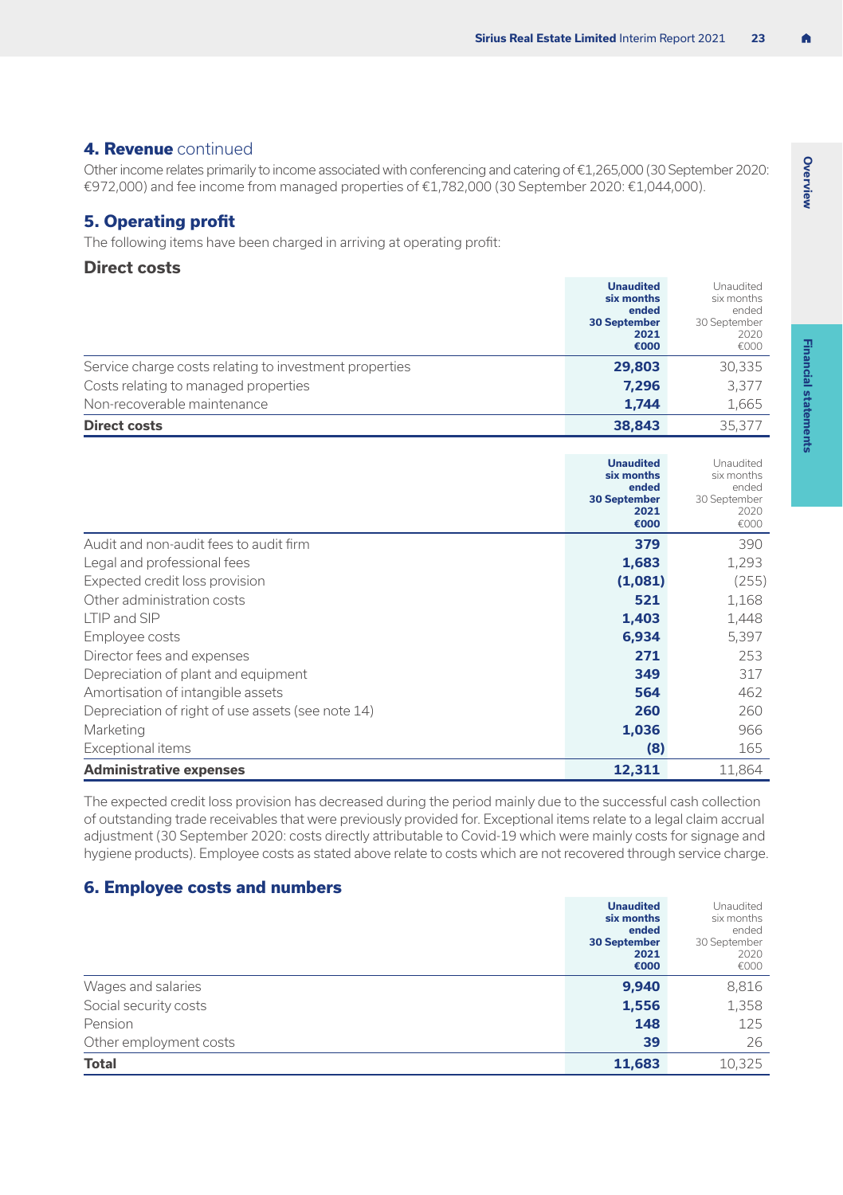## 4. Revenue continued

Other income relates primarily to income associated with conferencing and catering of €1,265,000 (30 September 2020: €972,000) and fee income from managed properties of €1,782,000 (30 September 2020: €1,044,000).

## 5. Operating profit

The following items have been charged in arriving at operating profit:

### Direct costs

| | **Unaudited six months ended 30 September 2021 €000** | Unaudited six months ended 30 September 2020 €000 |
|---|---|---|
| Service charge costs relating to investment properties | **29,803** | 30,335 |
| Costs relating to managed properties | **7,296** | 3,377 |
| Non-recoverable maintenance | **1,744** | 1,665 |
| **Direct costs** | **38,843** | 35,377 |

| | **Unaudited six months ended 30 September 2021 €000** | Unaudited six months ended 30 September 2020 €000 |
|---|---|---|
| Audit and non-audit fees to audit firm | **379** | 390 |
| Legal and professional fees | **1,683** | 1,293 |
| Expected credit loss provision | **(1,081)** | (255) |
| Other administration costs | **521** | 1,168 |
| LTIP and SIP | **1,403** | 1,448 |
| Employee costs | **6,934** | 5,397 |
| Director fees and expenses | **271** | 253 |
| Depreciation of plant and equipment | **349** | 317 |
| Amortisation of intangible assets | **564** | 462 |
| Depreciation of right of use assets (see note 14) | **260** | 260 |
| Marketing | **1,036** | 966 |
| Exceptional items | **(8)** | 165 |
| **Administrative expenses** | **12,311** | 11,864 |

The expected credit loss provision has decreased during the period mainly due to the successful cash collection of outstanding trade receivables that were previously provided for. Exceptional items relate to a legal claim accrual adjustment (30 September 2020: costs directly attributable to Covid-19 which were mainly costs for signage and hygiene products). Employee costs as stated above relate to costs which are not recovered through service charge.

## 6. Employee costs and numbers

| | **Unaudited six months ended 30 September 2021 €000** | Unaudited six months ended 30 September 2020 €000 |
|---|---|---|
| Wages and salaries | **9,940** | 8,816 |
| Social security costs | **1,556** | 1,358 |
| Pension | **148** | 125 |
| Other employment costs | **39** | 26 |
| **Total** | **11,683** | 10,325 |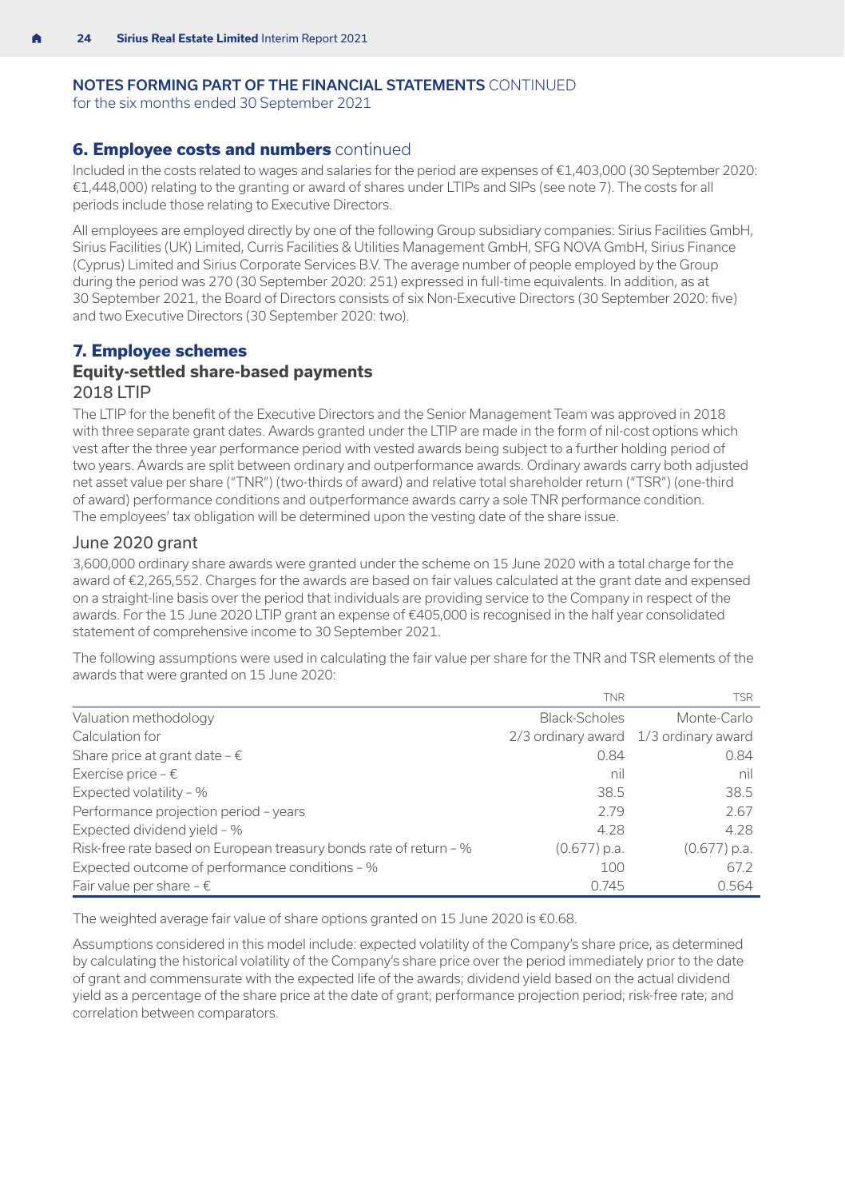## NOTES FORMING PART OF THE FINANCIAL STATEMENTS CONTINUED

for the six months ended 30 September 2021

### 6. Employee costs and numbers continued

Included in the costs related to wages and salaries for the period are expenses of €1,403,000 (30 September 2020: €1,448,000) relating to the granting or award of shares under LTIPs and SIPs (see note 7). The costs for all periods include those relating to Executive Directors.

All employees are employed directly by one of the following Group subsidiary companies: Sirius Facilities GmbH, Sirius Facilities (UK) Limited, Curris Facilities & Utilities Management GmbH, SFG NOVA GmbH, Sirius Finance (Cyprus) Limited and Sirius Corporate Services B.V. The average number of people employed by the Group during the period was 270 (30 September 2020: 251) expressed in full-time equivalents. In addition, as at 30 September 2021, the Board of Directors consists of six Non-Executive Directors (30 September 2020: five) and two Executive Directors (30 September 2020: two).

### 7. Employee schemes

#### Equity-settled share-based payments

#### 2018 LTIP

The LTIP for the benefit of the Executive Directors and the Senior Management Team was approved in 2018 with three separate grant dates. Awards granted under the LTIP are made in the form of nil-cost options which vest after the three year performance period with vested awards being subject to a further holding period of two years. Awards are split between ordinary and outperformance awards. Ordinary awards carry both adjusted net asset value per share ("TNR") (two-thirds of award) and relative total shareholder return ("TSR") (one-third of award) performance conditions and outperformance awards carry a sole TNR performance condition. The employees' tax obligation will be determined upon the vesting date of the share issue.

#### June 2020 grant

3,600,000 ordinary share awards were granted under the scheme on 15 June 2020 with a total charge for the award of €2,265,552. Charges for the awards are based on fair values calculated at the grant date and expensed on a straight-line basis over the period that individuals are providing service to the Company in respect of the awards. For the 15 June 2020 LTIP grant an expense of €405,000 is recognised in the half year consolidated statement of comprehensive income to 30 September 2021.

The following assumptions were used in calculating the fair value per share for the TNR and TSR elements of the awards that were granted on 15 June 2020:

| | TNR | TSR |
|---|---|---|
| Valuation methodology | Black-Scholes | Monte-Carlo |
| Calculation for | 2/3 ordinary award | 1/3 ordinary award |
| Share price at grant date – € | 0.84 | 0.84 |
| Exercise price – € | nil | nil |
| Expected volatility – % | 38.5 | 38.5 |
| Performance projection period – years | 2.79 | 2.67 |
| Expected dividend yield – % | 4.28 | 4.28 |
| Risk-free rate based on European treasury bonds rate of return – % | (0.677) p.a. | (0.677) p.a. |
| Expected outcome of performance conditions – % | 100 | 67.2 |
| Fair value per share – € | 0.745 | 0.564 |

The weighted average fair value of share options granted on 15 June 2020 is €0.68.

Assumptions considered in this model include: expected volatility of the Company's share price, as determined by calculating the historical volatility of the Company's share price over the period immediately prior to the date of grant and commensurate with the expected life of the awards; dividend yield based on the actual dividend yield as a percentage of the share price at the date of grant; performance projection period; risk-free rate; and correlation between comparators.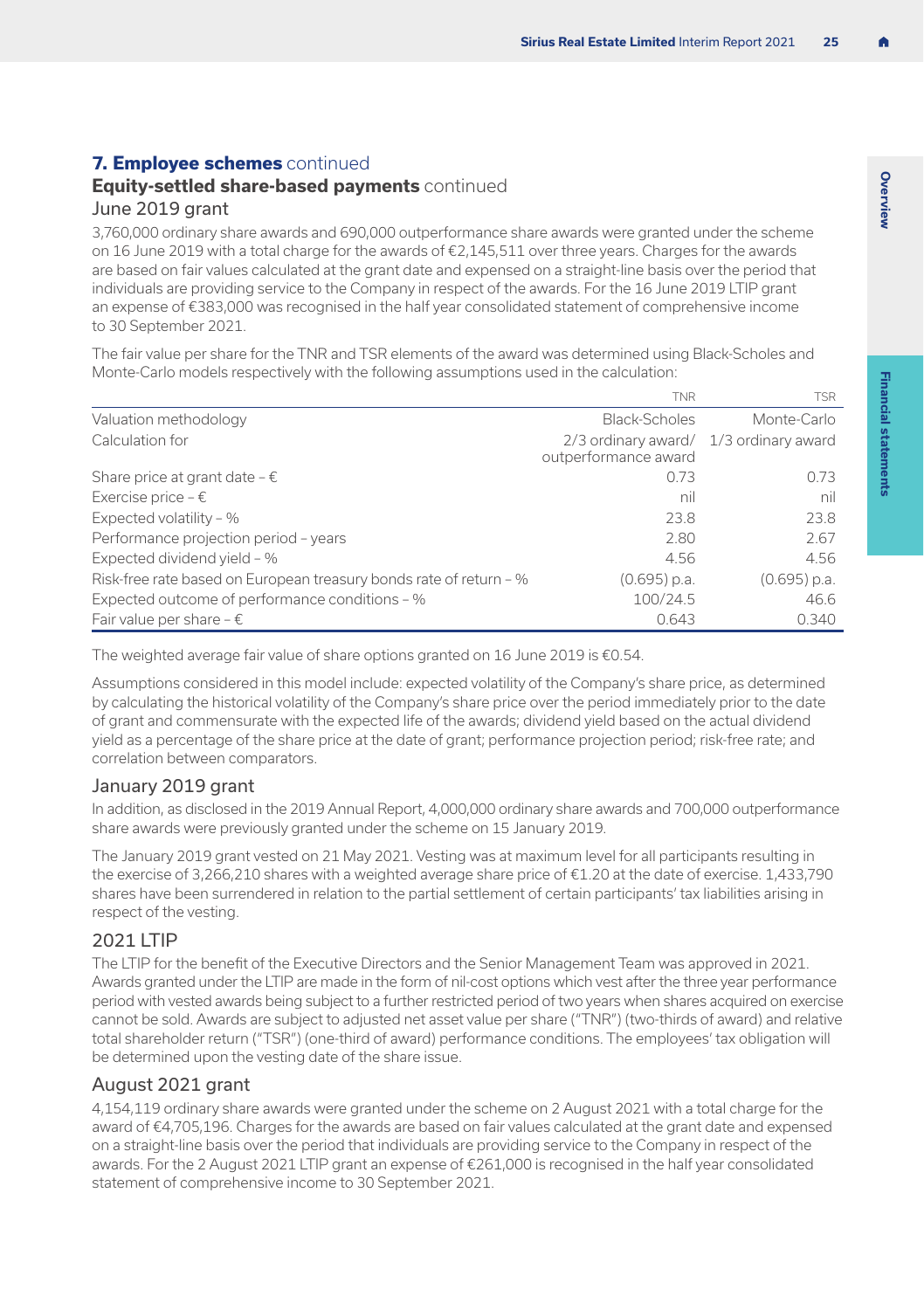## 7. Employee schemes continued

### Equity-settled share-based payments continued

### June 2019 grant

3,760,000 ordinary share awards and 690,000 outperformance share awards were granted under the scheme on 16 June 2019 with a total charge for the awards of €2,145,511 over three years. Charges for the awards are based on fair values calculated at the grant date and expensed on a straight-line basis over the period that individuals are providing service to the Company in respect of the awards. For the 16 June 2019 LTIP grant an expense of €383,000 was recognised in the half year consolidated statement of comprehensive income to 30 September 2021.

The fair value per share for the TNR and TSR elements of the award was determined using Black-Scholes and Monte-Carlo models respectively with the following assumptions used in the calculation:

| | TNR | TSR |
|---|---|---|
| Valuation methodology | Black-Scholes | Monte-Carlo |
| Calculation for | 2/3 ordinary award/ outperformance award | 1/3 ordinary award |
| Share price at grant date – € | 0.73 | 0.73 |
| Exercise price – € | nil | nil |
| Expected volatility – % | 23.8 | 23.8 |
| Performance projection period – years | 2.80 | 2.67 |
| Expected dividend yield – % | 4.56 | 4.56 |
| Risk-free rate based on European treasury bonds rate of return – % | (0.695) p.a. | (0.695) p.a. |
| Expected outcome of performance conditions – % | 100/24.5 | 46.6 |
| Fair value per share – € | 0.643 | 0.340 |

The weighted average fair value of share options granted on 16 June 2019 is €0.54.

Assumptions considered in this model include: expected volatility of the Company's share price, as determined by calculating the historical volatility of the Company's share price over the period immediately prior to the date of grant and commensurate with the expected life of the awards; dividend yield based on the actual dividend yield as a percentage of the share price at the date of grant; performance projection period; risk-free rate; and correlation between comparators.

### January 2019 grant

In addition, as disclosed in the 2019 Annual Report, 4,000,000 ordinary share awards and 700,000 outperformance share awards were previously granted under the scheme on 15 January 2019.

The January 2019 grant vested on 21 May 2021. Vesting was at maximum level for all participants resulting in the exercise of 3,266,210 shares with a weighted average share price of €1.20 at the date of exercise. 1,433,790 shares have been surrendered in relation to the partial settlement of certain participants' tax liabilities arising in respect of the vesting.

### 2021 LTIP

The LTIP for the benefit of the Executive Directors and the Senior Management Team was approved in 2021. Awards granted under the LTIP are made in the form of nil-cost options which vest after the three year performance period with vested awards being subject to a further restricted period of two years when shares acquired on exercise cannot be sold. Awards are subject to adjusted net asset value per share ("TNR") (two-thirds of award) and relative total shareholder return ("TSR") (one-third of award) performance conditions. The employees' tax obligation will be determined upon the vesting date of the share issue.

### August 2021 grant

4,154,119 ordinary share awards were granted under the scheme on 2 August 2021 with a total charge for the award of €4,705,196. Charges for the awards are based on fair values calculated at the grant date and expensed on a straight-line basis over the period that individuals are providing service to the Company in respect of the awards. For the 2 August 2021 LTIP grant an expense of €261,000 is recognised in the half year consolidated statement of comprehensive income to 30 September 2021.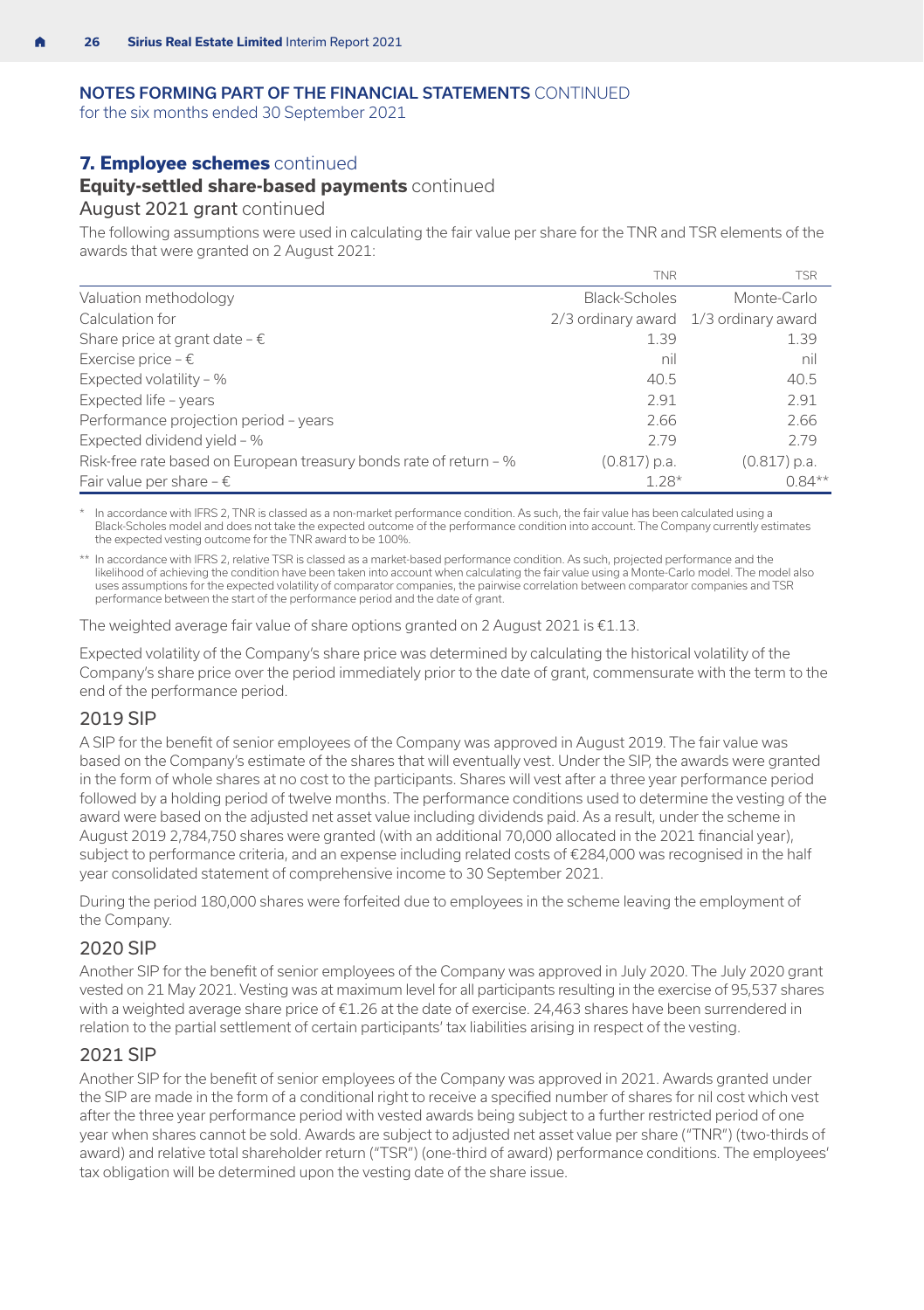## NOTES FORMING PART OF THE FINANCIAL STATEMENTS CONTINUED
for the six months ended 30 September 2021

### 7. Employee schemes continued

#### Equity-settled share-based payments continued

August 2021 grant continued

The following assumptions were used in calculating the fair value per share for the TNR and TSR elements of the awards that were granted on 2 August 2021:

| | TNR | TSR |
|---|---|---|
| Valuation methodology | Black-Scholes | Monte-Carlo |
| Calculation for | 2/3 ordinary award | 1/3 ordinary award |
| Share price at grant date – € | 1.39 | 1.39 |
| Exercise price – € | nil | nil |
| Expected volatility – % | 40.5 | 40.5 |
| Expected life – years | 2.91 | 2.91 |
| Performance projection period – years | 2.66 | 2.66 |
| Expected dividend yield – % | 2.79 | 2.79 |
| Risk-free rate based on European treasury bonds rate of return – % | (0.817) p.a. | (0.817) p.a. |
| Fair value per share – € | 1.28* | 0.84** |

\* In accordance with IFRS 2, TNR is classed as a non-market performance condition. As such, the fair value has been calculated using a Black-Scholes model and does not take the expected outcome of the performance condition into account. The Company currently estimates the expected vesting outcome for the TNR award to be 100%.

\*\* In accordance with IFRS 2, relative TSR is classed as a market-based performance condition. As such, projected performance and the likelihood of achieving the condition have been taken into account when calculating the fair value using a Monte-Carlo model. The model also uses assumptions for the expected volatility of comparator companies, the pairwise correlation between comparator companies and TSR performance between the start of the performance period and the date of grant.

The weighted average fair value of share options granted on 2 August 2021 is €1.13.

Expected volatility of the Company's share price was determined by calculating the historical volatility of the Company's share price over the period immediately prior to the date of grant, commensurate with the term to the end of the performance period.

#### 2019 SIP

A SIP for the benefit of senior employees of the Company was approved in August 2019. The fair value was based on the Company's estimate of the shares that will eventually vest. Under the SIP, the awards were granted in the form of whole shares at no cost to the participants. Shares will vest after a three year performance period followed by a holding period of twelve months. The performance conditions used to determine the vesting of the award were based on the adjusted net asset value including dividends paid. As a result, under the scheme in August 2019 2,784,750 shares were granted (with an additional 70,000 allocated in the 2021 financial year), subject to performance criteria, and an expense including related costs of €284,000 was recognised in the half year consolidated statement of comprehensive income to 30 September 2021.

During the period 180,000 shares were forfeited due to employees in the scheme leaving the employment of the Company.

#### 2020 SIP

Another SIP for the benefit of senior employees of the Company was approved in July 2020. The July 2020 grant vested on 21 May 2021. Vesting was at maximum level for all participants resulting in the exercise of 95,537 shares with a weighted average share price of €1.26 at the date of exercise. 24,463 shares have been surrendered in relation to the partial settlement of certain participants' tax liabilities arising in respect of the vesting.

#### 2021 SIP

Another SIP for the benefit of senior employees of the Company was approved in 2021. Awards granted under the SIP are made in the form of a conditional right to receive a specified number of shares for nil cost which vest after the three year performance period with vested awards being subject to a further restricted period of one year when shares cannot be sold. Awards are subject to adjusted net asset value per share ("TNR") (two-thirds of award) and relative total shareholder return ("TSR") (one-third of award) performance conditions. The employees' tax obligation will be determined upon the vesting date of the share issue.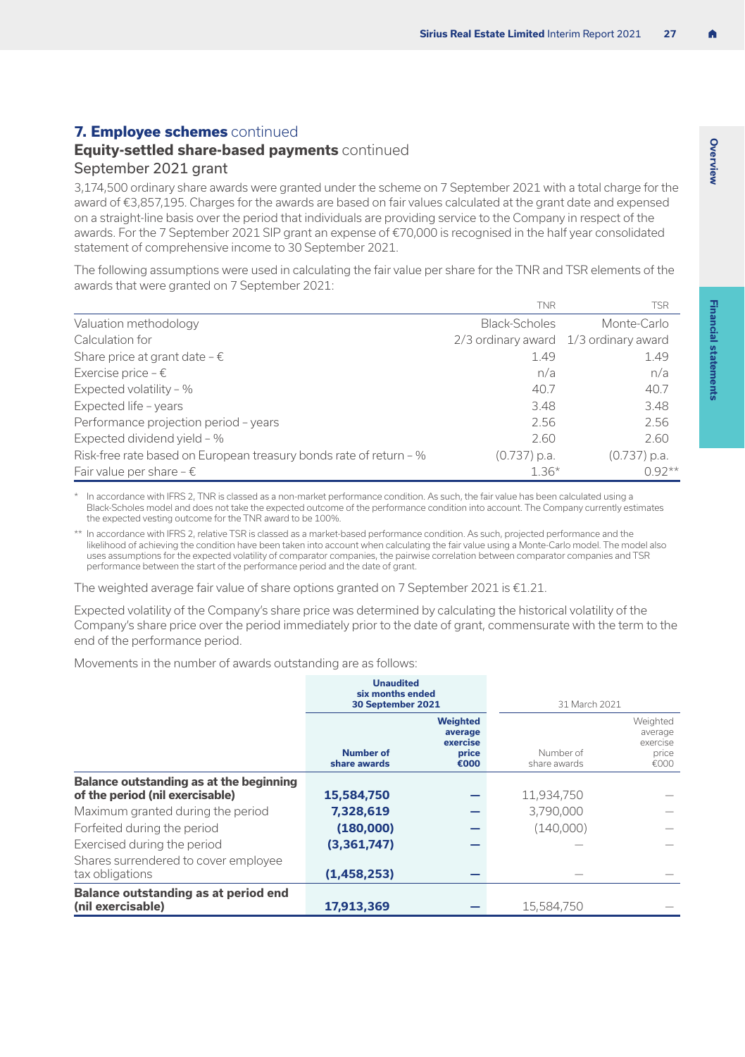## 7. Employee schemes continued

### Equity-settled share-based payments continued

### September 2021 grant

3,174,500 ordinary share awards were granted under the scheme on 7 September 2021 with a total charge for the award of €3,857,195. Charges for the awards are based on fair values calculated at the grant date and expensed on a straight-line basis over the period that individuals are providing service to the Company in respect of the awards. For the 7 September 2021 SIP grant an expense of €70,000 is recognised in the half year consolidated statement of comprehensive income to 30 September 2021.

The following assumptions were used in calculating the fair value per share for the TNR and TSR elements of the awards that were granted on 7 September 2021:

| | TNR | TSR |
|---|---|---|
| Valuation methodology | Black-Scholes | Monte-Carlo |
| Calculation for | 2/3 ordinary award | 1/3 ordinary award |
| Share price at grant date – € | 1.49 | 1.49 |
| Exercise price – € | n/a | n/a |
| Expected volatility – % | 40.7 | 40.7 |
| Expected life – years | 3.48 | 3.48 |
| Performance projection period – years | 2.56 | 2.56 |
| Expected dividend yield – % | 2.60 | 2.60 |
| Risk-free rate based on European treasury bonds rate of return – % | (0.737) p.a. | (0.737) p.a. |
| Fair value per share – € | 1.36* | 0.92** |

\* In accordance with IFRS 2, TNR is classed as a non-market performance condition. As such, the fair value has been calculated using a Black-Scholes model and does not take the expected outcome of the performance condition into account. The Company currently estimates the expected vesting outcome for the TNR award to be 100%.

\*\* In accordance with IFRS 2, relative TSR is classed as a market-based performance condition. As such, projected performance and the likelihood of achieving the condition have been taken into account when calculating the fair value using a Monte-Carlo model. The model also uses assumptions for the expected volatility of comparator companies, the pairwise correlation between comparator companies and TSR performance between the start of the performance period and the date of grant.

The weighted average fair value of share options granted on 7 September 2021 is €1.21.

Expected volatility of the Company's share price was determined by calculating the historical volatility of the Company's share price over the period immediately prior to the date of grant, commensurate with the term to the end of the performance period.

Movements in the number of awards outstanding are as follows:

| | Unaudited six months ended 30 September 2021 | | 31 March 2021 | |
|---|---|---|---|---|
| | Number of share awards | Weighted average exercise price €000 | Number of share awards | Weighted average exercise price €000 |
| **Balance outstanding as at the beginning of the period (nil exercisable)** | **15,584,750** | **–** | 11,934,750 | – |
| Maximum granted during the period | **7,328,619** | **–** | 3,790,000 | – |
| Forfeited during the period | **(180,000)** | **–** | (140,000) | – |
| Exercised during the period | **(3,361,747)** | **–** | – | – |
| Shares surrendered to cover employee tax obligations | **(1,458,253)** | **–** | – | – |
| **Balance outstanding as at period end (nil exercisable)** | **17,913,369** | **–** | 15,584,750 | – |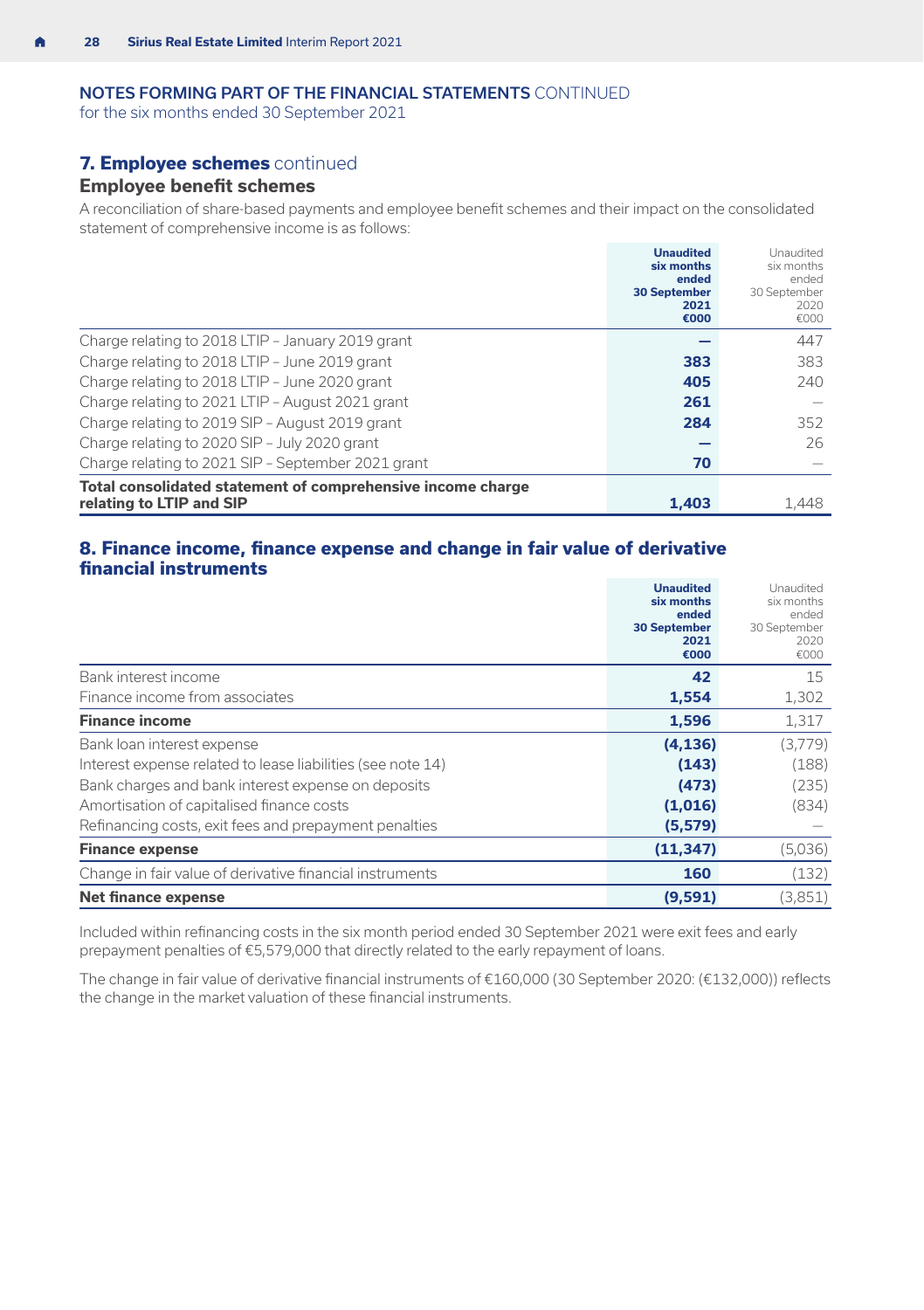## NOTES FORMING PART OF THE FINANCIAL STATEMENTS CONTINUED
for the six months ended 30 September 2021

### 7. Employee schemes continued

#### Employee benefit schemes

A reconciliation of share-based payments and employee benefit schemes and their impact on the consolidated statement of comprehensive income is as follows:

| | Unaudited six months ended 30 September 2021 €000 | Unaudited six months ended 30 September 2020 €000 |
|---|---|---|
| Charge relating to 2018 LTIP – January 2019 grant | – | 447 |
| Charge relating to 2018 LTIP – June 2019 grant | 383 | 383 |
| Charge relating to 2018 LTIP – June 2020 grant | 405 | 240 |
| Charge relating to 2021 LTIP – August 2021 grant | 261 | – |
| Charge relating to 2019 SIP – August 2019 grant | 284 | 352 |
| Charge relating to 2020 SIP – July 2020 grant | – | 26 |
| Charge relating to 2021 SIP – September 2021 grant | 70 | – |
| **Total consolidated statement of comprehensive income charge relating to LTIP and SIP** | **1,403** | 1,448 |

### 8. Finance income, finance expense and change in fair value of derivative financial instruments

| | Unaudited six months ended 30 September 2021 €000 | Unaudited six months ended 30 September 2020 €000 |
|---|---|---|
| Bank interest income | 42 | 15 |
| Finance income from associates | 1,554 | 1,302 |
| **Finance income** | **1,596** | 1,317 |
| Bank loan interest expense | (4,136) | (3,779) |
| Interest expense related to lease liabilities (see note 14) | (143) | (188) |
| Bank charges and bank interest expense on deposits | (473) | (235) |
| Amortisation of capitalised finance costs | (1,016) | (834) |
| Refinancing costs, exit fees and prepayment penalties | (5,579) | – |
| **Finance expense** | **(11,347)** | (5,036) |
| Change in fair value of derivative financial instruments | 160 | (132) |
| **Net finance expense** | **(9,591)** | (3,851) |

Included within refinancing costs in the six month period ended 30 September 2021 were exit fees and early prepayment penalties of €5,579,000 that directly related to the early repayment of loans.

The change in fair value of derivative financial instruments of €160,000 (30 September 2020: (€132,000)) reflects the change in the market valuation of these financial instruments.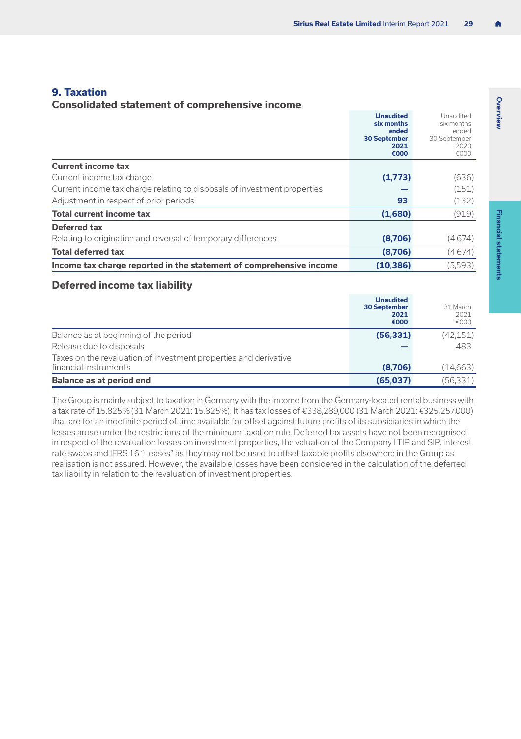## 9. Taxation

### Consolidated statement of comprehensive income

| | **Unaudited six months ended 30 September 2021 €000** | Unaudited six months ended 30 September 2020 €000 |
|---|---|---|
| **Current income tax** | | |
| Current income tax charge | **(1,773)** | (636) |
| Current income tax charge relating to disposals of investment properties | **—** | (151) |
| Adjustment in respect of prior periods | **93** | (132) |
| **Total current income tax** | **(1,680)** | (919) |
| **Deferred tax** | | |
| Relating to origination and reversal of temporary differences | **(8,706)** | (4,674) |
| **Total deferred tax** | **(8,706)** | (4,674) |
| **Income tax charge reported in the statement of comprehensive income** | **(10,386)** | (5,593) |

### Deferred income tax liability

| | **Unaudited 30 September 2021 €000** | 31 March 2021 €000 |
|---|---|---|
| Balance as at beginning of the period | **(56,331)** | (42,151) |
| Release due to disposals | **—** | 483 |
| Taxes on the revaluation of investment properties and derivative financial instruments | **(8,706)** | (14,663) |
| **Balance as at period end** | **(65,037)** | (56,331) |

The Group is mainly subject to taxation in Germany with the income from the Germany-located rental business with a tax rate of 15.825% (31 March 2021: 15.825%). It has tax losses of €338,289,000 (31 March 2021: €325,257,000) that are for an indefinite period of time available for offset against future profits of its subsidiaries in which the losses arose under the restrictions of the minimum taxation rule. Deferred tax assets have not been recognised in respect of the revaluation losses on investment properties, the valuation of the Company LTIP and SIP, interest rate swaps and IFRS 16 "Leases" as they may not be used to offset taxable profits elsewhere in the Group as realisation is not assured. However, the available losses have been considered in the calculation of the deferred tax liability in relation to the revaluation of investment properties.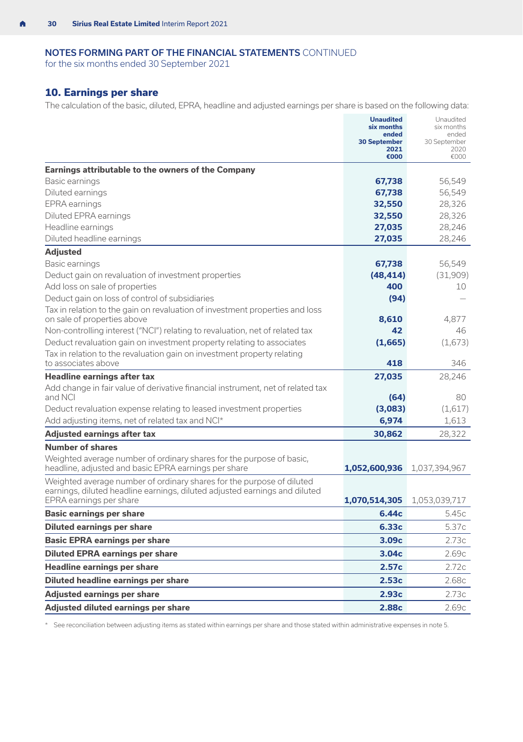## NOTES FORMING PART OF THE FINANCIAL STATEMENTS CONTINUED
for the six months ended 30 September 2021

### 10. Earnings per share

The calculation of the basic, diluted, EPRA, headline and adjusted earnings per share is based on the following data:

| | **Unaudited six months ended 30 September 2021 €000** | Unaudited six months ended 30 September 2020 €000 |
|---|---|---|
| **Earnings attributable to the owners of the Company** | | |
| Basic earnings | **67,738** | 56,549 |
| Diluted earnings | **67,738** | 56,549 |
| EPRA earnings | **32,550** | 28,326 |
| Diluted EPRA earnings | **32,550** | 28,326 |
| Headline earnings | **27,035** | 28,246 |
| Diluted headline earnings | **27,035** | 28,246 |
| **Adjusted** | | |
| Basic earnings | **67,738** | 56,549 |
| Deduct gain on revaluation of investment properties | **(48,414)** | (31,909) |
| Add loss on sale of properties | **400** | 10 |
| Deduct gain on loss of control of subsidiaries | **(94)** | – |
| Tax in relation to the gain on revaluation of investment properties and loss on sale of properties above | **8,610** | 4,877 |
| Non-controlling interest ("NCI") relating to revaluation, net of related tax | **42** | 46 |
| Deduct revaluation gain on investment property relating to associates | **(1,665)** | (1,673) |
| Tax in relation to the revaluation gain on investment property relating to associates above | **418** | 346 |
| **Headline earnings after tax** | **27,035** | 28,246 |
| Add change in fair value of derivative financial instrument, net of related tax and NCI | **(64)** | 80 |
| Deduct revaluation expense relating to leased investment properties | **(3,083)** | (1,617) |
| Add adjusting items, net of related tax and NCI* | **6,974** | 1,613 |
| **Adjusted earnings after tax** | **30,862** | 28,322 |
| **Number of shares** | | |
| Weighted average number of ordinary shares for the purpose of basic, headline, adjusted and basic EPRA earnings per share | **1,052,600,936** | 1,037,394,967 |
| Weighted average number of ordinary shares for the purpose of diluted earnings, diluted headline earnings, diluted adjusted earnings and diluted EPRA earnings per share | **1,070,514,305** | 1,053,039,717 |
| **Basic earnings per share** | **6.44c** | 5.45c |
| **Diluted earnings per share** | **6.33c** | 5.37c |
| **Basic EPRA earnings per share** | **3.09c** | 2.73c |
| **Diluted EPRA earnings per share** | **3.04c** | 2.69c |
| **Headline earnings per share** | **2.57c** | 2.72c |
| **Diluted headline earnings per share** | **2.53c** | 2.68c |
| **Adjusted earnings per share** | **2.93c** | 2.73c |
| **Adjusted diluted earnings per share** | **2.88c** | 2.69c |

\* See reconciliation between adjusting items as stated within earnings per share and those stated within administrative expenses in note 5.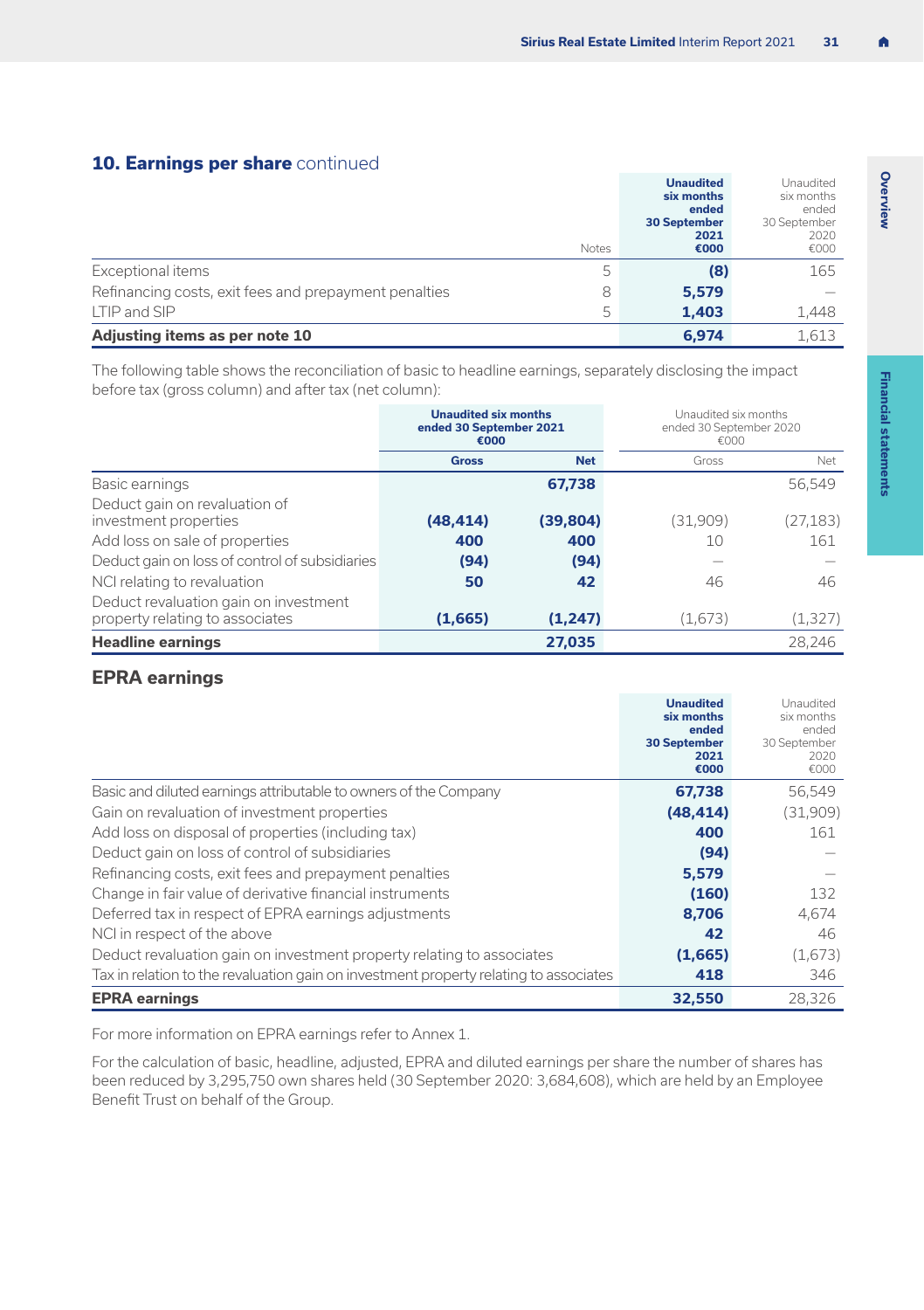## 10. Earnings per share continued

| | Notes | Unaudited six months ended 30 September 2021 €000 | Unaudited six months ended 30 September 2020 €000 |
|---|---|---|---|
| Exceptional items | 5 | **(8)** | 165 |
| Refinancing costs, exit fees and prepayment penalties | 8 | **5,579** | – |
| LTIP and SIP | 5 | **1,403** | 1,448 |
| **Adjusting items as per note 10** | | **6,974** | 1,613 |

The following table shows the reconciliation of basic to headline earnings, separately disclosing the impact before tax (gross column) and after tax (net column):

| | Unaudited six months ended 30 September 2021 €000 | | Unaudited six months ended 30 September 2020 €000 | |
|---|---|---|---|---|
| | **Gross** | **Net** | Gross | Net |
| Basic earnings | | **67,738** | | 56,549 |
| Deduct gain on revaluation of investment properties | **(48,414)** | **(39,804)** | (31,909) | (27,183) |
| Add loss on sale of properties | **400** | **400** | 10 | 161 |
| Deduct gain on loss of control of subsidiaries | **(94)** | **(94)** | – | – |
| NCI relating to revaluation | **50** | **42** | 46 | 46 |
| Deduct revaluation gain on investment property relating to associates | **(1,665)** | **(1,247)** | (1,673) | (1,327) |
| **Headline earnings** | | **27,035** | | 28,246 |

## EPRA earnings

| | Unaudited six months ended 30 September 2021 €000 | Unaudited six months ended 30 September 2020 €000 |
|---|---|---|
| Basic and diluted earnings attributable to owners of the Company | **67,738** | 56,549 |
| Gain on revaluation of investment properties | **(48,414)** | (31,909) |
| Add loss on disposal of properties (including tax) | **400** | 161 |
| Deduct gain on loss of control of subsidiaries | **(94)** | – |
| Refinancing costs, exit fees and prepayment penalties | **5,579** | – |
| Change in fair value of derivative financial instruments | **(160)** | 132 |
| Deferred tax in respect of EPRA earnings adjustments | **8,706** | 4,674 |
| NCI in respect of the above | **42** | 46 |
| Deduct revaluation gain on investment property relating to associates | **(1,665)** | (1,673) |
| Tax in relation to the revaluation gain on investment property relating to associates | **418** | 346 |
| **EPRA earnings** | **32,550** | 28,326 |

For more information on EPRA earnings refer to Annex 1.

For the calculation of basic, headline, adjusted, EPRA and diluted earnings per share the number of shares has been reduced by 3,295,750 own shares held (30 September 2020: 3,684,608), which are held by an Employee Benefit Trust on behalf of the Group.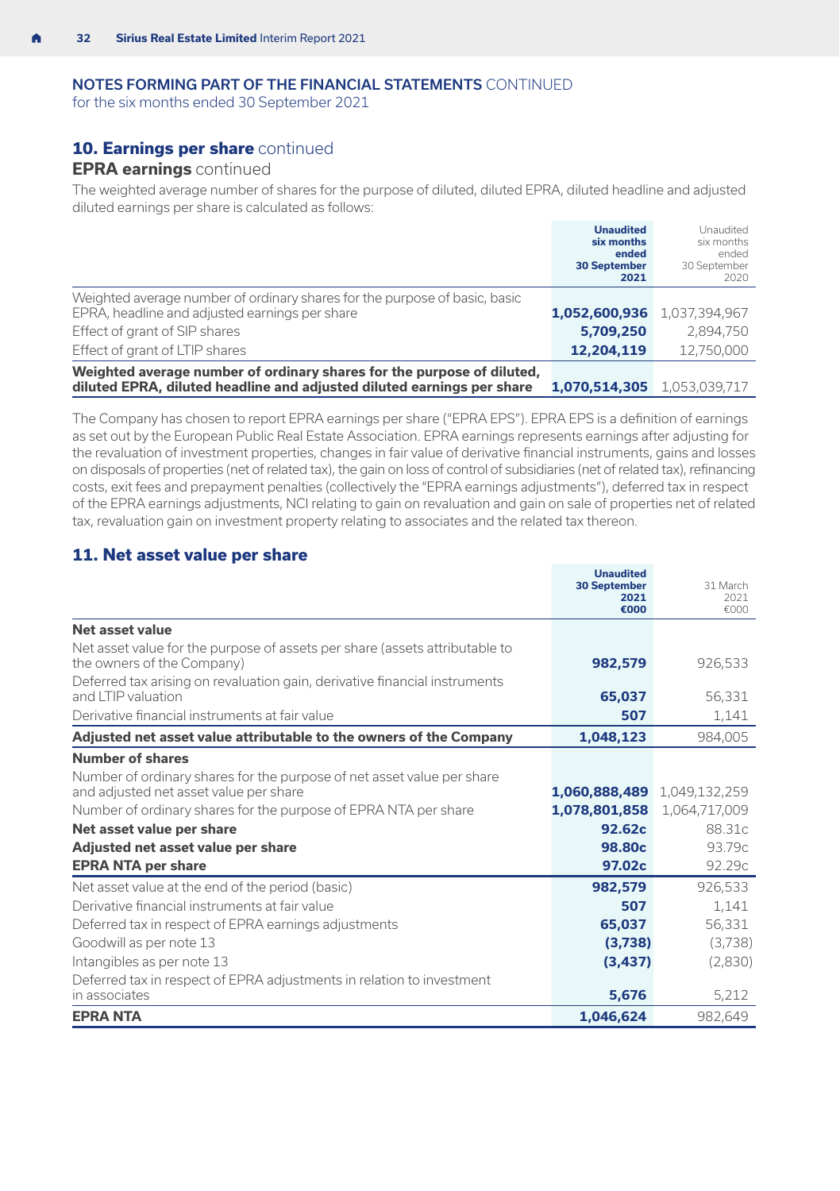## NOTES FORMING PART OF THE FINANCIAL STATEMENTS CONTINUED

for the six months ended 30 September 2021

### 10. Earnings per share continued

#### EPRA earnings continued

The weighted average number of shares for the purpose of diluted, diluted EPRA, diluted headline and adjusted diluted earnings per share is calculated as follows:

| | Unaudited six months ended 30 September 2021 | Unaudited six months ended 30 September 2020 |
|---|---|---|
| Weighted average number of ordinary shares for the purpose of basic, basic EPRA, headline and adjusted earnings per share | **1,052,600,936** | 1,037,394,967 |
| Effect of grant of SIP shares | **5,709,250** | 2,894,750 |
| Effect of grant of LTIP shares | **12,204,119** | 12,750,000 |
| **Weighted average number of ordinary shares for the purpose of diluted, diluted EPRA, diluted headline and adjusted diluted earnings per share** | **1,070,514,305** | 1,053,039,717 |

The Company has chosen to report EPRA earnings per share ("EPRA EPS"). EPRA EPS is a definition of earnings as set out by the European Public Real Estate Association. EPRA earnings represents earnings after adjusting for the revaluation of investment properties, changes in fair value of derivative financial instruments, gains and losses on disposals of properties (net of related tax), the gain on loss of control of subsidiaries (net of related tax), refinancing costs, exit fees and prepayment penalties (collectively the "EPRA earnings adjustments"), deferred tax in respect of the EPRA earnings adjustments, NCI relating to gain on revaluation and gain on sale of properties net of related tax, revaluation gain on investment property relating to associates and the related tax thereon.

### 11. Net asset value per share

| | Unaudited 30 September 2021 €000 | 31 March 2021 €000 |
|---|---|---|
| **Net asset value** | | |
| Net asset value for the purpose of assets per share (assets attributable to the owners of the Company) | **982,579** | 926,533 |
| Deferred tax arising on revaluation gain, derivative financial instruments and LTIP valuation | **65,037** | 56,331 |
| Derivative financial instruments at fair value | **507** | 1,141 |
| **Adjusted net asset value attributable to the owners of the Company** | **1,048,123** | 984,005 |
| **Number of shares** | | |
| Number of ordinary shares for the purpose of net asset value per share and adjusted net asset value per share | **1,060,888,489** | 1,049,132,259 |
| Number of ordinary shares for the purpose of EPRA NTA per share | **1,078,801,858** | 1,064,717,009 |
| **Net asset value per share** | **92.62c** | 88.31c |
| **Adjusted net asset value per share** | **98.80c** | 93.79c |
| **EPRA NTA per share** | **97.02c** | 92.29c |
| Net asset value at the end of the period (basic) | **982,579** | 926,533 |
| Derivative financial instruments at fair value | **507** | 1,141 |
| Deferred tax in respect of EPRA earnings adjustments | **65,037** | 56,331 |
| Goodwill as per note 13 | **(3,738)** | (3,738) |
| Intangibles as per note 13 | **(3,437)** | (2,830) |
| Deferred tax in respect of EPRA adjustments in relation to investment in associates | **5,676** | 5,212 |
| **EPRA NTA** | **1,046,624** | 982,649 |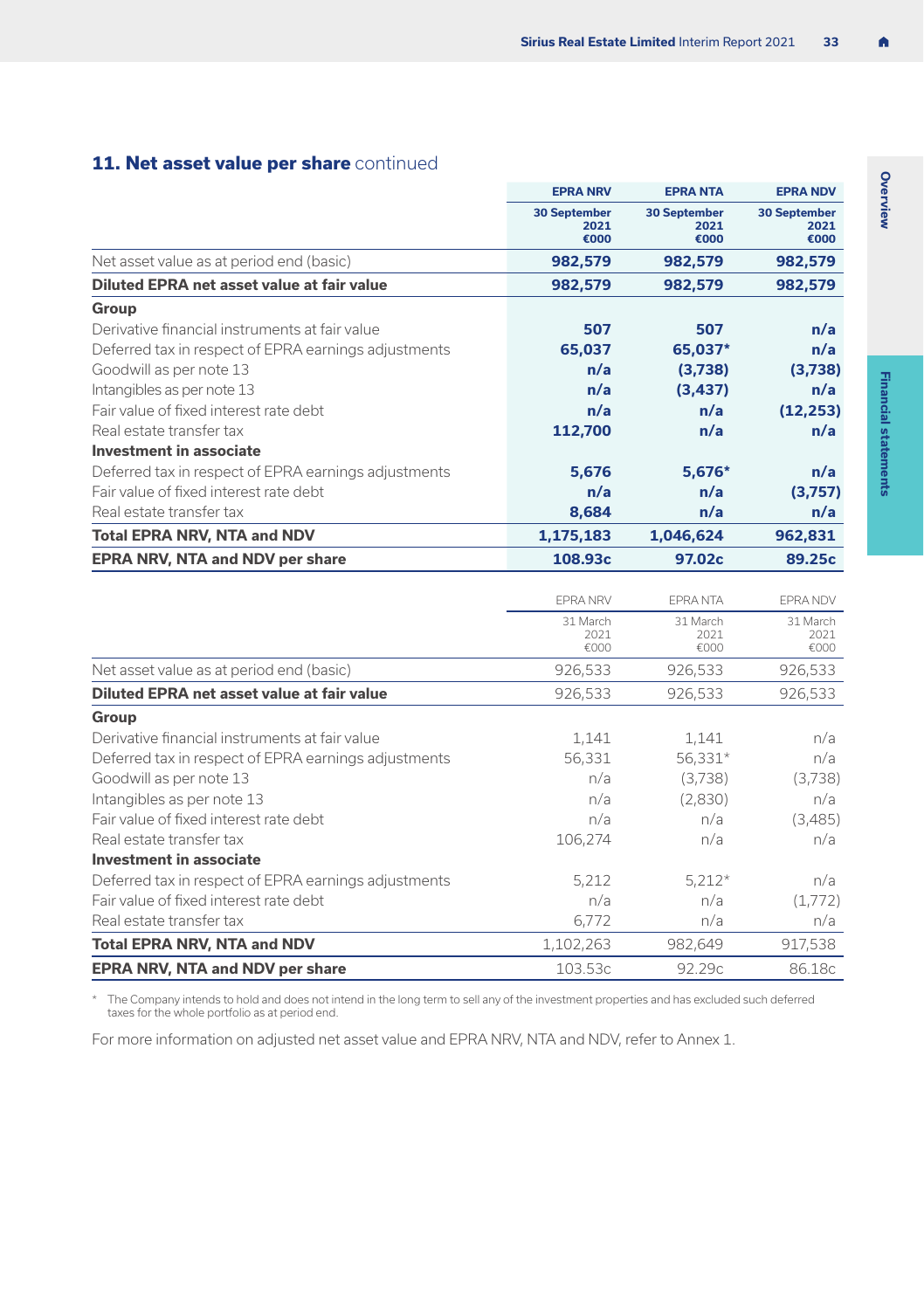## 11. Net asset value per share continued

| | EPRA NRV | EPRA NTA | EPRA NDV |
|---|---|---|---|
| | 30 September 2021 €000 | 30 September 2021 €000 | 30 September 2021 €000 |
| Net asset value as at period end (basic) | **982,579** | **982,579** | **982,579** |
| **Diluted EPRA net asset value at fair value** | **982,579** | **982,579** | **982,579** |
| **Group** | | | |
| Derivative financial instruments at fair value | **507** | **507** | **n/a** |
| Deferred tax in respect of EPRA earnings adjustments | **65,037** | **65,037*** | **n/a** |
| Goodwill as per note 13 | **n/a** | **(3,738)** | **(3,738)** |
| Intangibles as per note 13 | **n/a** | **(3,437)** | **n/a** |
| Fair value of fixed interest rate debt | **n/a** | **n/a** | **(12,253)** |
| Real estate transfer tax | **112,700** | **n/a** | **n/a** |
| **Investment in associate** | | | |
| Deferred tax in respect of EPRA earnings adjustments | **5,676** | **5,676*** | **n/a** |
| Fair value of fixed interest rate debt | **n/a** | **n/a** | **(3,757)** |
| Real estate transfer tax | **8,684** | **n/a** | **n/a** |
| **Total EPRA NRV, NTA and NDV** | **1,175,183** | **1,046,624** | **962,831** |
| **EPRA NRV, NTA and NDV per share** | **108.93c** | **97.02c** | **89.25c** |

| | EPRA NRV | EPRA NTA | EPRA NDV |
|---|---|---|---|
| | 31 March 2021 €000 | 31 March 2021 €000 | 31 March 2021 €000 |
| Net asset value as at period end (basic) | 926,533 | 926,533 | 926,533 |
| **Diluted EPRA net asset value at fair value** | 926,533 | 926,533 | 926,533 |
| **Group** | | | |
| Derivative financial instruments at fair value | 1,141 | 1,141 | n/a |
| Deferred tax in respect of EPRA earnings adjustments | 56,331 | 56,331* | n/a |
| Goodwill as per note 13 | n/a | (3,738) | (3,738) |
| Intangibles as per note 13 | n/a | (2,830) | n/a |
| Fair value of fixed interest rate debt | n/a | n/a | (3,485) |
| Real estate transfer tax | 106,274 | n/a | n/a |
| **Investment in associate** | | | |
| Deferred tax in respect of EPRA earnings adjustments | 5,212 | 5,212* | n/a |
| Fair value of fixed interest rate debt | n/a | n/a | (1,772) |
| Real estate transfer tax | 6,772 | n/a | n/a |
| **Total EPRA NRV, NTA and NDV** | 1,102,263 | 982,649 | 917,538 |
| **EPRA NRV, NTA and NDV per share** | 103.53c | 92.29c | 86.18c |

\* The Company intends to hold and does not intend in the long term to sell any of the investment properties and has excluded such deferred taxes for the whole portfolio as at period end.

For more information on adjusted net asset value and EPRA NRV, NTA and NDV, refer to Annex 1.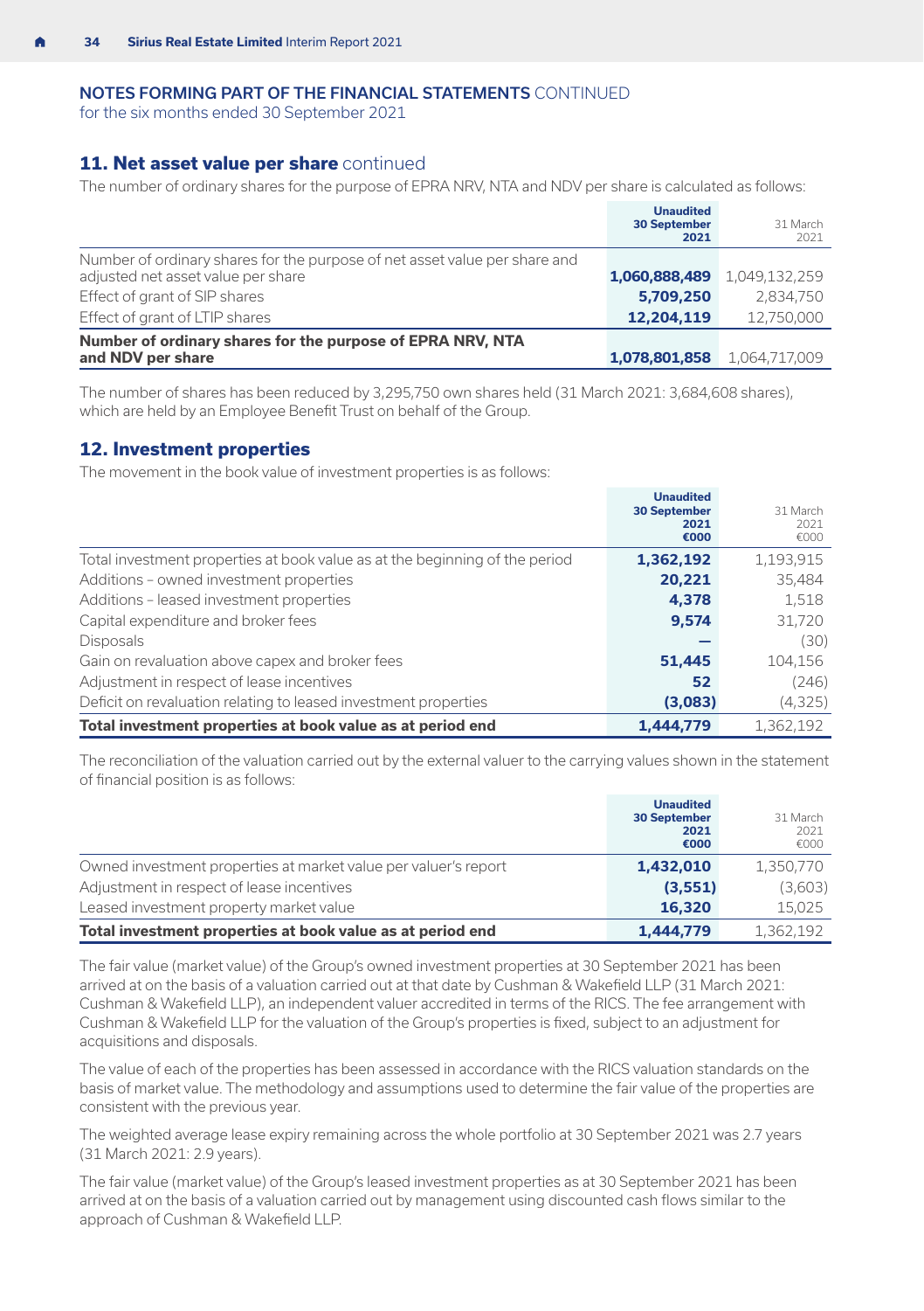## NOTES FORMING PART OF THE FINANCIAL STATEMENTS CONTINUED

for the six months ended 30 September 2021

### 11. Net asset value per share continued

The number of ordinary shares for the purpose of EPRA NRV, NTA and NDV per share is calculated as follows:

| | Unaudited 30 September 2021 | 31 March 2021 |
|---|---|---|
| Number of ordinary shares for the purpose of net asset value per share and adjusted net asset value per share | **1,060,888,489** | 1,049,132,259 |
| Effect of grant of SIP shares | **5,709,250** | 2,834,750 |
| Effect of grant of LTIP shares | **12,204,119** | 12,750,000 |
| **Number of ordinary shares for the purpose of EPRA NRV, NTA and NDV per share** | **1,078,801,858** | 1,064,717,009 |

The number of shares has been reduced by 3,295,750 own shares held (31 March 2021: 3,684,608 shares), which are held by an Employee Benefit Trust on behalf of the Group.

### 12. Investment properties

The movement in the book value of investment properties is as follows:

| | Unaudited 30 September 2021 €000 | 31 March 2021 €000 |
|---|---|---|
| Total investment properties at book value as at the beginning of the period | **1,362,192** | 1,193,915 |
| Additions – owned investment properties | **20,221** | 35,484 |
| Additions – leased investment properties | **4,378** | 1,518 |
| Capital expenditure and broker fees | **9,574** | 31,720 |
| Disposals | **—** | (30) |
| Gain on revaluation above capex and broker fees | **51,445** | 104,156 |
| Adjustment in respect of lease incentives | **52** | (246) |
| Deficit on revaluation relating to leased investment properties | **(3,083)** | (4,325) |
| **Total investment properties at book value as at period end** | **1,444,779** | 1,362,192 |

The reconciliation of the valuation carried out by the external valuer to the carrying values shown in the statement of financial position is as follows:

| | Unaudited 30 September 2021 €000 | 31 March 2021 €000 |
|---|---|---|
| Owned investment properties at market value per valuer's report | **1,432,010** | 1,350,770 |
| Adjustment in respect of lease incentives | **(3,551)** | (3,603) |
| Leased investment property market value | **16,320** | 15,025 |
| **Total investment properties at book value as at period end** | **1,444,779** | 1,362,192 |

The fair value (market value) of the Group's owned investment properties at 30 September 2021 has been arrived at on the basis of a valuation carried out at that date by Cushman & Wakefield LLP (31 March 2021: Cushman & Wakefield LLP), an independent valuer accredited in terms of the RICS. The fee arrangement with Cushman & Wakefield LLP for the valuation of the Group's properties is fixed, subject to an adjustment for acquisitions and disposals.

The value of each of the properties has been assessed in accordance with the RICS valuation standards on the basis of market value. The methodology and assumptions used to determine the fair value of the properties are consistent with the previous year.

The weighted average lease expiry remaining across the whole portfolio at 30 September 2021 was 2.7 years (31 March 2021: 2.9 years).

The fair value (market value) of the Group's leased investment properties as at 30 September 2021 has been arrived at on the basis of a valuation carried out by management using discounted cash flows similar to the approach of Cushman & Wakefield LLP.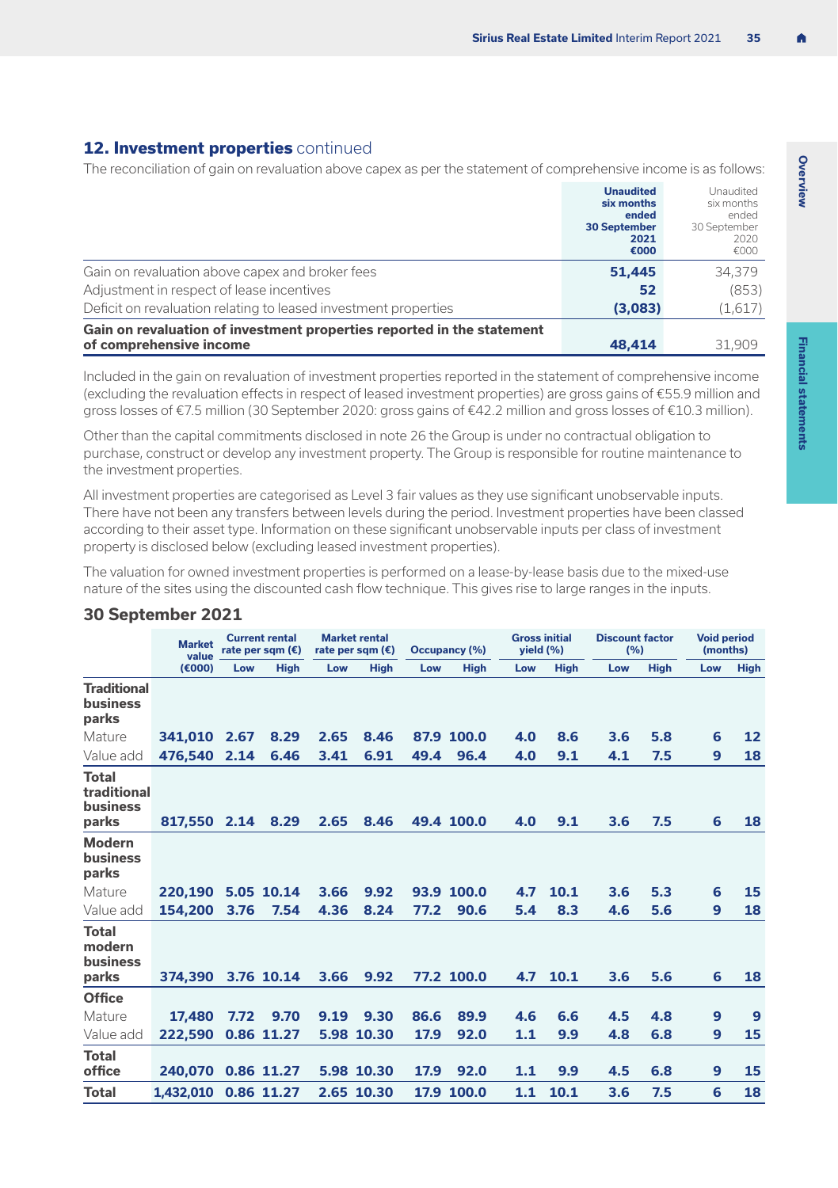## 12. Investment properties continued

The reconciliation of gain on revaluation above capex as per the statement of comprehensive income is as follows:

| | Unaudited six months ended 30 September 2021 €000 | Unaudited six months ended 30 September 2020 €000 |
|---|---|---|
| Gain on revaluation above capex and broker fees | **51,445** | 34,379 |
| Adjustment in respect of lease incentives | **52** | (853) |
| Deficit on revaluation relating to leased investment properties | **(3,083)** | (1,617) |
| **Gain on revaluation of investment properties reported in the statement of comprehensive income** | **48,414** | 31,909 |

Included in the gain on revaluation of investment properties reported in the statement of comprehensive income (excluding the revaluation effects in respect of leased investment properties) are gross gains of €55.9 million and gross losses of €7.5 million (30 September 2020: gross gains of €42.2 million and gross losses of €10.3 million).

Other than the capital commitments disclosed in note 26 the Group is under no contractual obligation to purchase, construct or develop any investment property. The Group is responsible for routine maintenance to the investment properties.

All investment properties are categorised as Level 3 fair values as they use significant unobservable inputs. There have not been any transfers between levels during the period. Investment properties have been classed according to their asset type. Information on these significant unobservable inputs per class of investment property is disclosed below (excluding leased investment properties).

The valuation for owned investment properties is performed on a lease-by-lease basis due to the mixed-use nature of the sites using the discounted cash flow technique. This gives rise to large ranges in the inputs.

### 30 September 2021

| | Market value (€000) | Current rental rate per sqm (€) | | Market rental rate per sqm (€) | | Occupancy (%) | | Gross initial yield (%) | | Discount factor (%) | | Void period (months) | |
|---|---|---|---|---|---|---|---|---|---|---|---|---|---|
| | | Low | High | Low | High | Low | High | Low | High | Low | High | Low | High |
| **Traditional business parks** | | | | | | | | | | | | | |
| Mature | **341,010** | **2.67** | **8.29** | **2.65** | **8.46** | **87.9** | **100.0** | **4.0** | **8.6** | **3.6** | **5.8** | **6** | **12** |
| Value add | **476,540** | **2.14** | **6.46** | **3.41** | **6.91** | **49.4** | **96.4** | **4.0** | **9.1** | **4.1** | **7.5** | **9** | **18** |
| **Total traditional business parks** | **817,550** | **2.14** | **8.29** | **2.65** | **8.46** | **49.4** | **100.0** | **4.0** | **9.1** | **3.6** | **7.5** | **6** | **18** |
| **Modern business parks** | | | | | | | | | | | | | |
| Mature | **220,190** | **5.05** | **10.14** | **3.66** | **9.92** | **93.9** | **100.0** | **4.7** | **10.1** | **3.6** | **5.3** | **6** | **15** |
| Value add | **154,200** | **3.76** | **7.54** | **4.36** | **8.24** | **77.2** | **90.6** | **5.4** | **8.3** | **4.6** | **5.6** | **9** | **18** |
| **Total modern business parks** | **374,390** | **3.76** | **10.14** | **3.66** | **9.92** | **77.2** | **100.0** | **4.7** | **10.1** | **3.6** | **5.6** | **6** | **18** |
| **Office** | | | | | | | | | | | | | |
| Mature | **17,480** | **7.72** | **9.70** | **9.19** | **9.30** | **86.6** | **89.9** | **4.6** | **6.6** | **4.5** | **4.8** | **9** | **9** |
| Value add | **222,590** | **0.86** | **11.27** | **5.98** | **10.30** | **17.9** | **92.0** | **1.1** | **9.9** | **4.8** | **6.8** | **9** | **15** |
| **Total office** | **240,070** | **0.86** | **11.27** | **5.98** | **10.30** | **17.9** | **92.0** | **1.1** | **9.9** | **4.5** | **6.8** | **9** | **15** |
| **Total** | **1,432,010** | **0.86** | **11.27** | **2.65** | **10.30** | **17.9** | **100.0** | **1.1** | **10.1** | **3.6** | **7.5** | **6** | **18** |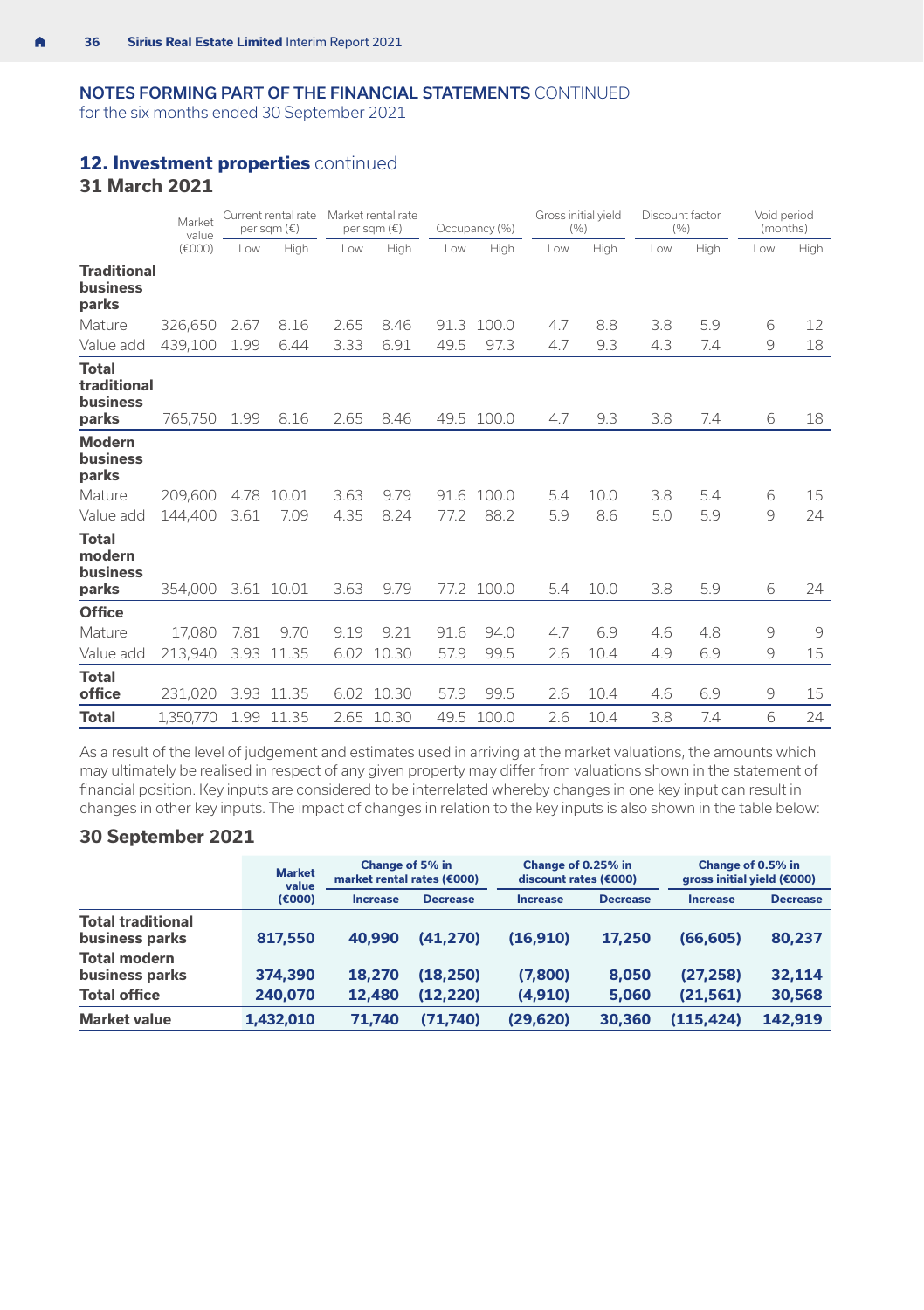## NOTES FORMING PART OF THE FINANCIAL STATEMENTS CONTINUED
for the six months ended 30 September 2021

### 12. Investment properties continued

### 31 March 2021

| | Market value (€000) | Current rental rate per sqm (€) | | Market rental rate per sqm (€) | | Occupancy (%) | | Gross initial yield (%) | | Discount factor (%) | | Void period (months) | |
|---|---|---|---|---|---|---|---|---|---|---|---|---|---|
| | | Low | High | Low | High | Low | High | Low | High | Low | High | Low | High |
| **Traditional business parks** | | | | | | | | | | | | | |
| Mature | 326,650 | 2.67 | 8.16 | 2.65 | 8.46 | 91.3 | 100.0 | 4.7 | 8.8 | 3.8 | 5.9 | 6 | 12 |
| Value add | 439,100 | 1.99 | 6.44 | 3.33 | 6.91 | 49.5 | 97.3 | 4.7 | 9.3 | 4.3 | 7.4 | 9 | 18 |
| **Total traditional business parks** | 765,750 | 1.99 | 8.16 | 2.65 | 8.46 | 49.5 | 100.0 | 4.7 | 9.3 | 3.8 | 7.4 | 6 | 18 |
| **Modern business parks** | | | | | | | | | | | | | |
| Mature | 209,600 | 4.78 | 10.01 | 3.63 | 9.79 | 91.6 | 100.0 | 5.4 | 10.0 | 3.8 | 5.4 | 6 | 15 |
| Value add | 144,400 | 3.61 | 7.09 | 4.35 | 8.24 | 77.2 | 88.2 | 5.9 | 8.6 | 5.0 | 5.9 | 9 | 24 |
| **Total modern business parks** | 354,000 | 3.61 | 10.01 | 3.63 | 9.79 | 77.2 | 100.0 | 5.4 | 10.0 | 3.8 | 5.9 | 6 | 24 |
| **Office** | | | | | | | | | | | | | |
| Mature | 17,080 | 7.81 | 9.70 | 9.19 | 9.21 | 91.6 | 94.0 | 4.7 | 6.9 | 4.6 | 4.8 | 9 | 9 |
| Value add | 213,940 | 3.93 | 11.35 | 6.02 | 10.30 | 57.9 | 99.5 | 2.6 | 10.4 | 4.9 | 6.9 | 9 | 15 |
| **Total office** | 231,020 | 3.93 | 11.35 | 6.02 | 10.30 | 57.9 | 99.5 | 2.6 | 10.4 | 4.6 | 6.9 | 9 | 15 |
| **Total** | 1,350,770 | 1.99 | 11.35 | 2.65 | 10.30 | 49.5 | 100.0 | 2.6 | 10.4 | 3.8 | 7.4 | 6 | 24 |

As a result of the level of judgement and estimates used in arriving at the market valuations, the amounts which may ultimately be realised in respect of any given property may differ from valuations shown in the statement of financial position. Key inputs are considered to be interrelated whereby changes in one key input can result in changes in other key inputs. The impact of changes in relation to the key inputs is also shown in the table below:

### 30 September 2021

| | Market value (€000) | Change of 5% in market rental rates (€000) | | Change of 0.25% in discount rates (€000) | | Change of 0.5% in gross initial yield (€000) | |
|---|---|---|---|---|---|---|---|
| | | Increase | Decrease | Increase | Decrease | Increase | Decrease |
| **Total traditional business parks** | **817,550** | **40,990** | **(41,270)** | **(16,910)** | **17,250** | **(66,605)** | **80,237** |
| **Total modern business parks** | **374,390** | **18,270** | **(18,250)** | **(7,800)** | **8,050** | **(27,258)** | **32,114** |
| **Total office** | **240,070** | **12,480** | **(12,220)** | **(4,910)** | **5,060** | **(21,561)** | **30,568** |
| **Market value** | **1,432,010** | **71,740** | **(71,740)** | **(29,620)** | **30,360** | **(115,424)** | **142,919** |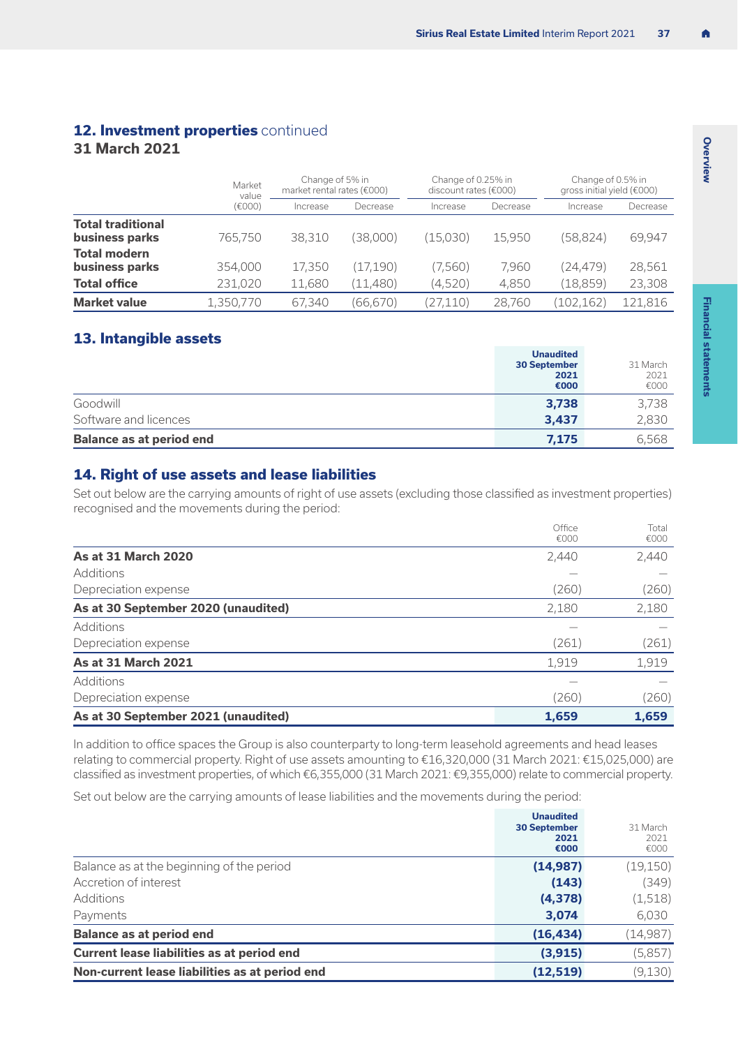## 12. Investment properties continued

### 31 March 2021

| | Market value (€000) | Change of 5% in market rental rates (€000) | | Change of 0.25% in discount rates (€000) | | Change of 0.5% in gross initial yield (€000) | |
|---|---|---|---|---|---|---|---|
| | | Increase | Decrease | Increase | Decrease | Increase | Decrease |
| **Total traditional business parks** | 765,750 | 38,310 | (38,000) | (15,030) | 15,950 | (58,824) | 69,947 |
| **Total modern business parks** | 354,000 | 17,350 | (17,190) | (7,560) | 7,960 | (24,479) | 28,561 |
| **Total office** | 231,020 | 11,680 | (11,480) | (4,520) | 4,850 | (18,859) | 23,308 |
| **Market value** | 1,350,770 | 67,340 | (66,670) | (27,110) | 28,760 | (102,162) | 121,816 |

## 13. Intangible assets

| | **Unaudited 30 September 2021 €000** | 31 March 2021 €000 |
|---|---|---|
| Goodwill | **3,738** | 3,738 |
| Software and licences | **3,437** | 2,830 |
| **Balance as at period end** | **7,175** | 6,568 |

## 14. Right of use assets and lease liabilities

Set out below are the carrying amounts of right of use assets (excluding those classified as investment properties) recognised and the movements during the period:

| | Office €000 | Total €000 |
|---|---|---|
| **As at 31 March 2020** | 2,440 | 2,440 |
| Additions | – | – |
| Depreciation expense | (260) | (260) |
| **As at 30 September 2020 (unaudited)** | 2,180 | 2,180 |
| Additions | – | – |
| Depreciation expense | (261) | (261) |
| **As at 31 March 2021** | 1,919 | 1,919 |
| Additions | – | – |
| Depreciation expense | (260) | (260) |
| **As at 30 September 2021 (unaudited)** | **1,659** | **1,659** |

In addition to office spaces the Group is also counterparty to long-term leasehold agreements and head leases relating to commercial property. Right of use assets amounting to €16,320,000 (31 March 2021: €15,025,000) are classified as investment properties, of which €6,355,000 (31 March 2021: €9,355,000) relate to commercial property.

Set out below are the carrying amounts of lease liabilities and the movements during the period:

| | **Unaudited 30 September 2021 €000** | 31 March 2021 €000 |
|---|---|---|
| Balance as at the beginning of the period | **(14,987)** | (19,150) |
| Accretion of interest | **(143)** | (349) |
| Additions | **(4,378)** | (1,518) |
| Payments | **3,074** | 6,030 |
| **Balance as at period end** | **(16,434)** | (14,987) |
| **Current lease liabilities as at period end** | **(3,915)** | (5,857) |
| **Non-current lease liabilities as at period end** | **(12,519)** | (9,130) |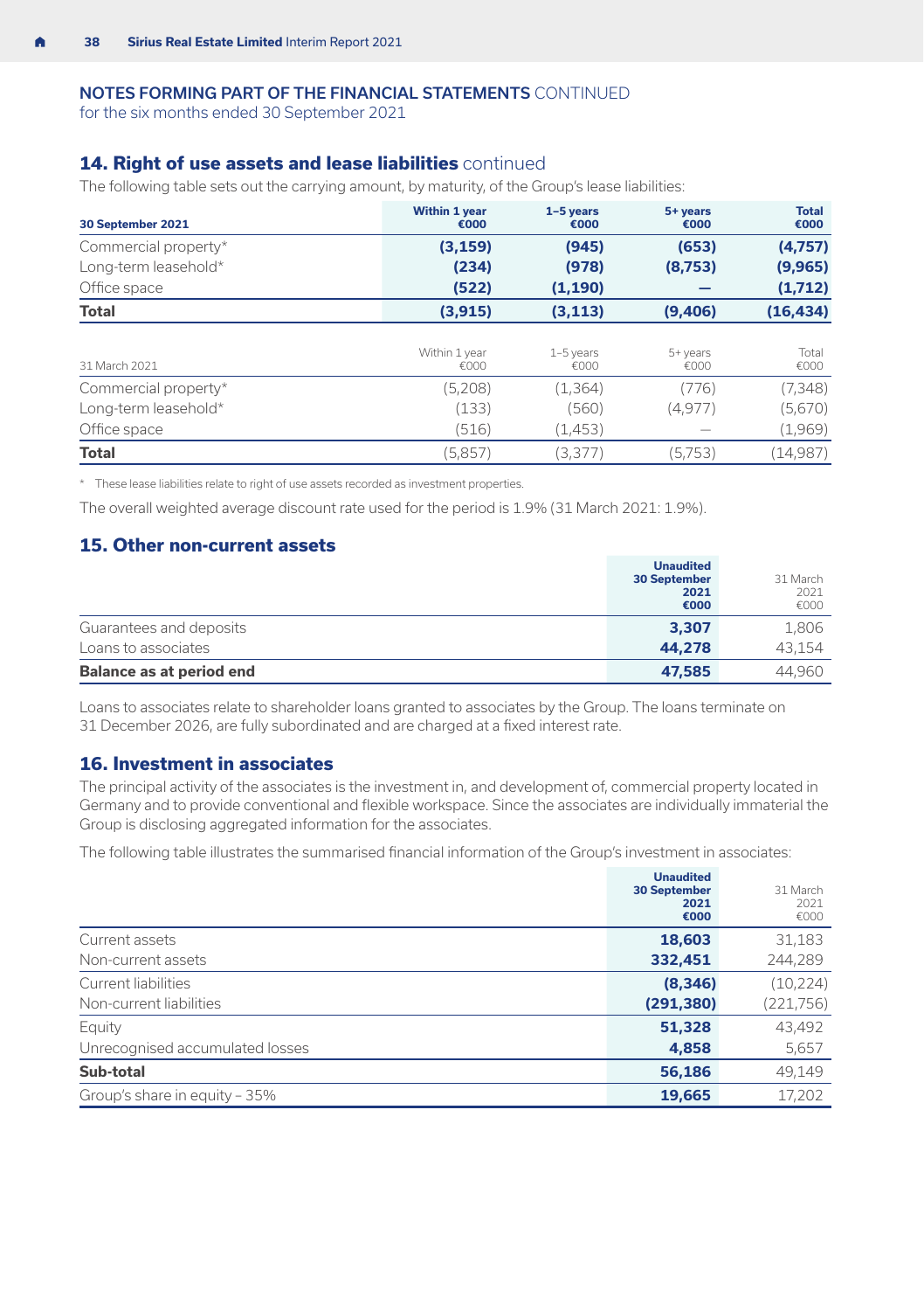## NOTES FORMING PART OF THE FINANCIAL STATEMENTS CONTINUED
for the six months ended 30 September 2021

### 14. Right of use assets and lease liabilities continued

The following table sets out the carrying amount, by maturity, of the Group's lease liabilities:

| 30 September 2021 | Within 1 year €000 | 1–5 years €000 | 5+ years €000 | Total €000 |
|---|---|---|---|---|
| Commercial property* | **(3,159)** | **(945)** | **(653)** | **(4,757)** |
| Long-term leasehold* | **(234)** | **(978)** | **(8,753)** | **(9,965)** |
| Office space | **(522)** | **(1,190)** | **—** | **(1,712)** |
| **Total** | **(3,915)** | **(3,113)** | **(9,406)** | **(16,434)** |

| 31 March 2021 | Within 1 year €000 | 1–5 years €000 | 5+ years €000 | Total €000 |
|---|---|---|---|---|
| Commercial property* | (5,208) | (1,364) | (776) | (7,348) |
| Long-term leasehold* | (133) | (560) | (4,977) | (5,670) |
| Office space | (516) | (1,453) | — | (1,969) |
| **Total** | (5,857) | (3,377) | (5,753) | (14,987) |

\* These lease liabilities relate to right of use assets recorded as investment properties.

The overall weighted average discount rate used for the period is 1.9% (31 March 2021: 1.9%).

### 15. Other non-current assets

| | Unaudited 30 September 2021 €000 | 31 March 2021 €000 |
|---|---|---|
| Guarantees and deposits | **3,307** | 1,806 |
| Loans to associates | **44,278** | 43,154 |
| **Balance as at period end** | **47,585** | 44,960 |

Loans to associates relate to shareholder loans granted to associates by the Group. The loans terminate on 31 December 2026, are fully subordinated and are charged at a fixed interest rate.

### 16. Investment in associates

The principal activity of the associates is the investment in, and development of, commercial property located in Germany and to provide conventional and flexible workspace. Since the associates are individually immaterial the Group is disclosing aggregated information for the associates.

The following table illustrates the summarised financial information of the Group's investment in associates:

| | Unaudited 30 September 2021 €000 | 31 March 2021 €000 |
|---|---|---|
| Current assets | **18,603** | 31,183 |
| Non-current assets | **332,451** | 244,289 |
| Current liabilities | **(8,346)** | (10,224) |
| Non-current liabilities | **(291,380)** | (221,756) |
| Equity | **51,328** | 43,492 |
| Unrecognised accumulated losses | **4,858** | 5,657 |
| **Sub-total** | **56,186** | 49,149 |
| Group's share in equity – 35% | **19,665** | 17,202 |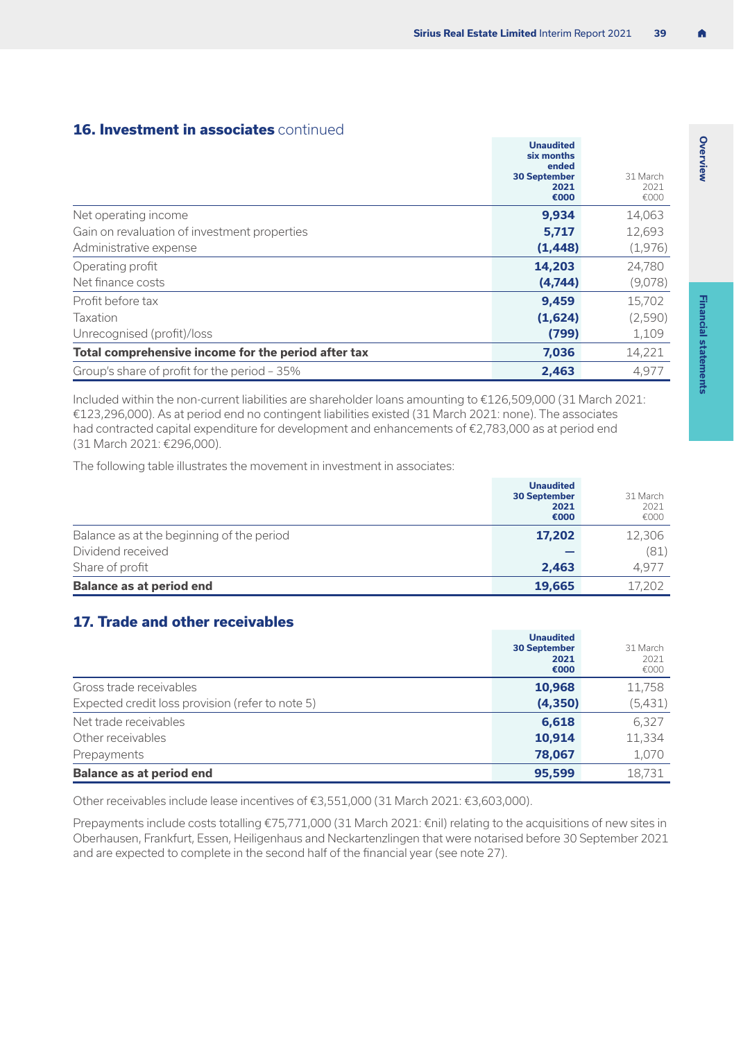## 16. Investment in associates continued

| | Unaudited six months ended 30 September 2021 €000 | 31 March 2021 €000 |
|---|---|---|
| Net operating income | **9,934** | 14,063 |
| Gain on revaluation of investment properties | **5,717** | 12,693 |
| Administrative expense | **(1,448)** | (1,976) |
| Operating profit | **14,203** | 24,780 |
| Net finance costs | **(4,744)** | (9,078) |
| Profit before tax | **9,459** | 15,702 |
| Taxation | **(1,624)** | (2,590) |
| Unrecognised (profit)/loss | **(799)** | 1,109 |
| **Total comprehensive income for the period after tax** | **7,036** | 14,221 |
| Group's share of profit for the period – 35% | **2,463** | 4,977 |

Included within the non-current liabilities are shareholder loans amounting to €126,509,000 (31 March 2021: €123,296,000). As at period end no contingent liabilities existed (31 March 2021: none). The associates had contracted capital expenditure for development and enhancements of €2,783,000 as at period end (31 March 2021: €296,000).

The following table illustrates the movement in investment in associates:

| | Unaudited 30 September 2021 €000 | 31 March 2021 €000 |
|---|---|---|
| Balance as at the beginning of the period | **17,202** | 12,306 |
| Dividend received | **—** | (81) |
| Share of profit | **2,463** | 4,977 |
| **Balance as at period end** | **19,665** | 17,202 |

## 17. Trade and other receivables

| | Unaudited 30 September 2021 €000 | 31 March 2021 €000 |
|---|---|---|
| Gross trade receivables | **10,968** | 11,758 |
| Expected credit loss provision (refer to note 5) | **(4,350)** | (5,431) |
| Net trade receivables | **6,618** | 6,327 |
| Other receivables | **10,914** | 11,334 |
| Prepayments | **78,067** | 1,070 |
| **Balance as at period end** | **95,599** | 18,731 |

Other receivables include lease incentives of €3,551,000 (31 March 2021: €3,603,000).

Prepayments include costs totalling €75,771,000 (31 March 2021: €nil) relating to the acquisitions of new sites in Oberhausen, Frankfurt, Essen, Heiligenhaus and Neckartenzlingen that were notarised before 30 September 2021 and are expected to complete in the second half of the financial year (see note 27).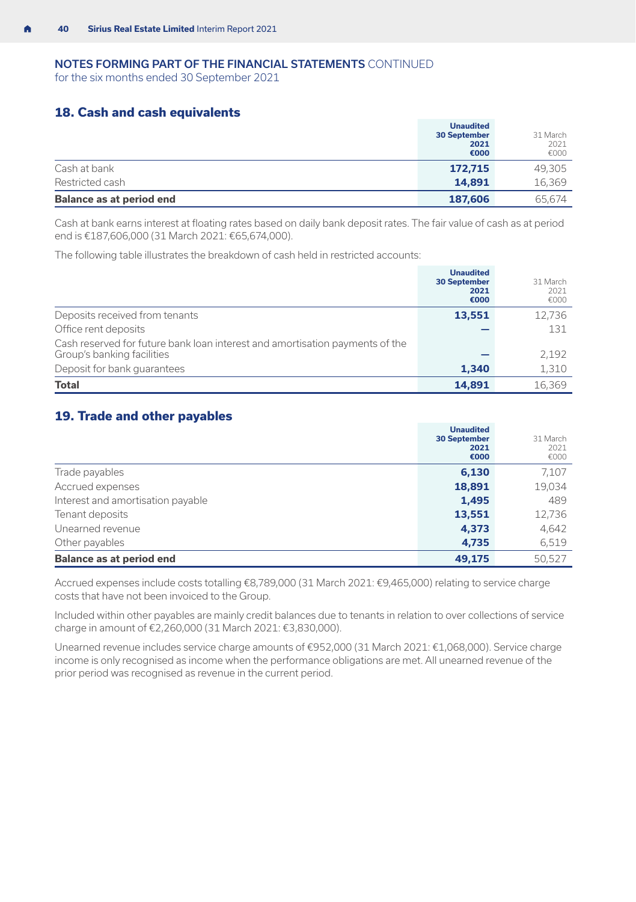## NOTES FORMING PART OF THE FINANCIAL STATEMENTS CONTINUED
for the six months ended 30 September 2021

### 18. Cash and cash equivalents

| | Unaudited 30 September 2021 €000 | 31 March 2021 €000 |
|---|---|---|
| Cash at bank | **172,715** | 49,305 |
| Restricted cash | **14,891** | 16,369 |
| **Balance as at period end** | **187,606** | 65,674 |

Cash at bank earns interest at floating rates based on daily bank deposit rates. The fair value of cash as at period end is €187,606,000 (31 March 2021: €65,674,000).

The following table illustrates the breakdown of cash held in restricted accounts:

| | Unaudited 30 September 2021 €000 | 31 March 2021 €000 |
|---|---|---|
| Deposits received from tenants | **13,551** | 12,736 |
| Office rent deposits | **–** | 131 |
| Cash reserved for future bank loan interest and amortisation payments of the Group's banking facilities | **–** | 2,192 |
| Deposit for bank guarantees | **1,340** | 1,310 |
| **Total** | **14,891** | 16,369 |

### 19. Trade and other payables

| | Unaudited 30 September 2021 €000 | 31 March 2021 €000 |
|---|---|---|
| Trade payables | **6,130** | 7,107 |
| Accrued expenses | **18,891** | 19,034 |
| Interest and amortisation payable | **1,495** | 489 |
| Tenant deposits | **13,551** | 12,736 |
| Unearned revenue | **4,373** | 4,642 |
| Other payables | **4,735** | 6,519 |
| **Balance as at period end** | **49,175** | 50,527 |

Accrued expenses include costs totalling €8,789,000 (31 March 2021: €9,465,000) relating to service charge costs that have not been invoiced to the Group.

Included within other payables are mainly credit balances due to tenants in relation to over collections of service charge in amount of €2,260,000 (31 March 2021: €3,830,000).

Unearned revenue includes service charge amounts of €952,000 (31 March 2021: €1,068,000). Service charge income is only recognised as income when the performance obligations are met. All unearned revenue of the prior period was recognised as revenue in the current period.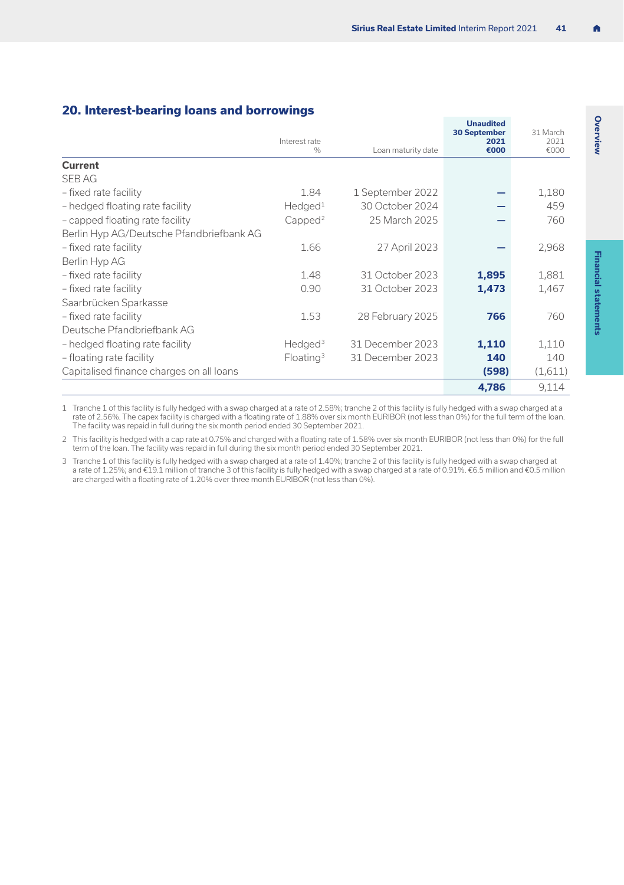## 20. Interest-bearing loans and borrowings

| | Interest rate % | Loan maturity date | Unaudited 30 September 2021 €000 | 31 March 2021 €000 |
|---|---|---|---|---|
| **Current** | | | | |
| SEB AG | | | | |
| – fixed rate facility | 1.84 | 1 September 2022 | – | 1,180 |
| – hedged floating rate facility | Hedged[1] | 30 October 2024 | – | 459 |
| – capped floating rate facility | Capped[2] | 25 March 2025 | – | 760 |
| Berlin Hyp AG/Deutsche Pfandbriefbank AG | | | | |
| – fixed rate facility | 1.66 | 27 April 2023 | – | 2,968 |
| Berlin Hyp AG | | | | |
| – fixed rate facility | 1.48 | 31 October 2023 | **1,895** | 1,881 |
| – fixed rate facility | 0.90 | 31 October 2023 | **1,473** | 1,467 |
| Saarbrücken Sparkasse | | | | |
| – fixed rate facility | 1.53 | 28 February 2025 | **766** | 760 |
| Deutsche Pfandbriefbank AG | | | | |
| – hedged floating rate facility | Hedged[3] | 31 December 2023 | **1,110** | 1,110 |
| – floating rate facility | Floating[3] | 31 December 2023 | **140** | 140 |
| Capitalised finance charges on all loans | | | **(598)** | (1,611) |
| | | | **4,786** | 9,114 |

1 Tranche 1 of this facility is fully hedged with a swap charged at a rate of 2.58%; tranche 2 of this facility is fully hedged with a swap charged at a rate of 2.56%. The capex facility is charged with a floating rate of 1.88% over six month EURIBOR (not less than 0%) for the full term of the loan. The facility was repaid in full during the six month period ended 30 September 2021.

2 This facility is hedged with a cap rate at 0.75% and charged with a floating rate of 1.58% over six month EURIBOR (not less than 0%) for the full term of the loan. The facility was repaid in full during the six month period ended 30 September 2021.

3 Tranche 1 of this facility is fully hedged with a swap charged at a rate of 1.40%; tranche 2 of this facility is fully hedged with a swap charged at a rate of 1.25%; and €19.1 million of tranche 3 of this facility is fully hedged with a swap charged at a rate of 0.91%. €6.5 million and €0.5 million are charged with a floating rate of 1.20% over three month EURIBOR (not less than 0%).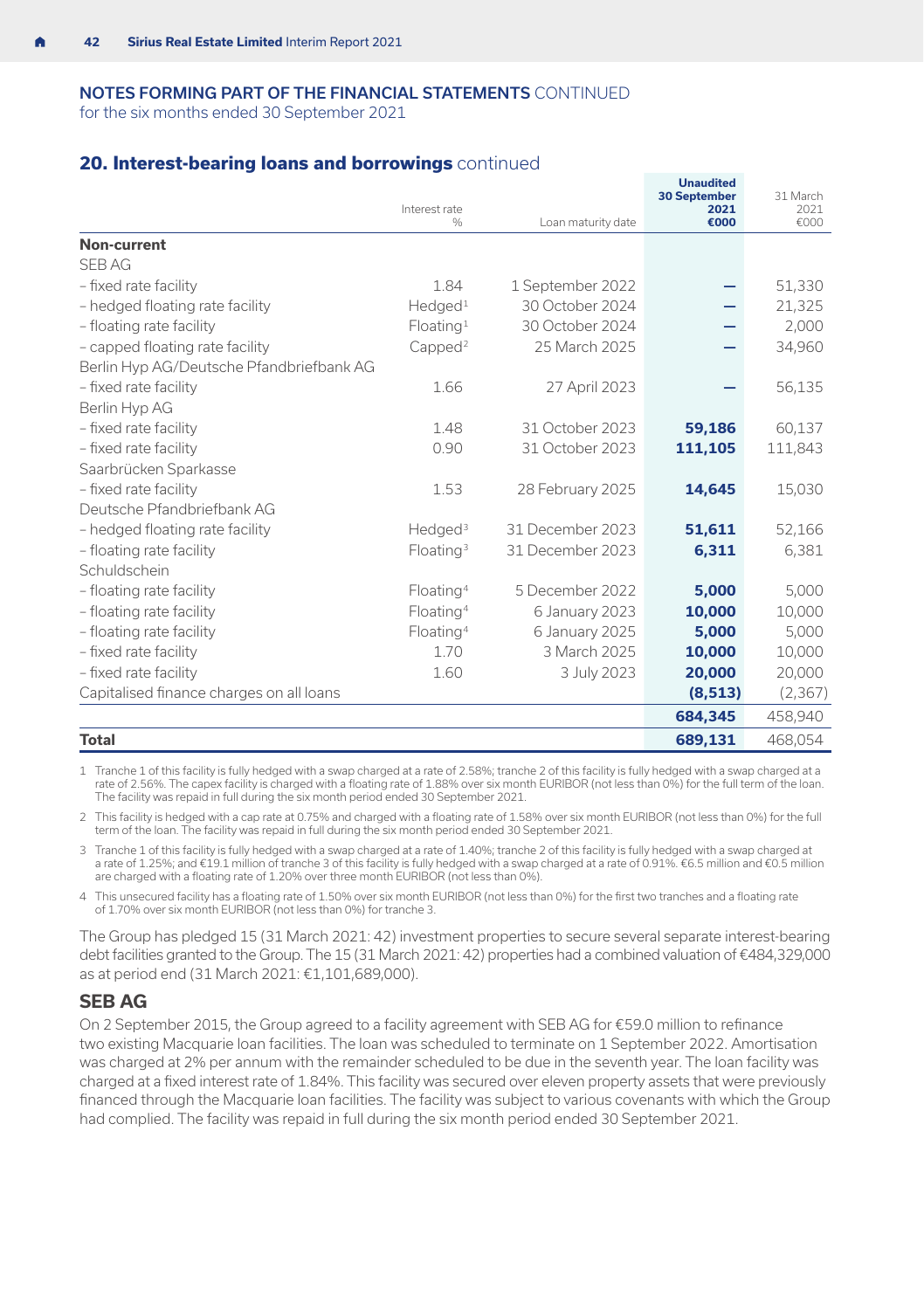## NOTES FORMING PART OF THE FINANCIAL STATEMENTS CONTINUED
for the six months ended 30 September 2021

### 20. Interest-bearing loans and borrowings continued

| | Interest rate % | Loan maturity date | Unaudited 30 September 2021 €000 | 31 March 2021 €000 |
|---|---|---|---|---|
| **Non-current** | | | | |
| SEB AG | | | | |
| – fixed rate facility | 1.84 | 1 September 2022 | – | 51,330 |
| – hedged floating rate facility | Hedged[1] | 30 October 2024 | – | 21,325 |
| – floating rate facility | Floating[1] | 30 October 2024 | – | 2,000 |
| – capped floating rate facility | Capped[2] | 25 March 2025 | – | 34,960 |
| Berlin Hyp AG/Deutsche Pfandbriefbank AG | | | | |
| – fixed rate facility | 1.66 | 27 April 2023 | – | 56,135 |
| Berlin Hyp AG | | | | |
| – fixed rate facility | 1.48 | 31 October 2023 | **59,186** | 60,137 |
| – fixed rate facility | 0.90 | 31 October 2023 | **111,105** | 111,843 |
| Saarbrücken Sparkasse | | | | |
| – fixed rate facility | 1.53 | 28 February 2025 | **14,645** | 15,030 |
| Deutsche Pfandbriefbank AG | | | | |
| – hedged floating rate facility | Hedged[3] | 31 December 2023 | **51,611** | 52,166 |
| – floating rate facility | Floating[3] | 31 December 2023 | **6,311** | 6,381 |
| Schuldschein | | | | |
| – floating rate facility | Floating[4] | 5 December 2022 | **5,000** | 5,000 |
| – floating rate facility | Floating[4] | 6 January 2023 | **10,000** | 10,000 |
| – floating rate facility | Floating[4] | 6 January 2025 | **5,000** | 5,000 |
| – fixed rate facility | 1.70 | 3 March 2025 | **10,000** | 10,000 |
| – fixed rate facility | 1.60 | 3 July 2023 | **20,000** | 20,000 |
| Capitalised finance charges on all loans | | | **(8,513)** | (2,367) |
| | | | **684,345** | 458,940 |
| **Total** | | | **689,131** | 468,054 |

1 Tranche 1 of this facility is fully hedged with a swap charged at a rate of 2.58%; tranche 2 of this facility is fully hedged with a swap charged at a rate of 2.56%. The capex facility is charged with a floating rate of 1.88% over six month EURIBOR (not less than 0%) for the full term of the loan. The facility was repaid in full during the six month period ended 30 September 2021.

2 This facility is hedged with a cap rate at 0.75% and charged with a floating rate of 1.58% over six month EURIBOR (not less than 0%) for the full term of the loan. The facility was repaid in full during the six month period ended 30 September 2021.

3 Tranche 1 of this facility is fully hedged with a swap charged at a rate of 1.40%; tranche 2 of this facility is fully hedged with a swap charged at a rate of 1.25%; and €19.1 million of tranche 3 of this facility is fully hedged with a swap charged at a rate of 0.91%. €6.5 million and €0.5 million are charged with a floating rate of 1.20% over three month EURIBOR (not less than 0%).

4 This unsecured facility has a floating rate of 1.50% over six month EURIBOR (not less than 0%) for the first two tranches and a floating rate of 1.70% over six month EURIBOR (not less than 0%) for tranche 3.

The Group has pledged 15 (31 March 2021: 42) investment properties to secure several separate interest-bearing debt facilities granted to the Group. The 15 (31 March 2021: 42) properties had a combined valuation of €484,329,000 as at period end (31 March 2021: €1,101,689,000).

### SEB AG

On 2 September 2015, the Group agreed to a facility agreement with SEB AG for €59.0 million to refinance two existing Macquarie loan facilities. The loan was scheduled to terminate on 1 September 2022. Amortisation was charged at 2% per annum with the remainder scheduled to be due in the seventh year. The loan facility was charged at a fixed interest rate of 1.84%. This facility was secured over eleven property assets that were previously financed through the Macquarie loan facilities. The facility was subject to various covenants with which the Group had complied. The facility was repaid in full during the six month period ended 30 September 2021.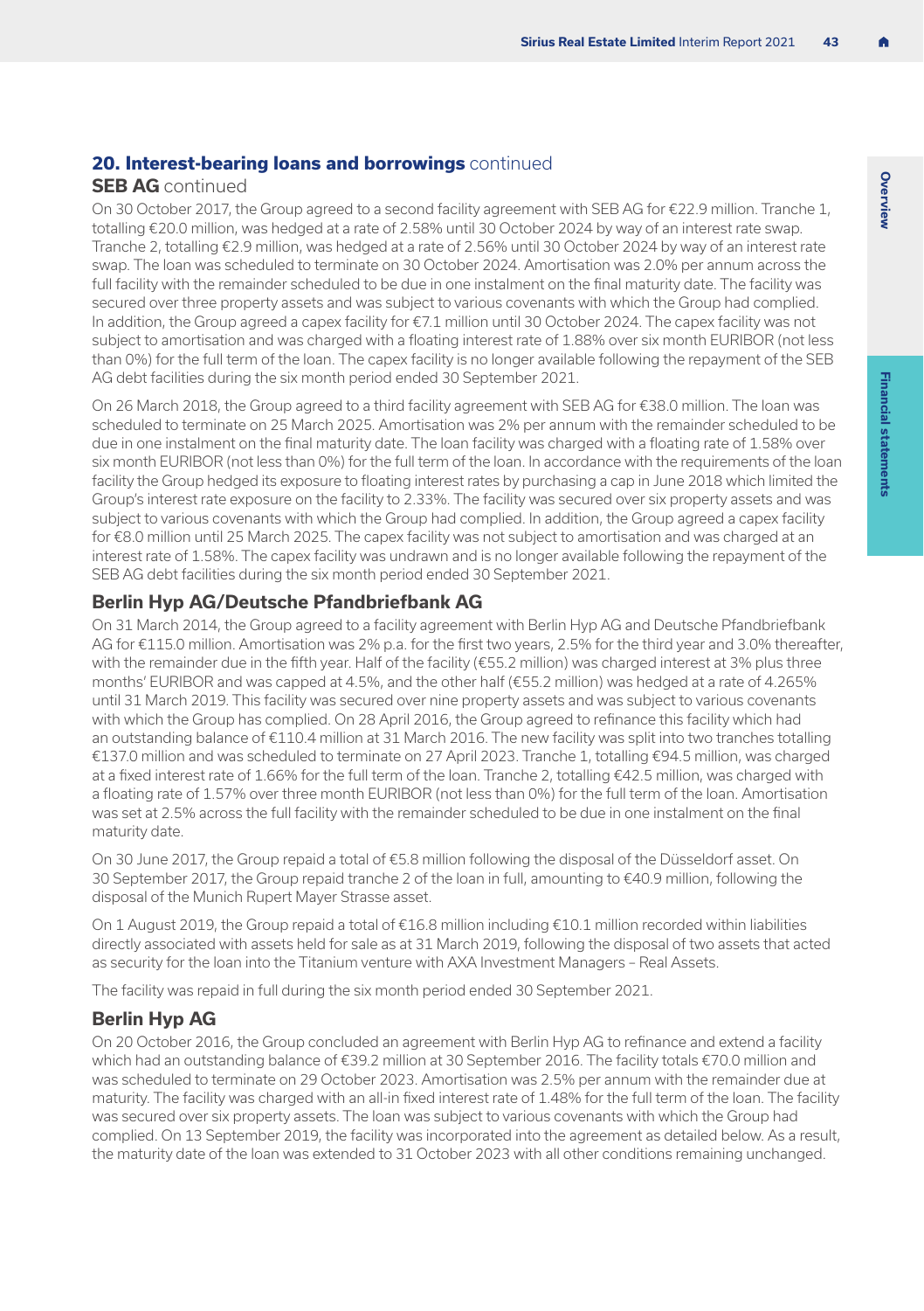## 20. Interest-bearing loans and borrowings continued

### SEB AG continued

On 30 October 2017, the Group agreed to a second facility agreement with SEB AG for €22.9 million. Tranche 1, totalling €20.0 million, was hedged at a rate of 2.58% until 30 October 2024 by way of an interest rate swap. Tranche 2, totalling €2.9 million, was hedged at a rate of 2.56% until 30 October 2024 by way of an interest rate swap. The loan was scheduled to terminate on 30 October 2024. Amortisation was 2.0% per annum across the full facility with the remainder scheduled to be due in one instalment on the final maturity date. The facility was secured over three property assets and was subject to various covenants with which the Group had complied. In addition, the Group agreed a capex facility for €7.1 million until 30 October 2024. The capex facility was not subject to amortisation and was charged with a floating interest rate of 1.88% over six month EURIBOR (not less than 0%) for the full term of the loan. The capex facility is no longer available following the repayment of the SEB AG debt facilities during the six month period ended 30 September 2021.

On 26 March 2018, the Group agreed to a third facility agreement with SEB AG for €38.0 million. The loan was scheduled to terminate on 25 March 2025. Amortisation was 2% per annum with the remainder scheduled to be due in one instalment on the final maturity date. The loan facility was charged with a floating rate of 1.58% over six month EURIBOR (not less than 0%) for the full term of the loan. In accordance with the requirements of the loan facility the Group hedged its exposure to floating interest rates by purchasing a cap in June 2018 which limited the Group's interest rate exposure on the facility to 2.33%. The facility was secured over six property assets and was subject to various covenants with which the Group had complied. In addition, the Group agreed a capex facility for €8.0 million until 25 March 2025. The capex facility was not subject to amortisation and was charged at an interest rate of 1.58%. The capex facility was undrawn and is no longer available following the repayment of the SEB AG debt facilities during the six month period ended 30 September 2021.

### Berlin Hyp AG/Deutsche Pfandbriefbank AG

On 31 March 2014, the Group agreed to a facility agreement with Berlin Hyp AG and Deutsche Pfandbriefbank AG for €115.0 million. Amortisation was 2% p.a. for the first two years, 2.5% for the third year and 3.0% thereafter, with the remainder due in the fifth year. Half of the facility (€55.2 million) was charged interest at 3% plus three months' EURIBOR and was capped at 4.5%, and the other half (€55.2 million) was hedged at a rate of 4.265% until 31 March 2019. This facility was secured over nine property assets and was subject to various covenants with which the Group has complied. On 28 April 2016, the Group agreed to refinance this facility which had an outstanding balance of €110.4 million at 31 March 2016. The new facility was split into two tranches totalling €137.0 million and was scheduled to terminate on 27 April 2023. Tranche 1, totalling €94.5 million, was charged at a fixed interest rate of 1.66% for the full term of the loan. Tranche 2, totalling €42.5 million, was charged with a floating rate of 1.57% over three month EURIBOR (not less than 0%) for the full term of the loan. Amortisation was set at 2.5% across the full facility with the remainder scheduled to be due in one instalment on the final maturity date.

On 30 June 2017, the Group repaid a total of €5.8 million following the disposal of the Düsseldorf asset. On 30 September 2017, the Group repaid tranche 2 of the loan in full, amounting to €40.9 million, following the disposal of the Munich Rupert Mayer Strasse asset.

On 1 August 2019, the Group repaid a total of €16.8 million including €10.1 million recorded within liabilities directly associated with assets held for sale as at 31 March 2019, following the disposal of two assets that acted as security for the loan into the Titanium venture with AXA Investment Managers – Real Assets.

The facility was repaid in full during the six month period ended 30 September 2021.

### Berlin Hyp AG

On 20 October 2016, the Group concluded an agreement with Berlin Hyp AG to refinance and extend a facility which had an outstanding balance of €39.2 million at 30 September 2016. The facility totals €70.0 million and was scheduled to terminate on 29 October 2023. Amortisation was 2.5% per annum with the remainder due at maturity. The facility was charged with an all-in fixed interest rate of 1.48% for the full term of the loan. The facility was secured over six property assets. The loan was subject to various covenants with which the Group had complied. On 13 September 2019, the facility was incorporated into the agreement as detailed below. As a result, the maturity date of the loan was extended to 31 October 2023 with all other conditions remaining unchanged.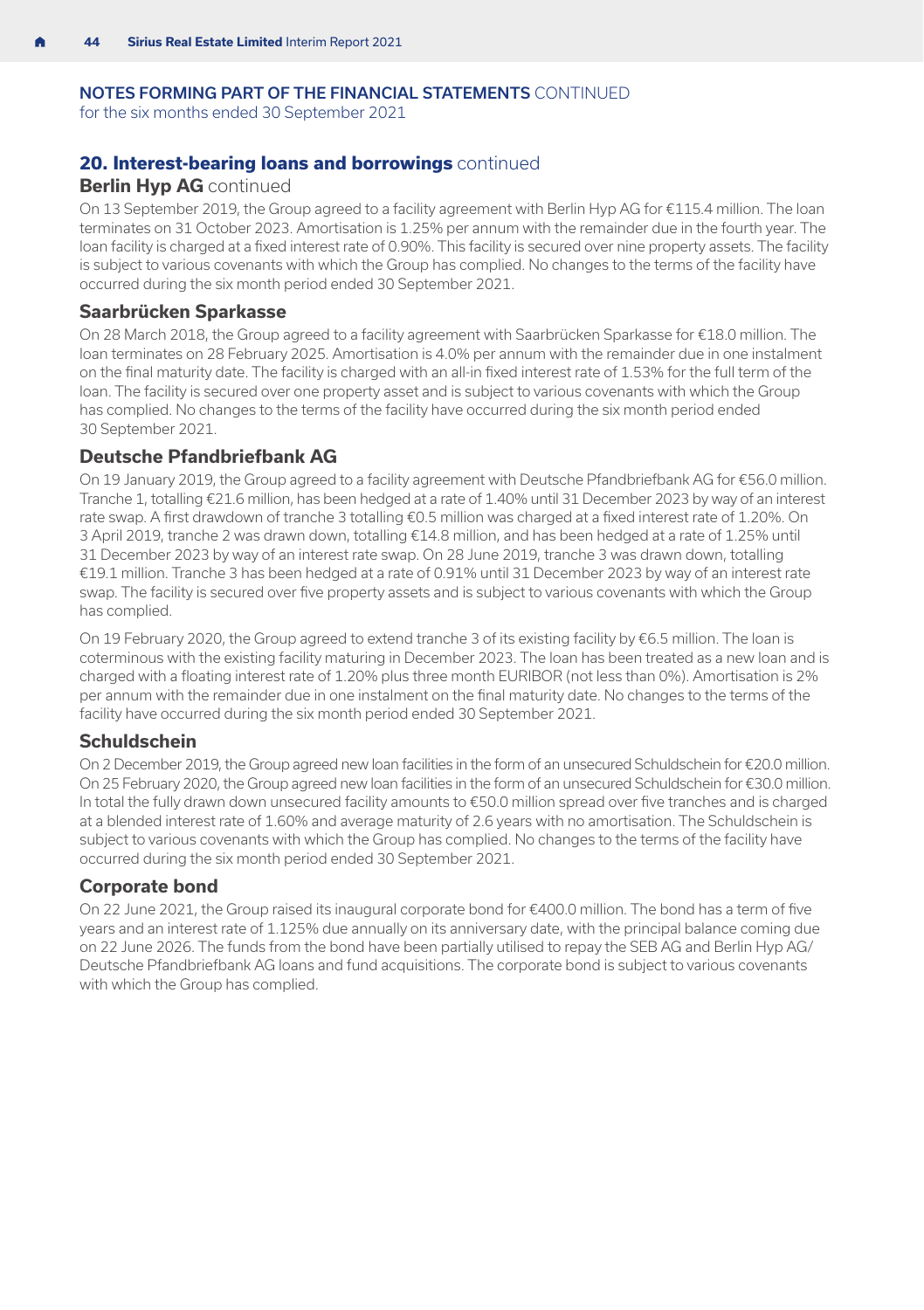## NOTES FORMING PART OF THE FINANCIAL STATEMENTS CONTINUED
for the six months ended 30 September 2021

### 20. Interest-bearing loans and borrowings continued

#### Berlin Hyp AG continued

On 13 September 2019, the Group agreed to a facility agreement with Berlin Hyp AG for €115.4 million. The loan terminates on 31 October 2023. Amortisation is 1.25% per annum with the remainder due in the fourth year. The loan facility is charged at a fixed interest rate of 0.90%. This facility is secured over nine property assets. The facility is subject to various covenants with which the Group has complied. No changes to the terms of the facility have occurred during the six month period ended 30 September 2021.

#### Saarbrücken Sparkasse

On 28 March 2018, the Group agreed to a facility agreement with Saarbrücken Sparkasse for €18.0 million. The loan terminates on 28 February 2025. Amortisation is 4.0% per annum with the remainder due in one instalment on the final maturity date. The facility is charged with an all-in fixed interest rate of 1.53% for the full term of the loan. The facility is secured over one property asset and is subject to various covenants with which the Group has complied. No changes to the terms of the facility have occurred during the six month period ended 30 September 2021.

#### Deutsche Pfandbriefbank AG

On 19 January 2019, the Group agreed to a facility agreement with Deutsche Pfandbriefbank AG for €56.0 million. Tranche 1, totalling €21.6 million, has been hedged at a rate of 1.40% until 31 December 2023 by way of an interest rate swap. A first drawdown of tranche 3 totalling €0.5 million was charged at a fixed interest rate of 1.20%. On 3 April 2019, tranche 2 was drawn down, totalling €14.8 million, and has been hedged at a rate of 1.25% until 31 December 2023 by way of an interest rate swap. On 28 June 2019, tranche 3 was drawn down, totalling €19.1 million. Tranche 3 has been hedged at a rate of 0.91% until 31 December 2023 by way of an interest rate swap. The facility is secured over five property assets and is subject to various covenants with which the Group has complied.

On 19 February 2020, the Group agreed to extend tranche 3 of its existing facility by €6.5 million. The loan is coterminous with the existing facility maturing in December 2023. The loan has been treated as a new loan and is charged with a floating interest rate of 1.20% plus three month EURIBOR (not less than 0%). Amortisation is 2% per annum with the remainder due in one instalment on the final maturity date. No changes to the terms of the facility have occurred during the six month period ended 30 September 2021.

#### Schuldschein

On 2 December 2019, the Group agreed new loan facilities in the form of an unsecured Schuldschein for €20.0 million. On 25 February 2020, the Group agreed new loan facilities in the form of an unsecured Schuldschein for €30.0 million. In total the fully drawn down unsecured facility amounts to €50.0 million spread over five tranches and is charged at a blended interest rate of 1.60% and average maturity of 2.6 years with no amortisation. The Schuldschein is subject to various covenants with which the Group has complied. No changes to the terms of the facility have occurred during the six month period ended 30 September 2021.

#### Corporate bond

On 22 June 2021, the Group raised its inaugural corporate bond for €400.0 million. The bond has a term of five years and an interest rate of 1.125% due annually on its anniversary date, with the principal balance coming due on 22 June 2026. The funds from the bond have been partially utilised to repay the SEB AG and Berlin Hyp AG/ Deutsche Pfandbriefbank AG loans and fund acquisitions. The corporate bond is subject to various covenants with which the Group has complied.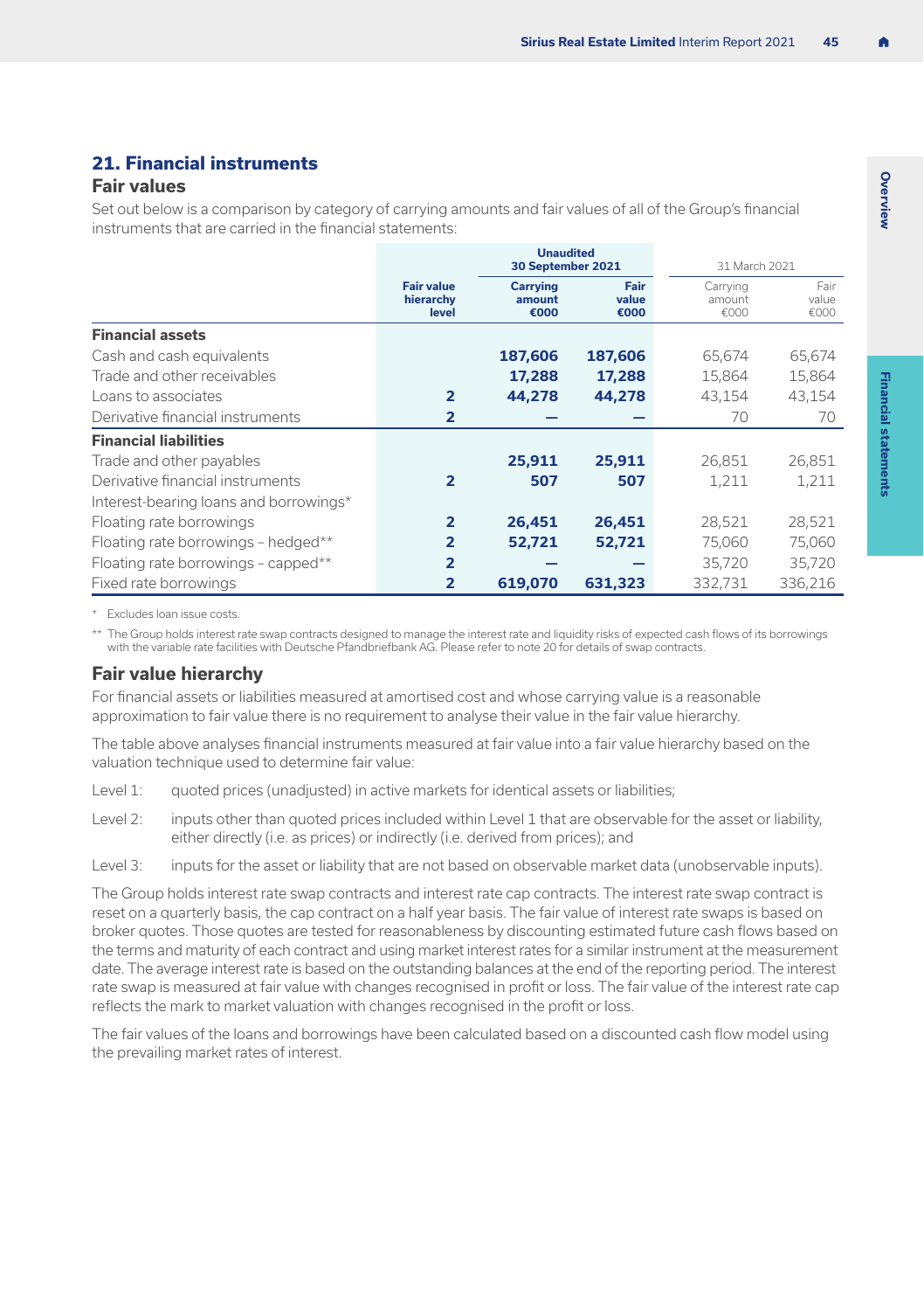## 21. Financial instruments

### Fair values

Set out below is a comparison by category of carrying amounts and fair values of all of the Group's financial instruments that are carried in the financial statements:

| | | Unaudited 30 September 2021 | | 31 March 2021 | |
|---|---|---|---|---|---|
| | Fair value hierarchy level | Carrying amount €000 | Fair value €000 | Carrying amount €000 | Fair value €000 |
| **Financial assets** | | | | | |
| Cash and cash equivalents | | 187,606 | 187,606 | 65,674 | 65,674 |
| Trade and other receivables | | 17,288 | 17,288 | 15,864 | 15,864 |
| Loans to associates | 2 | 44,278 | 44,278 | 43,154 | 43,154 |
| Derivative financial instruments | 2 | – | – | 70 | 70 |
| **Financial liabilities** | | | | | |
| Trade and other payables | | 25,911 | 25,911 | 26,851 | 26,851 |
| Derivative financial instruments | 2 | 507 | 507 | 1,211 | 1,211 |
| Interest-bearing loans and borrowings* | | | | | |
| Floating rate borrowings | 2 | 26,451 | 26,451 | 28,521 | 28,521 |
| Floating rate borrowings – hedged** | 2 | 52,721 | 52,721 | 75,060 | 75,060 |
| Floating rate borrowings – capped** | 2 | – | – | 35,720 | 35,720 |
| Fixed rate borrowings | 2 | 619,070 | 631,323 | 332,731 | 336,216 |

\* Excludes loan issue costs.

\** The Group holds interest rate swap contracts designed to manage the interest rate and liquidity risks of expected cash flows of its borrowings with the variable rate facilities with Deutsche Pfandbriefbank AG. Please refer to note 20 for details of swap contracts.

### Fair value hierarchy

For financial assets or liabilities measured at amortised cost and whose carrying value is a reasonable approximation to fair value there is no requirement to analyse their value in the fair value hierarchy.

The table above analyses financial instruments measured at fair value into a fair value hierarchy based on the valuation technique used to determine fair value:

Level 1: quoted prices (unadjusted) in active markets for identical assets or liabilities;

Level 2: inputs other than quoted prices included within Level 1 that are observable for the asset or liability, either directly (i.e. as prices) or indirectly (i.e. derived from prices); and

Level 3: inputs for the asset or liability that are not based on observable market data (unobservable inputs).

The Group holds interest rate swap contracts and interest rate cap contracts. The interest rate swap contract is reset on a quarterly basis, the cap contract on a half year basis. The fair value of interest rate swaps is based on broker quotes. Those quotes are tested for reasonableness by discounting estimated future cash flows based on the terms and maturity of each contract and using market interest rates for a similar instrument at the measurement date. The average interest rate is based on the outstanding balances at the end of the reporting period. The interest rate swap is measured at fair value with changes recognised in profit or loss. The fair value of the interest rate cap reflects the mark to market valuation with changes recognised in the profit or loss.

The fair values of the loans and borrowings have been calculated based on a discounted cash flow model using the prevailing market rates of interest.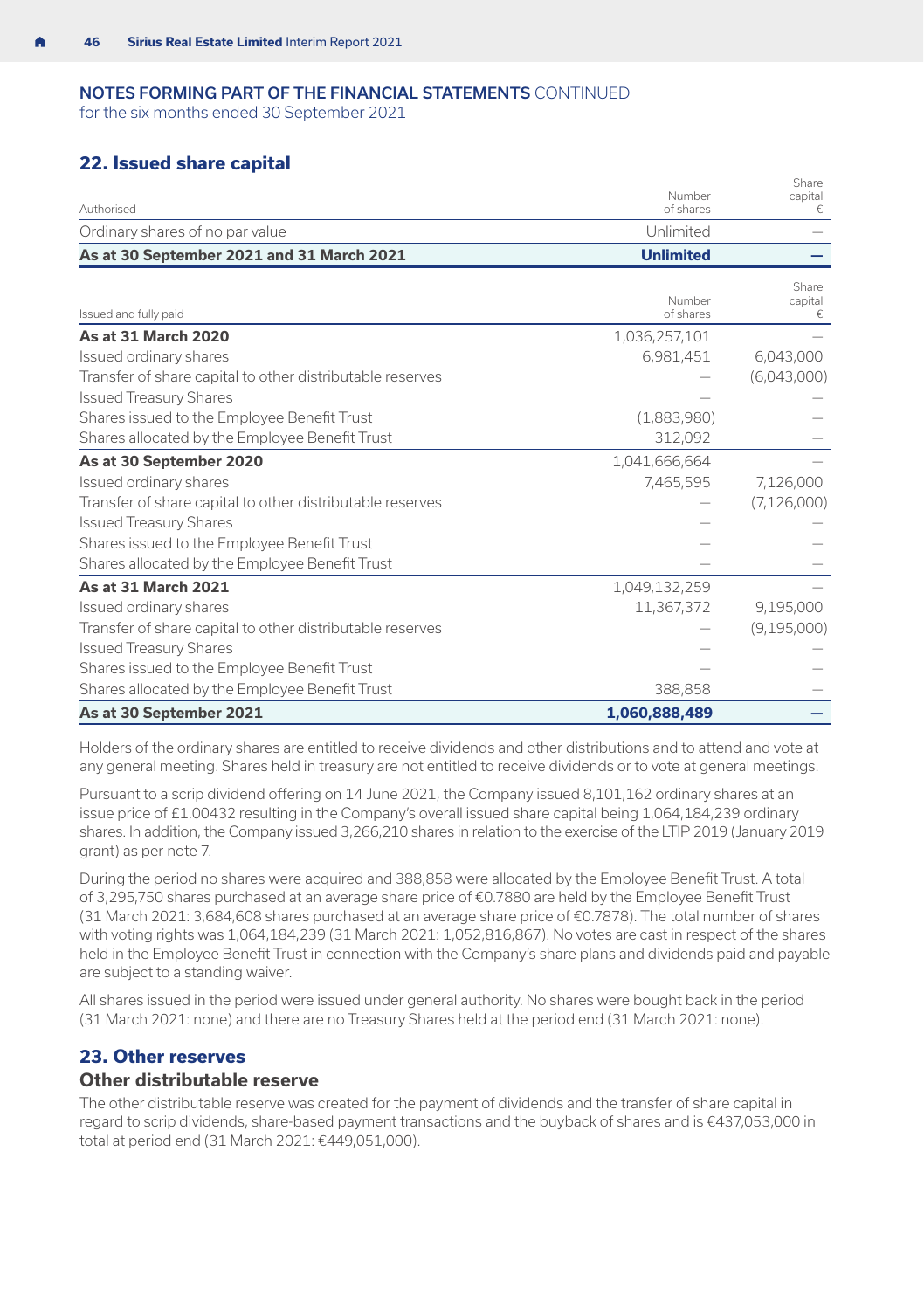## NOTES FORMING PART OF THE FINANCIAL STATEMENTS CONTINUED

for the six months ended 30 September 2021

### 22. Issued share capital

| Authorised | Number of shares | Share capital € |
|---|---|---|
| Ordinary shares of no par value | Unlimited | – |
| **As at 30 September 2021 and 31 March 2021** | **Unlimited** | **–** |

| Issued and fully paid | Number of shares | Share capital € |
|---|---|---|
| **As at 31 March 2020** | 1,036,257,101 | – |
| Issued ordinary shares | 6,981,451 | 6,043,000 |
| Transfer of share capital to other distributable reserves | – | (6,043,000) |
| Issued Treasury Shares | – | – |
| Shares issued to the Employee Benefit Trust | (1,883,980) | – |
| Shares allocated by the Employee Benefit Trust | 312,092 | – |
| **As at 30 September 2020** | 1,041,666,664 | – |
| Issued ordinary shares | 7,465,595 | 7,126,000 |
| Transfer of share capital to other distributable reserves | – | (7,126,000) |
| Issued Treasury Shares | – | – |
| Shares issued to the Employee Benefit Trust | – | – |
| Shares allocated by the Employee Benefit Trust | – | – |
| **As at 31 March 2021** | 1,049,132,259 | – |
| Issued ordinary shares | 11,367,372 | 9,195,000 |
| Transfer of share capital to other distributable reserves | – | (9,195,000) |
| Issued Treasury Shares | – | – |
| Shares issued to the Employee Benefit Trust | – | – |
| Shares allocated by the Employee Benefit Trust | 388,858 | – |
| **As at 30 September 2021** | **1,060,888,489** | **–** |

Holders of the ordinary shares are entitled to receive dividends and other distributions and to attend and vote at any general meeting. Shares held in treasury are not entitled to receive dividends or to vote at general meetings.

Pursuant to a scrip dividend offering on 14 June 2021, the Company issued 8,101,162 ordinary shares at an issue price of £1.00432 resulting in the Company's overall issued share capital being 1,064,184,239 ordinary shares. In addition, the Company issued 3,266,210 shares in relation to the exercise of the LTIP 2019 (January 2019 grant) as per note 7.

During the period no shares were acquired and 388,858 were allocated by the Employee Benefit Trust. A total of 3,295,750 shares purchased at an average share price of €0.7880 are held by the Employee Benefit Trust (31 March 2021: 3,684,608 shares purchased at an average share price of €0.7878). The total number of shares with voting rights was 1,064,184,239 (31 March 2021: 1,052,816,867). No votes are cast in respect of the shares held in the Employee Benefit Trust in connection with the Company's share plans and dividends paid and payable are subject to a standing waiver.

All shares issued in the period were issued under general authority. No shares were bought back in the period (31 March 2021: none) and there are no Treasury Shares held at the period end (31 March 2021: none).

### 23. Other reserves

#### Other distributable reserve

The other distributable reserve was created for the payment of dividends and the transfer of share capital in regard to scrip dividends, share-based payment transactions and the buyback of shares and is €437,053,000 in total at period end (31 March 2021: €449,051,000).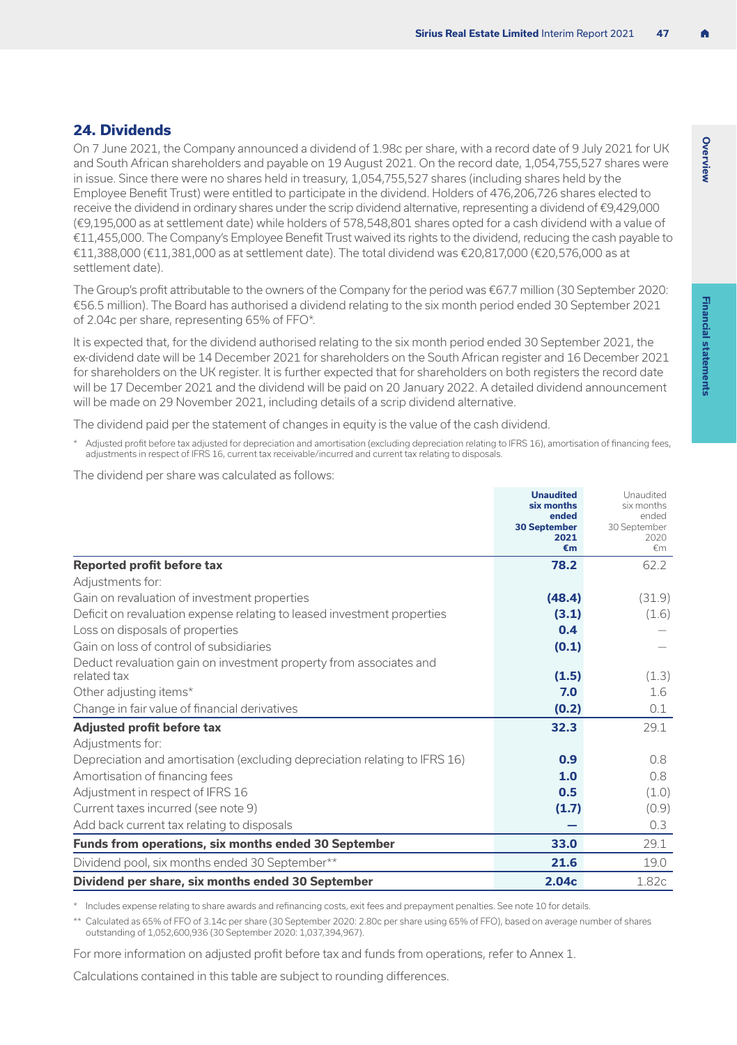## 24. Dividends

On 7 June 2021, the Company announced a dividend of 1.98c per share, with a record date of 9 July 2021 for UK and South African shareholders and payable on 19 August 2021. On the record date, 1,054,755,527 shares were in issue. Since there were no shares held in treasury, 1,054,755,527 shares (including shares held by the Employee Benefit Trust) were entitled to participate in the dividend. Holders of 476,206,726 shares elected to receive the dividend in ordinary shares under the scrip dividend alternative, representing a dividend of €9,429,000 (€9,195,000 as at settlement date) while holders of 578,548,801 shares opted for a cash dividend with a value of €11,455,000. The Company's Employee Benefit Trust waived its rights to the dividend, reducing the cash payable to €11,388,000 (€11,381,000 as at settlement date). The total dividend was €20,817,000 (€20,576,000 as at settlement date).

The Group's profit attributable to the owners of the Company for the period was €67.7 million (30 September 2020: €56.5 million). The Board has authorised a dividend relating to the six month period ended 30 September 2021 of 2.04c per share, representing 65% of FFO*.

It is expected that, for the dividend authorised relating to the six month period ended 30 September 2021, the ex-dividend date will be 14 December 2021 for shareholders on the South African register and 16 December 2021 for shareholders on the UK register. It is further expected that for shareholders on both registers the record date will be 17 December 2021 and the dividend will be paid on 20 January 2022. A detailed dividend announcement will be made on 29 November 2021, including details of a scrip dividend alternative.

The dividend paid per the statement of changes in equity is the value of the cash dividend.

\* Adjusted profit before tax adjusted for depreciation and amortisation (excluding depreciation relating to IFRS 16), amortisation of financing fees, adjustments in respect of IFRS 16, current tax receivable/incurred and current tax relating to disposals.

The dividend per share was calculated as follows:

| | **Unaudited six months ended 30 September 2021 €m** | Unaudited six months ended 30 September 2020 €m |
|---|---|---|
| **Reported profit before tax** | **78.2** | 62.2 |
| Adjustments for: | | |
| Gain on revaluation of investment properties | **(48.4)** | (31.9) |
| Deficit on revaluation expense relating to leased investment properties | **(3.1)** | (1.6) |
| Loss on disposals of properties | **0.4** | – |
| Gain on loss of control of subsidiaries | **(0.1)** | – |
| Deduct revaluation gain on investment property from associates and related tax | **(1.5)** | (1.3) |
| Other adjusting items* | **7.0** | 1.6 |
| Change in fair value of financial derivatives | **(0.2)** | 0.1 |
| **Adjusted profit before tax** | **32.3** | 29.1 |
| Adjustments for: | | |
| Depreciation and amortisation (excluding depreciation relating to IFRS 16) | **0.9** | 0.8 |
| Amortisation of financing fees | **1.0** | 0.8 |
| Adjustment in respect of IFRS 16 | **0.5** | (1.0) |
| Current taxes incurred (see note 9) | **(1.7)** | (0.9) |
| Add back current tax relating to disposals | **–** | 0.3 |
| **Funds from operations, six months ended 30 September** | **33.0** | 29.1 |
| Dividend pool, six months ended 30 September** | **21.6** | 19.0 |
| **Dividend per share, six months ended 30 September** | **2.04c** | 1.82c |

\* Includes expense relating to share awards and refinancing costs, exit fees and prepayment penalties. See note 10 for details.

\*\* Calculated as 65% of FFO of 3.14c per share (30 September 2020: 2.80c per share using 65% of FFO), based on average number of shares outstanding of 1,052,600,936 (30 September 2020: 1,037,394,967).

For more information on adjusted profit before tax and funds from operations, refer to Annex 1.

Calculations contained in this table are subject to rounding differences.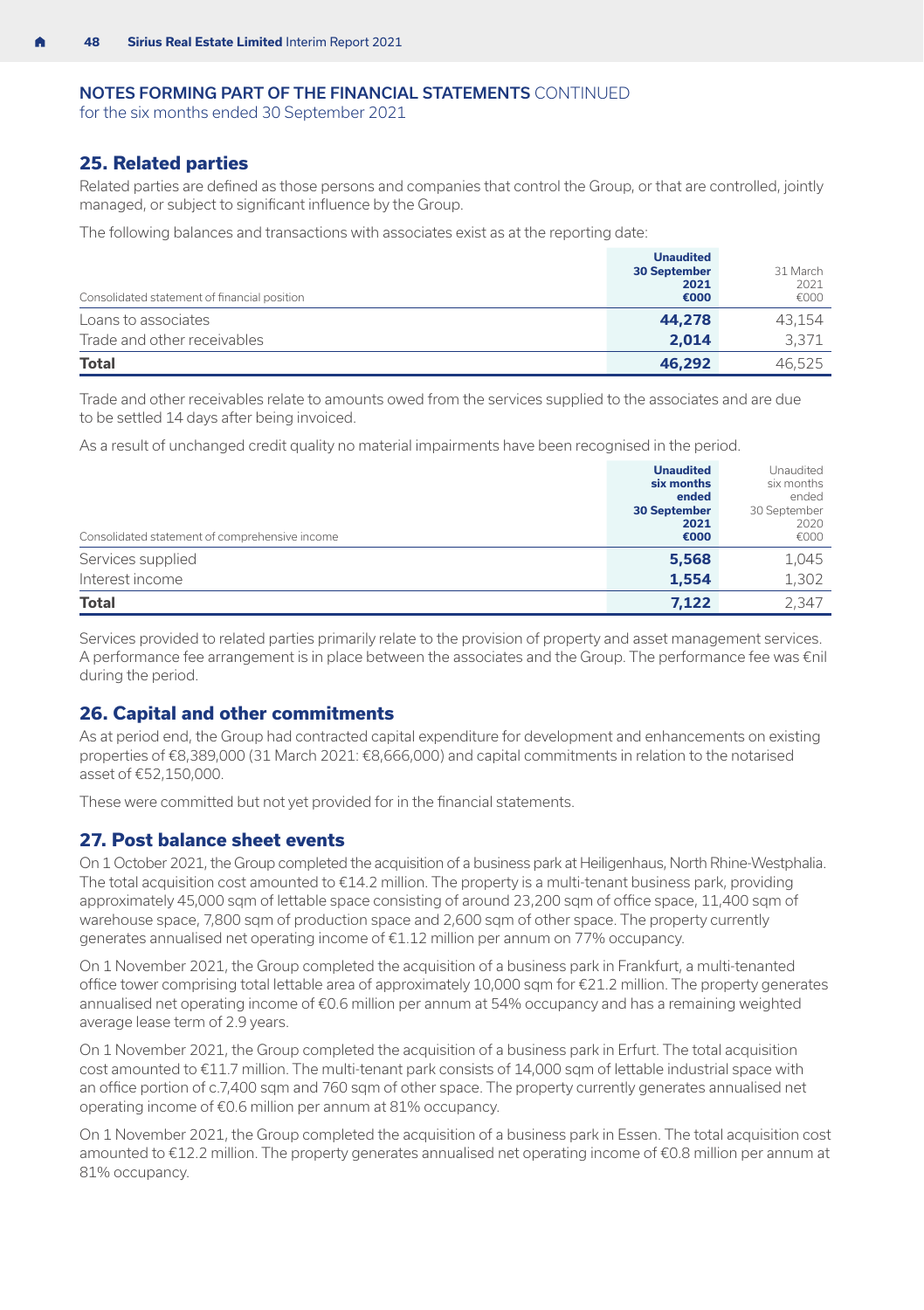## NOTES FORMING PART OF THE FINANCIAL STATEMENTS CONTINUED
for the six months ended 30 September 2021

### 25. Related parties

Related parties are defined as those persons and companies that control the Group, or that are controlled, jointly managed, or subject to significant influence by the Group.

The following balances and transactions with associates exist as at the reporting date:

| Consolidated statement of financial position | **Unaudited 30 September 2021 €000** | 31 March 2021 €000 |
|---|---|---|
| Loans to associates | **44,278** | 43,154 |
| Trade and other receivables | **2,014** | 3,371 |
| **Total** | **46,292** | 46,525 |

Trade and other receivables relate to amounts owed from the services supplied to the associates and are due to be settled 14 days after being invoiced.

As a result of unchanged credit quality no material impairments have been recognised in the period.

| Consolidated statement of comprehensive income | **Unaudited six months ended 30 September 2021 €000** | Unaudited six months ended 30 September 2020 €000 |
|---|---|---|
| Services supplied | **5,568** | 1,045 |
| Interest income | **1,554** | 1,302 |
| **Total** | **7,122** | 2,347 |

Services provided to related parties primarily relate to the provision of property and asset management services. A performance fee arrangement is in place between the associates and the Group. The performance fee was €nil during the period.

### 26. Capital and other commitments

As at period end, the Group had contracted capital expenditure for development and enhancements on existing properties of €8,389,000 (31 March 2021: €8,666,000) and capital commitments in relation to the notarised asset of €52,150,000.

These were committed but not yet provided for in the financial statements.

### 27. Post balance sheet events

On 1 October 2021, the Group completed the acquisition of a business park at Heiligenhaus, North Rhine-Westphalia. The total acquisition cost amounted to €14.2 million. The property is a multi-tenant business park, providing approximately 45,000 sqm of lettable space consisting of around 23,200 sqm of office space, 11,400 sqm of warehouse space, 7,800 sqm of production space and 2,600 sqm of other space. The property currently generates annualised net operating income of €1.12 million per annum on 77% occupancy.

On 1 November 2021, the Group completed the acquisition of a business park in Frankfurt, a multi-tenanted office tower comprising total lettable area of approximately 10,000 sqm for €21.2 million. The property generates annualised net operating income of €0.6 million per annum at 54% occupancy and has a remaining weighted average lease term of 2.9 years.

On 1 November 2021, the Group completed the acquisition of a business park in Erfurt. The total acquisition cost amounted to €11.7 million. The multi-tenant park consists of 14,000 sqm of lettable industrial space with an office portion of c.7,400 sqm and 760 sqm of other space. The property currently generates annualised net operating income of €0.6 million per annum at 81% occupancy.

On 1 November 2021, the Group completed the acquisition of a business park in Essen. The total acquisition cost amounted to €12.2 million. The property generates annualised net operating income of €0.8 million per annum at 81% occupancy.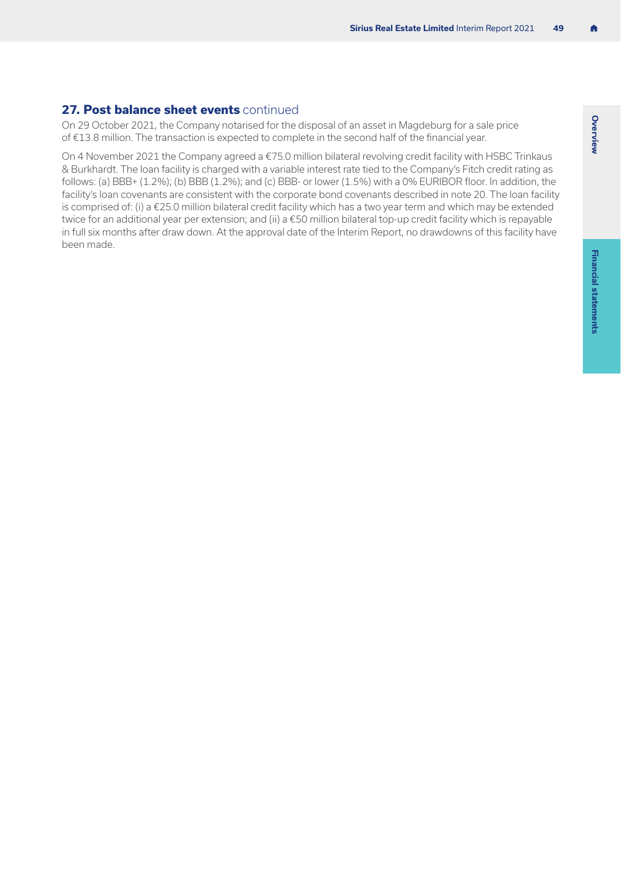## 27. Post balance sheet events continued

On 29 October 2021, the Company notarised for the disposal of an asset in Magdeburg for a sale price of €13.8 million. The transaction is expected to complete in the second half of the financial year.

On 4 November 2021 the Company agreed a €75.0 million bilateral revolving credit facility with HSBC Trinkaus & Burkhardt. The loan facility is charged with a variable interest rate tied to the Company's Fitch credit rating as follows: (a) BBB+ (1.2%); (b) BBB (1.2%); and (c) BBB- or lower (1.5%) with a 0% EURIBOR floor. In addition, the facility's loan covenants are consistent with the corporate bond covenants described in note 20. The loan facility is comprised of: (i) a €25.0 million bilateral credit facility which has a two year term and which may be extended twice for an additional year per extension; and (ii) a €50 million bilateral top-up credit facility which is repayable in full six months after draw down. At the approval date of the Interim Report, no drawdowns of this facility have been made.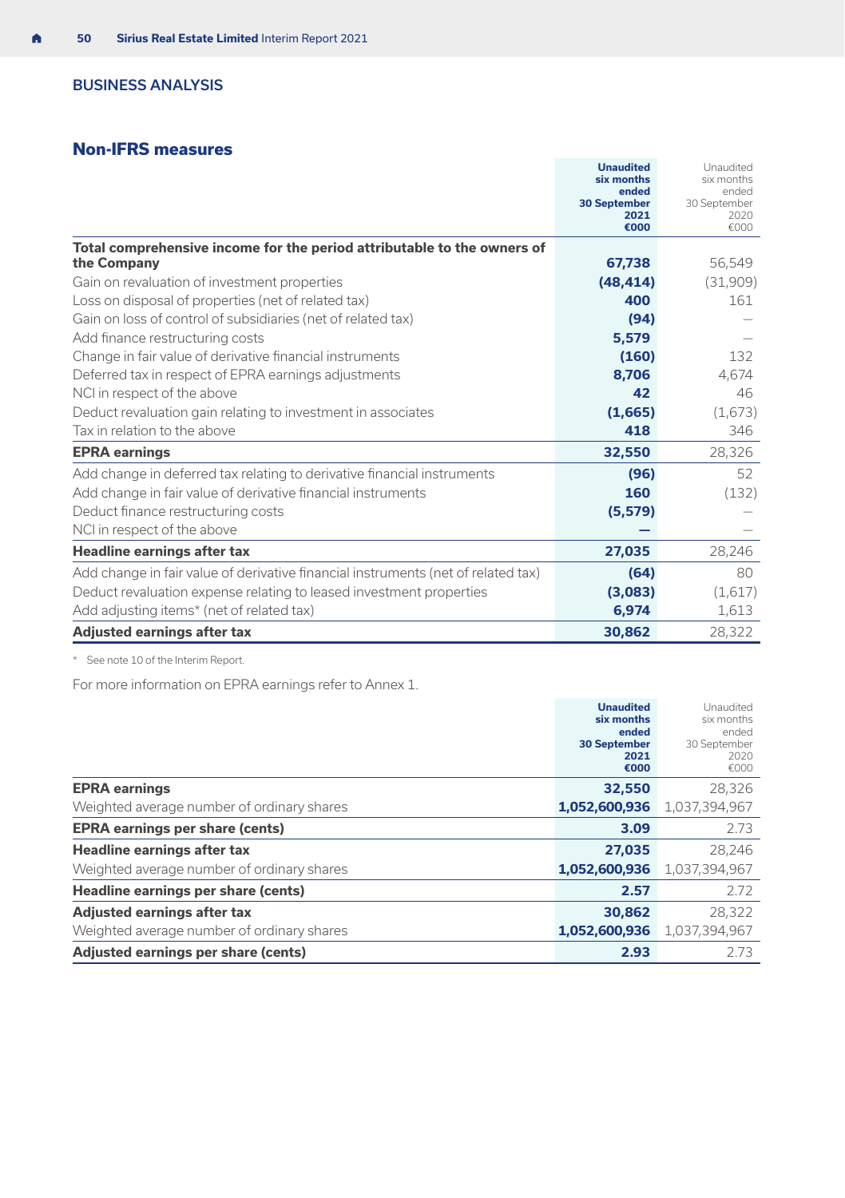## BUSINESS ANALYSIS

### Non-IFRS measures

| | Unaudited six months ended 30 September 2021 €000 | Unaudited six months ended 30 September 2020 €000 |
|---|---|---|
| **Total comprehensive income for the period attributable to the owners of the Company** | **67,738** | 56,549 |
| Gain on revaluation of investment properties | **(48,414)** | (31,909) |
| Loss on disposal of properties (net of related tax) | **400** | 161 |
| Gain on loss of control of subsidiaries (net of related tax) | **(94)** | — |
| Add finance restructuring costs | **5,579** | — |
| Change in fair value of derivative financial instruments | **(160)** | 132 |
| Deferred tax in respect of EPRA earnings adjustments | **8,706** | 4,674 |
| NCI in respect of the above | **42** | 46 |
| Deduct revaluation gain relating to investment in associates | **(1,665)** | (1,673) |
| Tax in relation to the above | **418** | 346 |
| **EPRA earnings** | **32,550** | 28,326 |
| Add change in deferred tax relating to derivative financial instruments | **(96)** | 52 |
| Add change in fair value of derivative financial instruments | **160** | (132) |
| Deduct finance restructuring costs | **(5,579)** | — |
| NCI in respect of the above | **—** | — |
| **Headline earnings after tax** | **27,035** | 28,246 |
| Add change in fair value of derivative financial instruments (net of related tax) | **(64)** | 80 |
| Deduct revaluation expense relating to leased investment properties | **(3,083)** | (1,617) |
| Add adjusting items* (net of related tax) | **6,974** | 1,613 |
| **Adjusted earnings after tax** | **30,862** | 28,322 |

\* See note 10 of the Interim Report.

For more information on EPRA earnings refer to Annex 1.

| | Unaudited six months ended 30 September 2021 €000 | Unaudited six months ended 30 September 2020 €000 |
|---|---|---|
| **EPRA earnings** | **32,550** | 28,326 |
| Weighted average number of ordinary shares | **1,052,600,936** | 1,037,394,967 |
| **EPRA earnings per share (cents)** | **3.09** | 2.73 |
| **Headline earnings after tax** | **27,035** | 28,246 |
| Weighted average number of ordinary shares | **1,052,600,936** | 1,037,394,967 |
| **Headline earnings per share (cents)** | **2.57** | 2.72 |
| **Adjusted earnings after tax** | **30,862** | 28,322 |
| Weighted average number of ordinary shares | **1,052,600,936** | 1,037,394,967 |
| **Adjusted earnings per share (cents)** | **2.93** | 2.73 |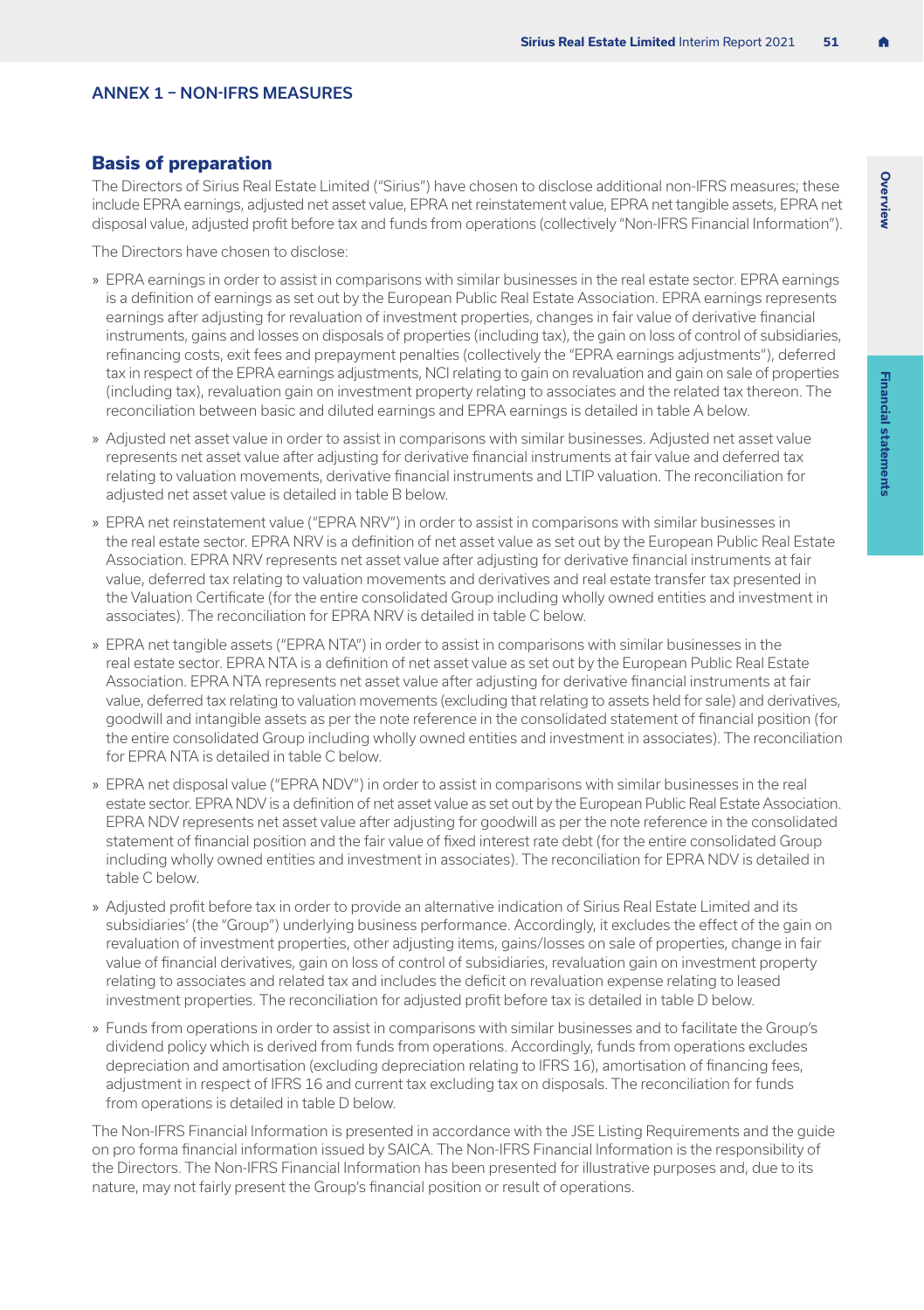## ANNEX 1 – NON-IFRS MEASURES

### Basis of preparation

The Directors of Sirius Real Estate Limited ("Sirius") have chosen to disclose additional non-IFRS measures; these include EPRA earnings, adjusted net asset value, EPRA net reinstatement value, EPRA net tangible assets, EPRA net disposal value, adjusted profit before tax and funds from operations (collectively "Non-IFRS Financial Information").

The Directors have chosen to disclose:

- EPRA earnings in order to assist in comparisons with similar businesses in the real estate sector. EPRA earnings is a definition of earnings as set out by the European Public Real Estate Association. EPRA earnings represents earnings after adjusting for revaluation of investment properties, changes in fair value of derivative financial instruments, gains and losses on disposals of properties (including tax), the gain on loss of control of subsidiaries, refinancing costs, exit fees and prepayment penalties (collectively the "EPRA earnings adjustments"), deferred tax in respect of the EPRA earnings adjustments, NCI relating to gain on revaluation and gain on sale of properties (including tax), revaluation gain on investment property relating to associates and the related tax thereon. The reconciliation between basic and diluted earnings and EPRA earnings is detailed in table A below.
- Adjusted net asset value in order to assist in comparisons with similar businesses. Adjusted net asset value represents net asset value after adjusting for derivative financial instruments at fair value and deferred tax relating to valuation movements, derivative financial instruments and LTIP valuation. The reconciliation for adjusted net asset value is detailed in table B below.
- EPRA net reinstatement value ("EPRA NRV") in order to assist in comparisons with similar businesses in the real estate sector. EPRA NRV is a definition of net asset value as set out by the European Public Real Estate Association. EPRA NRV represents net asset value after adjusting for derivative financial instruments at fair value, deferred tax relating to valuation movements and derivatives and real estate transfer tax presented in the Valuation Certificate (for the entire consolidated Group including wholly owned entities and investment in associates). The reconciliation for EPRA NRV is detailed in table C below.
- EPRA net tangible assets ("EPRA NTA") in order to assist in comparisons with similar businesses in the real estate sector. EPRA NTA is a definition of net asset value as set out by the European Public Real Estate Association. EPRA NTA represents net asset value after adjusting for derivative financial instruments at fair value, deferred tax relating to valuation movements (excluding that relating to assets held for sale) and derivatives, goodwill and intangible assets as per the note reference in the consolidated statement of financial position (for the entire consolidated Group including wholly owned entities and investment in associates). The reconciliation for EPRA NTA is detailed in table C below.
- EPRA net disposal value ("EPRA NDV") in order to assist in comparisons with similar businesses in the real estate sector. EPRA NDV is a definition of net asset value as set out by the European Public Real Estate Association. EPRA NDV represents net asset value after adjusting for goodwill as per the note reference in the consolidated statement of financial position and the fair value of fixed interest rate debt (for the entire consolidated Group including wholly owned entities and investment in associates). The reconciliation for EPRA NDV is detailed in table C below.
- Adjusted profit before tax in order to provide an alternative indication of Sirius Real Estate Limited and its subsidiaries' (the "Group") underlying business performance. Accordingly, it excludes the effect of the gain on revaluation of investment properties, other adjusting items, gains/losses on sale of properties, change in fair value of financial derivatives, gain on loss of control of subsidiaries, revaluation gain on investment property relating to associates and related tax and includes the deficit on revaluation expense relating to leased investment properties. The reconciliation for adjusted profit before tax is detailed in table D below.
- Funds from operations in order to assist in comparisons with similar businesses and to facilitate the Group's dividend policy which is derived from funds from operations. Accordingly, funds from operations excludes depreciation and amortisation (excluding depreciation relating to IFRS 16), amortisation of financing fees, adjustment in respect of IFRS 16 and current tax excluding tax on disposals. The reconciliation for funds from operations is detailed in table D below.

The Non-IFRS Financial Information is presented in accordance with the JSE Listing Requirements and the guide on pro forma financial information issued by SAICA. The Non-IFRS Financial Information is the responsibility of the Directors. The Non-IFRS Financial Information has been presented for illustrative purposes and, due to its nature, may not fairly present the Group's financial position or result of operations.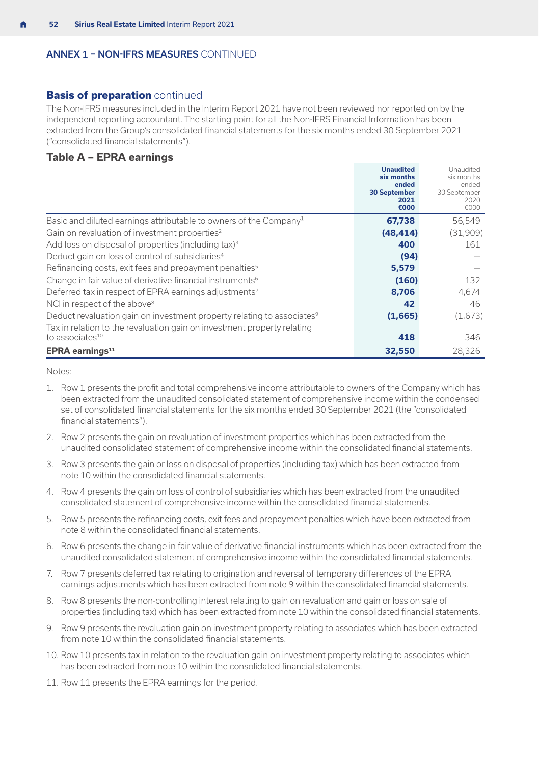## ANNEX 1 – NON-IFRS MEASURES CONTINUED

### Basis of preparation continued

The Non-IFRS measures included in the Interim Report 2021 have not been reviewed nor reported on by the independent reporting accountant. The starting point for all the Non-IFRS Financial Information has been extracted from the Group's consolidated financial statements for the six months ended 30 September 2021 ("consolidated financial statements").

### Table A – EPRA earnings

| | Unaudited six months ended 30 September 2021 €000 | Unaudited six months ended 30 September 2020 €000 |
|---|---|---|
| Basic and diluted earnings attributable to owners of the Company[1] | 67,738 | 56,549 |
| Gain on revaluation of investment properties[2] | (48,414) | (31,909) |
| Add loss on disposal of properties (including tax)[3] | 400 | 161 |
| Deduct gain on loss of control of subsidiaries[4] | (94) | – |
| Refinancing costs, exit fees and prepayment penalties[5] | 5,579 | – |
| Change in fair value of derivative financial instruments[6] | (160) | 132 |
| Deferred tax in respect of EPRA earnings adjustments[7] | 8,706 | 4,674 |
| NCI in respect of the above[8] | 42 | 46 |
| Deduct revaluation gain on investment property relating to associates[9] | (1,665) | (1,673) |
| Tax in relation to the revaluation gain on investment property relating to associates[10] | 418 | 346 |
| **EPRA earnings[11]** | **32,550** | **28,326** |

Notes:

1. Row 1 presents the profit and total comprehensive income attributable to owners of the Company which has been extracted from the unaudited consolidated statement of comprehensive income within the condensed set of consolidated financial statements for the six months ended 30 September 2021 (the "consolidated financial statements").
2. Row 2 presents the gain on revaluation of investment properties which has been extracted from the unaudited consolidated statement of comprehensive income within the consolidated financial statements.
3. Row 3 presents the gain or loss on disposal of properties (including tax) which has been extracted from note 10 within the consolidated financial statements.
4. Row 4 presents the gain on loss of control of subsidiaries which has been extracted from the unaudited consolidated statement of comprehensive income within the consolidated financial statements.
5. Row 5 presents the refinancing costs, exit fees and prepayment penalties which have been extracted from note 8 within the consolidated financial statements.
6. Row 6 presents the change in fair value of derivative financial instruments which has been extracted from the unaudited consolidated statement of comprehensive income within the consolidated financial statements.
7. Row 7 presents deferred tax relating to origination and reversal of temporary differences of the EPRA earnings adjustments which has been extracted from note 9 within the consolidated financial statements.
8. Row 8 presents the non-controlling interest relating to gain on revaluation and gain or loss on sale of properties (including tax) which has been extracted from note 10 within the consolidated financial statements.
9. Row 9 presents the revaluation gain on investment property relating to associates which has been extracted from note 10 within the consolidated financial statements.
10. Row 10 presents tax in relation to the revaluation gain on investment property relating to associates which has been extracted from note 10 within the consolidated financial statements.
11. Row 11 presents the EPRA earnings for the period.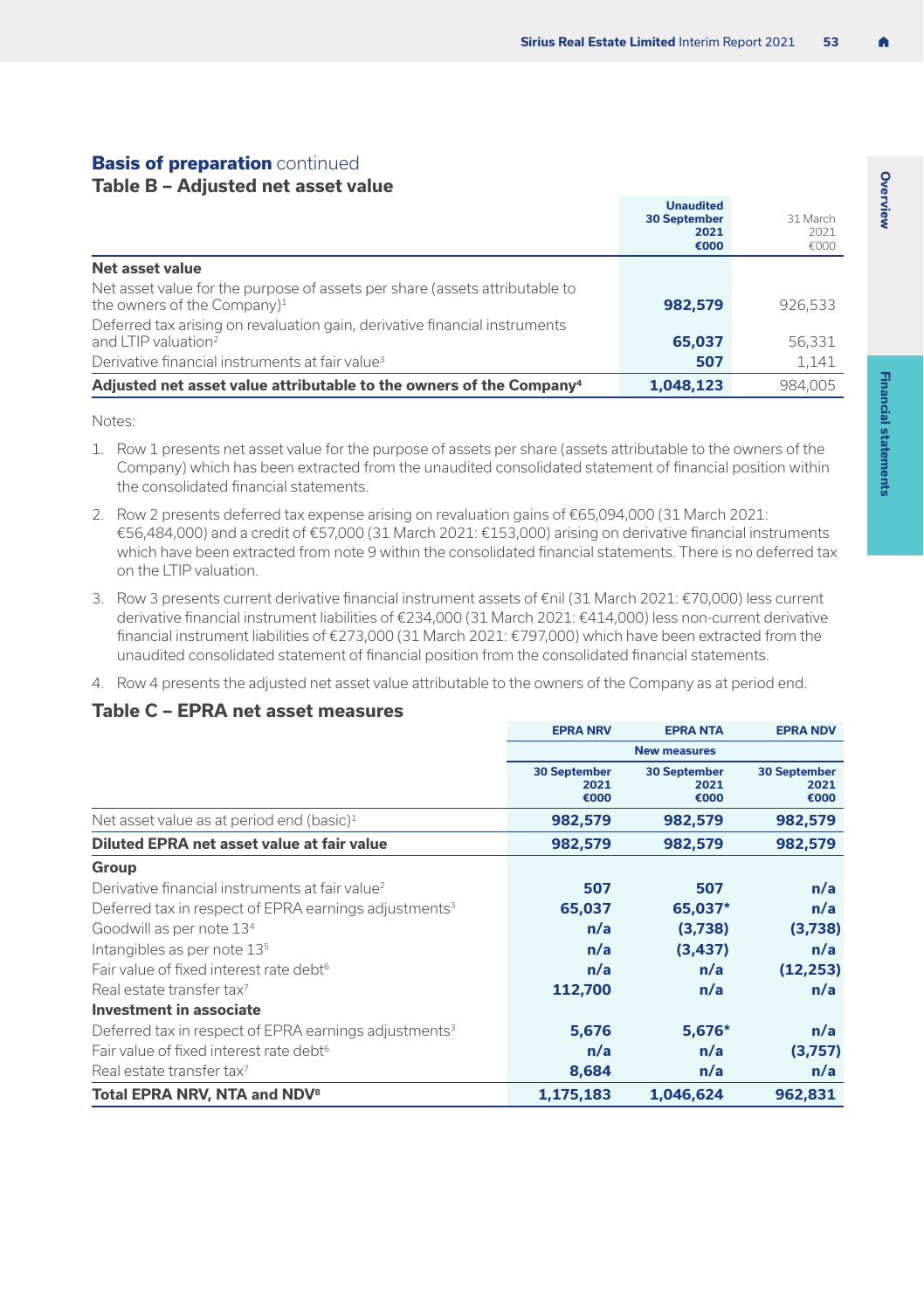## Basis of preparation continued

### Table B – Adjusted net asset value

| | Unaudited 30 September 2021 €000 | 31 March 2021 €000 |
|---|---|---|
| **Net asset value** | | |
| Net asset value for the purpose of assets per share (assets attributable to the owners of the Company)[1] | **982,579** | 926,533 |
| Deferred tax arising on revaluation gain, derivative financial instruments and LTIP valuation[2] | **65,037** | 56,331 |
| Derivative financial instruments at fair value[3] | **507** | 1,141 |
| **Adjusted net asset value attributable to the owners of the Company[4]** | **1,048,123** | 984,005 |

Notes:

1. Row 1 presents net asset value for the purpose of assets per share (assets attributable to the owners of the Company) which has been extracted from the unaudited consolidated statement of financial position within the consolidated financial statements.
2. Row 2 presents deferred tax expense arising on revaluation gains of €65,094,000 (31 March 2021: €56,484,000) and a credit of €57,000 (31 March 2021: €153,000) arising on derivative financial instruments which have been extracted from note 9 within the consolidated financial statements. There is no deferred tax on the LTIP valuation.
3. Row 3 presents current derivative financial instrument assets of €nil (31 March 2021: €70,000) less current derivative financial instrument liabilities of €234,000 (31 March 2021: €414,000) less non-current derivative financial instrument liabilities of €273,000 (31 March 2021: €797,000) which have been extracted from the unaudited consolidated statement of financial position from the consolidated financial statements.
4. Row 4 presents the adjusted net asset value attributable to the owners of the Company as at period end.

### Table C – EPRA net asset measures

| | EPRA NRV | EPRA NTA | EPRA NDV |
|---|---|---|---|
| | New measures | | |
| | 30 September 2021 €000 | 30 September 2021 €000 | 30 September 2021 €000 |
| Net asset value as at period end (basic)[1] | **982,579** | **982,579** | **982,579** |
| **Diluted EPRA net asset value at fair value** | **982,579** | **982,579** | **982,579** |
| **Group** | | | |
| Derivative financial instruments at fair value[2] | **507** | **507** | **n/a** |
| Deferred tax in respect of EPRA earnings adjustments[3] | **65,037** | **65,037*** | **n/a** |
| Goodwill as per note 13[4] | **n/a** | **(3,738)** | **(3,738)** |
| Intangibles as per note 13[5] | **n/a** | **(3,437)** | **n/a** |
| Fair value of fixed interest rate debt[6] | **n/a** | **n/a** | **(12,253)** |
| Real estate transfer tax[7] | **112,700** | **n/a** | **n/a** |
| **Investment in associate** | | | |
| Deferred tax in respect of EPRA earnings adjustments[3] | **5,676** | **5,676*** | **n/a** |
| Fair value of fixed interest rate debt[6] | **n/a** | **n/a** | **(3,757)** |
| Real estate transfer tax[7] | **8,684** | **n/a** | **n/a** |
| **Total EPRA NRV, NTA and NDV[8]** | **1,175,183** | **1,046,624** | **962,831** |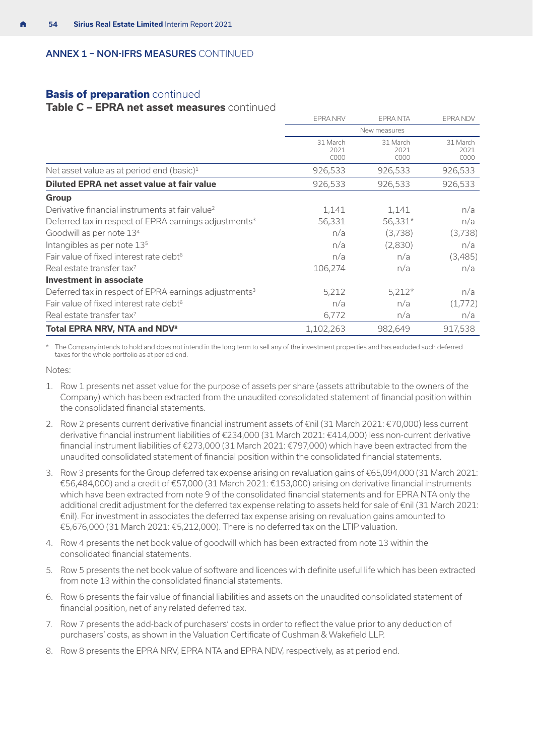## ANNEX 1 – NON-IFRS MEASURES CONTINUED

### Basis of preparation continued

**Table C – EPRA net asset measures continued**

| | EPRA NRV | EPRA NTA | EPRA NDV |
|---|---|---|---|
| | New measures | | |
| | 31 March 2021 €000 | 31 March 2021 €000 | 31 March 2021 €000 |
| Net asset value as at period end (basic)[1] | 926,533 | 926,533 | 926,533 |
| **Diluted EPRA net asset value at fair value** | 926,533 | 926,533 | 926,533 |
| **Group** | | | |
| Derivative financial instruments at fair value[2] | 1,141 | 1,141 | n/a |
| Deferred tax in respect of EPRA earnings adjustments[3] | 56,331 | 56,331* | n/a |
| Goodwill as per note 13[4] | n/a | (3,738) | (3,738) |
| Intangibles as per note 13[5] | n/a | (2,830) | n/a |
| Fair value of fixed interest rate debt[6] | n/a | n/a | (3,485) |
| Real estate transfer tax[7] | 106,274 | n/a | n/a |
| **Investment in associate** | | | |
| Deferred tax in respect of EPRA earnings adjustments[3] | 5,212 | 5,212* | n/a |
| Fair value of fixed interest rate debt[6] | n/a | n/a | (1,772) |
| Real estate transfer tax[7] | 6,772 | n/a | n/a |
| **Total EPRA NRV, NTA and NDV[8]** | 1,102,263 | 982,649 | 917,538 |

\* The Company intends to hold and does not intend in the long term to sell any of the investment properties and has excluded such deferred taxes for the whole portfolio as at period end.

Notes:

1. Row 1 presents net asset value for the purpose of assets per share (assets attributable to the owners of the Company) which has been extracted from the unaudited consolidated statement of financial position within the consolidated financial statements.
2. Row 2 presents current derivative financial instrument assets of €nil (31 March 2021: €70,000) less current derivative financial instrument liabilities of €234,000 (31 March 2021: €414,000) less non-current derivative financial instrument liabilities of €273,000 (31 March 2021: €797,000) which have been extracted from the unaudited consolidated statement of financial position within the consolidated financial statements.
3. Row 3 presents for the Group deferred tax expense arising on revaluation gains of €65,094,000 (31 March 2021: €56,484,000) and a credit of €57,000 (31 March 2021: €153,000) arising on derivative financial instruments which have been extracted from note 9 of the consolidated financial statements and for EPRA NTA only the additional credit adjustment for the deferred tax expense relating to assets held for sale of €nil (31 March 2021: €nil). For investment in associates the deferred tax expense arising on revaluation gains amounted to €5,676,000 (31 March 2021: €5,212,000). There is no deferred tax on the LTIP valuation.
4. Row 4 presents the net book value of goodwill which has been extracted from note 13 within the consolidated financial statements.
5. Row 5 presents the net book value of software and licences with definite useful life which has been extracted from note 13 within the consolidated financial statements.
6. Row 6 presents the fair value of financial liabilities and assets on the unaudited consolidated statement of financial position, net of any related deferred tax.
7. Row 7 presents the add-back of purchasers' costs in order to reflect the value prior to any deduction of purchasers' costs, as shown in the Valuation Certificate of Cushman & Wakefield LLP.
8. Row 8 presents the EPRA NRV, EPRA NTA and EPRA NDV, respectively, as at period end.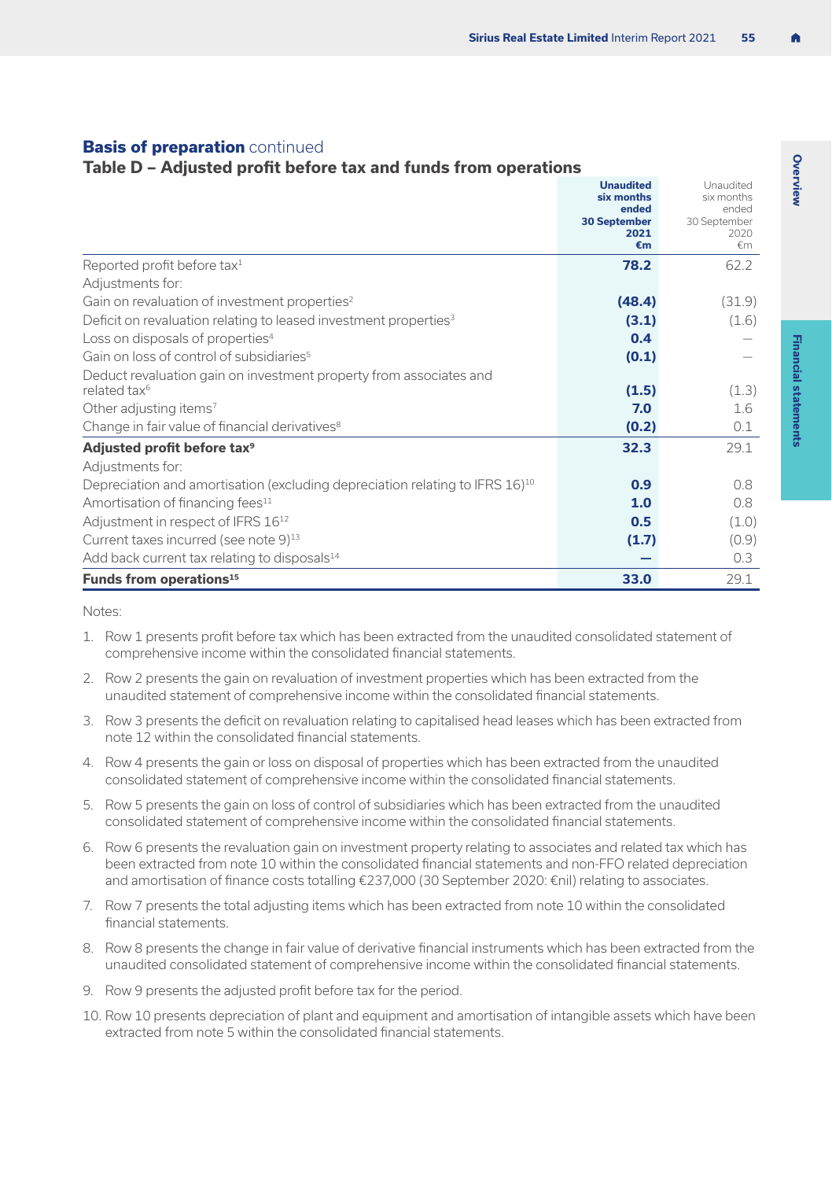## **Basis of preparation** continued

### Table D – Adjusted profit before tax and funds from operations

| | **Unaudited six months ended 30 September 2021 €m** | Unaudited six months ended 30 September 2020 €m |
|---|---|---|
| Reported profit before tax[1] | **78.2** | 62.2 |
| Adjustments for: | | |
| Gain on revaluation of investment properties[2] | **(48.4)** | (31.9) |
| Deficit on revaluation relating to leased investment properties[3] | **(3.1)** | (1.6) |
| Loss on disposals of properties[4] | **0.4** | – |
| Gain on loss of control of subsidiaries[5] | **(0.1)** | – |
| Deduct revaluation gain on investment property from associates and related tax[6] | **(1.5)** | (1.3) |
| Other adjusting items[7] | **7.0** | 1.6 |
| Change in fair value of financial derivatives[8] | **(0.2)** | 0.1 |
| **Adjusted profit before tax[9]** | **32.3** | 29.1 |
| Adjustments for: | | |
| Depreciation and amortisation (excluding depreciation relating to IFRS 16)[10] | **0.9** | 0.8 |
| Amortisation of financing fees[11] | **1.0** | 0.8 |
| Adjustment in respect of IFRS 16[12] | **0.5** | (1.0) |
| Current taxes incurred (see note 9)[13] | **(1.7)** | (0.9) |
| Add back current tax relating to disposals[14] | **–** | 0.3 |
| **Funds from operations[15]** | **33.0** | 29.1 |

Notes:

1. Row 1 presents profit before tax which has been extracted from the unaudited consolidated statement of comprehensive income within the consolidated financial statements.
2. Row 2 presents the gain on revaluation of investment properties which has been extracted from the unaudited statement of comprehensive income within the consolidated financial statements.
3. Row 3 presents the deficit on revaluation relating to capitalised head leases which has been extracted from note 12 within the consolidated financial statements.
4. Row 4 presents the gain or loss on disposal of properties which has been extracted from the unaudited consolidated statement of comprehensive income within the consolidated financial statements.
5. Row 5 presents the gain on loss of control of subsidiaries which has been extracted from the unaudited consolidated statement of comprehensive income within the consolidated financial statements.
6. Row 6 presents the revaluation gain on investment property relating to associates and related tax which has been extracted from note 10 within the consolidated financial statements and non-FFO related depreciation and amortisation of finance costs totalling €237,000 (30 September 2020: €nil) relating to associates.
7. Row 7 presents the total adjusting items which has been extracted from note 10 within the consolidated financial statements.
8. Row 8 presents the change in fair value of derivative financial instruments which has been extracted from the unaudited consolidated statement of comprehensive income within the consolidated financial statements.
9. Row 9 presents the adjusted profit before tax for the period.
10. Row 10 presents depreciation of plant and equipment and amortisation of intangible assets which have been extracted from note 5 within the consolidated financial statements.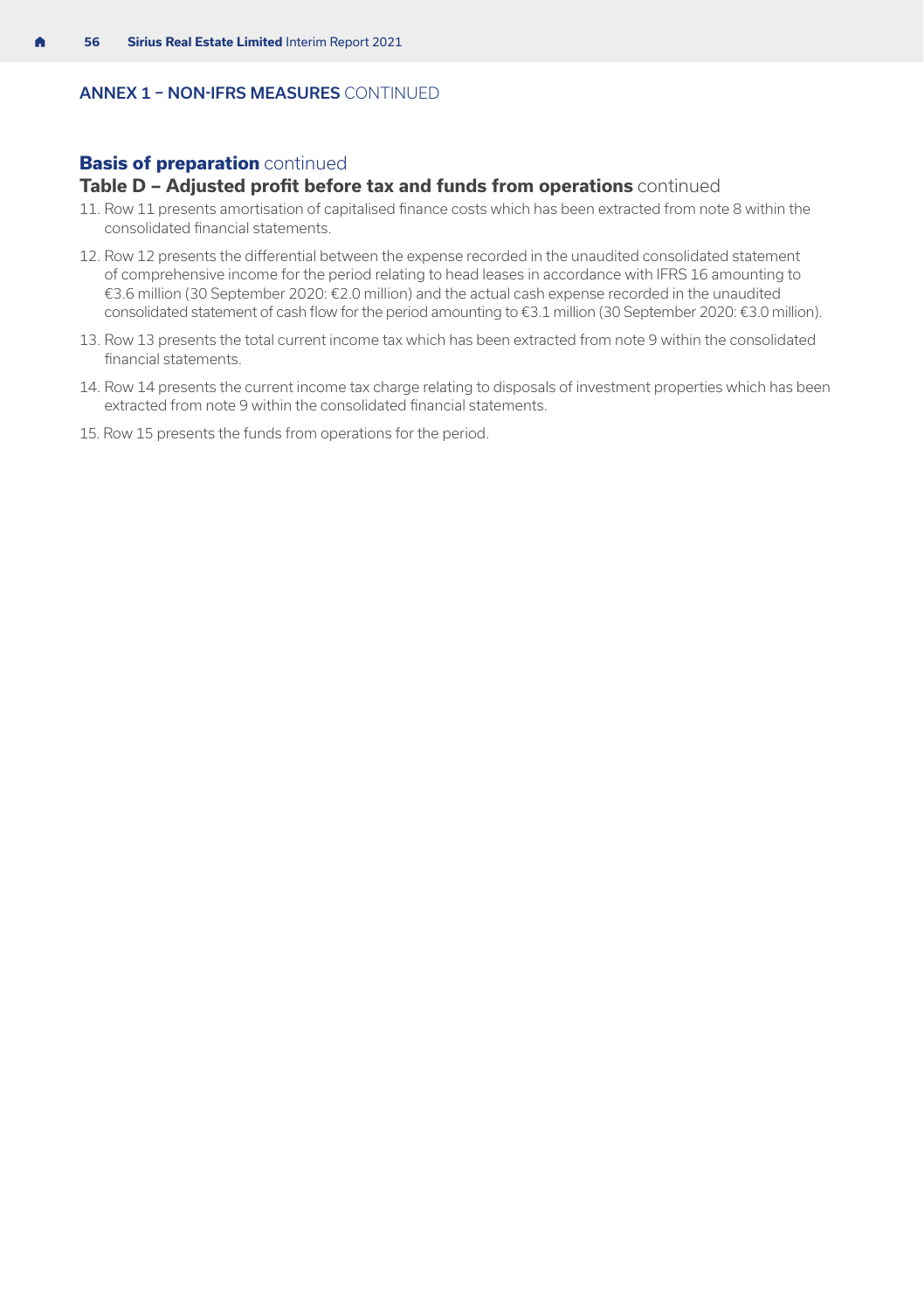## ANNEX 1 – NON-IFRS MEASURES CONTINUED

### **Basis of preparation** continued

### Table D – Adjusted profit before tax and funds from operations continued

11. Row 11 presents amortisation of capitalised finance costs which has been extracted from note 8 within the consolidated financial statements.
12. Row 12 presents the differential between the expense recorded in the unaudited consolidated statement of comprehensive income for the period relating to head leases in accordance with IFRS 16 amounting to €3.6 million (30 September 2020: €2.0 million) and the actual cash expense recorded in the unaudited consolidated statement of cash flow for the period amounting to €3.1 million (30 September 2020: €3.0 million).
13. Row 13 presents the total current income tax which has been extracted from note 9 within the consolidated financial statements.
14. Row 14 presents the current income tax charge relating to disposals of investment properties which has been extracted from note 9 within the consolidated financial statements.
15. Row 15 presents the funds from operations for the period.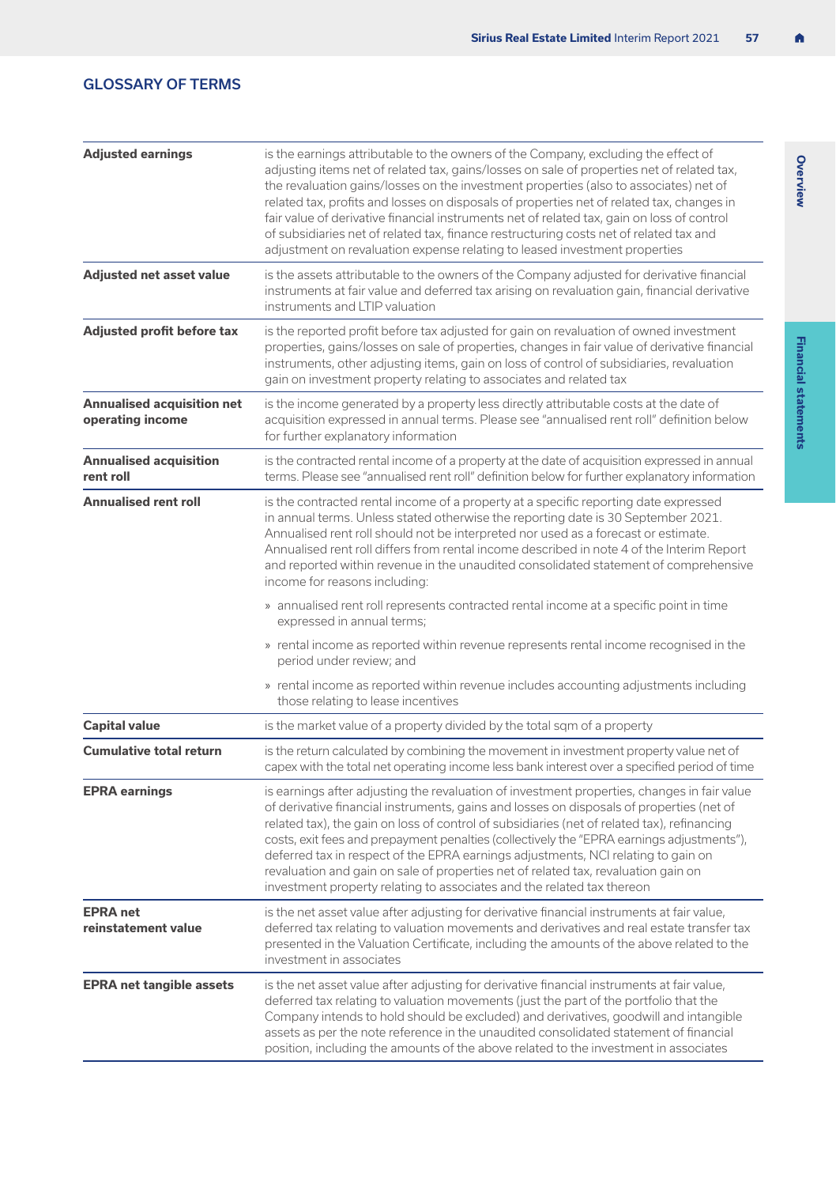## GLOSSARY OF TERMS

| | |
|---|---|
| **Adjusted earnings** | is the earnings attributable to the owners of the Company, excluding the effect of adjusting items net of related tax, gains/losses on sale of properties net of related tax, the revaluation gains/losses on the investment properties (also to associates) net of related tax, profits and losses on disposals of properties net of related tax, changes in fair value of derivative financial instruments net of related tax, gain on loss of control of subsidiaries net of related tax, finance restructuring costs net of related tax and adjustment on revaluation expense relating to leased investment properties |
| **Adjusted net asset value** | is the assets attributable to the owners of the Company adjusted for derivative financial instruments at fair value and deferred tax arising on revaluation gain, financial derivative instruments and LTIP valuation |
| **Adjusted profit before tax** | is the reported profit before tax adjusted for gain on revaluation of owned investment properties, gains/losses on sale of properties, changes in fair value of derivative financial instruments, other adjusting items, gain on loss of control of subsidiaries, revaluation gain on investment property relating to associates and related tax |
| **Annualised acquisition net operating income** | is the income generated by a property less directly attributable costs at the date of acquisition expressed in annual terms. Please see "annualised rent roll" definition below for further explanatory information |
| **Annualised acquisition rent roll** | is the contracted rental income of a property at the date of acquisition expressed in annual terms. Please see "annualised rent roll" definition below for further explanatory information |
| **Annualised rent roll** | is the contracted rental income of a property at a specific reporting date expressed in annual terms. Unless stated otherwise the reporting date is 30 September 2021. Annualised rent roll should not be interpreted nor used as a forecast or estimate. Annualised rent roll differs from rental income described in note 4 of the Interim Report and reported within revenue in the unaudited consolidated statement of comprehensive income for reasons including:<br>» annualised rent roll represents contracted rental income at a specific point in time expressed in annual terms;<br>» rental income as reported within revenue represents rental income recognised in the period under review; and<br>» rental income as reported within revenue includes accounting adjustments including those relating to lease incentives |
| **Capital value** | is the market value of a property divided by the total sqm of a property |
| **Cumulative total return** | is the return calculated by combining the movement in investment property value net of capex with the total net operating income less bank interest over a specified period of time |
| **EPRA earnings** | is earnings after adjusting the revaluation of investment properties, changes in fair value of derivative financial instruments, gains and losses on disposals of properties (net of related tax), the gain on loss of control of subsidiaries (net of related tax), refinancing costs, exit fees and prepayment penalties (collectively the "EPRA earnings adjustments"), deferred tax in respect of the EPRA earnings adjustments, NCI relating to gain on revaluation and gain on sale of properties net of related tax, revaluation gain on investment property relating to associates and the related tax thereon |
| **EPRA net reinstatement value** | is the net asset value after adjusting for derivative financial instruments at fair value, deferred tax relating to valuation movements and derivatives and real estate transfer tax presented in the Valuation Certificate, including the amounts of the above related to the investment in associates |
| **EPRA net tangible assets** | is the net asset value after adjusting for derivative financial instruments at fair value, deferred tax relating to valuation movements (just the part of the portfolio that the Company intends to hold should be excluded) and derivatives, goodwill and intangible assets as per the note reference in the unaudited consolidated statement of financial position, including the amounts of the above related to the investment in associates |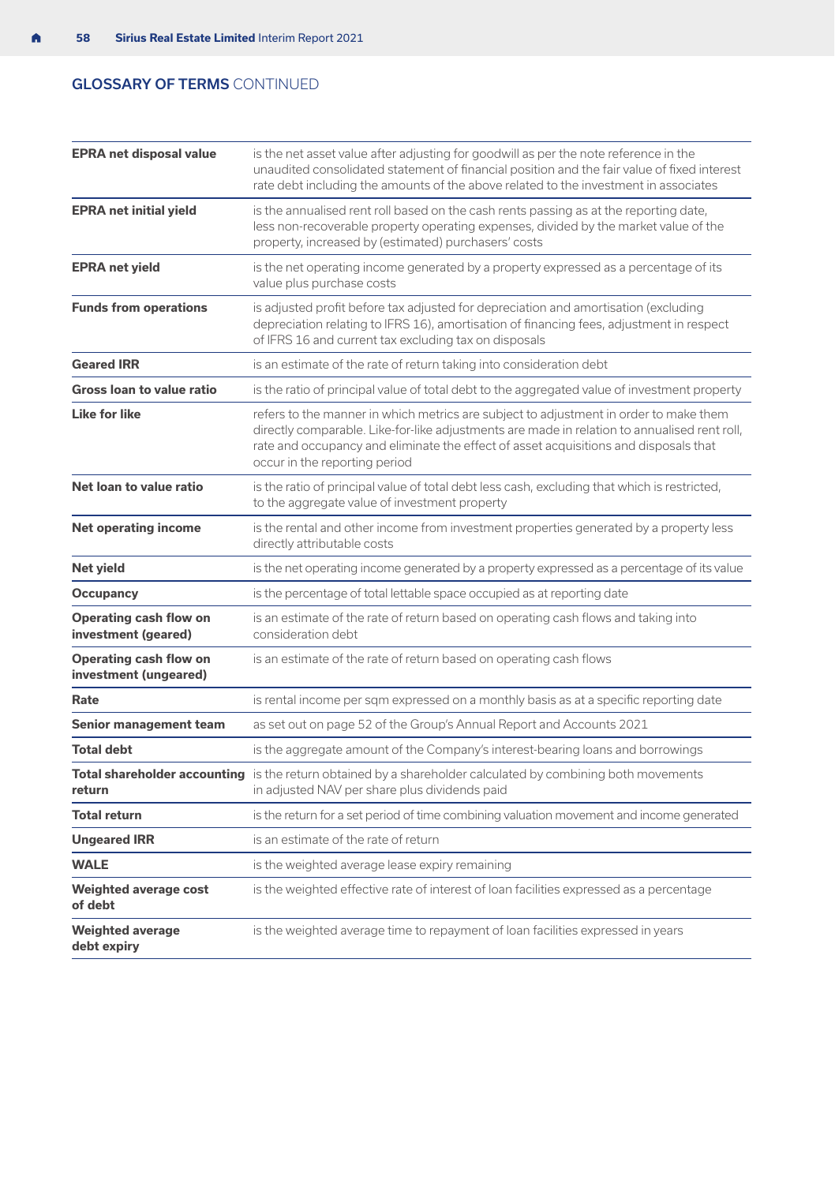## GLOSSARY OF TERMS CONTINUED

| | |
|---|---|
| **EPRA net disposal value** | is the net asset value after adjusting for goodwill as per the note reference in the unaudited consolidated statement of financial position and the fair value of fixed interest rate debt including the amounts of the above related to the investment in associates |
| **EPRA net initial yield** | is the annualised rent roll based on the cash rents passing as at the reporting date, less non-recoverable property operating expenses, divided by the market value of the property, increased by (estimated) purchasers' costs |
| **EPRA net yield** | is the net operating income generated by a property expressed as a percentage of its value plus purchase costs |
| **Funds from operations** | is adjusted profit before tax adjusted for depreciation and amortisation (excluding depreciation relating to IFRS 16), amortisation of financing fees, adjustment in respect of IFRS 16 and current tax excluding tax on disposals |
| **Geared IRR** | is an estimate of the rate of return taking into consideration debt |
| **Gross loan to value ratio** | is the ratio of principal value of total debt to the aggregated value of investment property |
| **Like for like** | refers to the manner in which metrics are subject to adjustment in order to make them directly comparable. Like-for-like adjustments are made in relation to annualised rent roll, rate and occupancy and eliminate the effect of asset acquisitions and disposals that occur in the reporting period |
| **Net loan to value ratio** | is the ratio of principal value of total debt less cash, excluding that which is restricted, to the aggregate value of investment property |
| **Net operating income** | is the rental and other income from investment properties generated by a property less directly attributable costs |
| **Net yield** | is the net operating income generated by a property expressed as a percentage of its value |
| **Occupancy** | is the percentage of total lettable space occupied as at reporting date |
| **Operating cash flow on investment (geared)** | is an estimate of the rate of return based on operating cash flows and taking into consideration debt |
| **Operating cash flow on investment (ungeared)** | is an estimate of the rate of return based on operating cash flows |
| **Rate** | is rental income per sqm expressed on a monthly basis as at a specific reporting date |
| **Senior management team** | as set out on page 52 of the Group's Annual Report and Accounts 2021 |
| **Total debt** | is the aggregate amount of the Company's interest-bearing loans and borrowings |
| **Total shareholder accounting return** | is the return obtained by a shareholder calculated by combining both movements in adjusted NAV per share plus dividends paid |
| **Total return** | is the return for a set period of time combining valuation movement and income generated |
| **Ungeared IRR** | is an estimate of the rate of return |
| **WALE** | is the weighted average lease expiry remaining |
| **Weighted average cost of debt** | is the weighted effective rate of interest of loan facilities expressed as a percentage |
| **Weighted average debt expiry** | is the weighted average time to repayment of loan facilities expressed in years |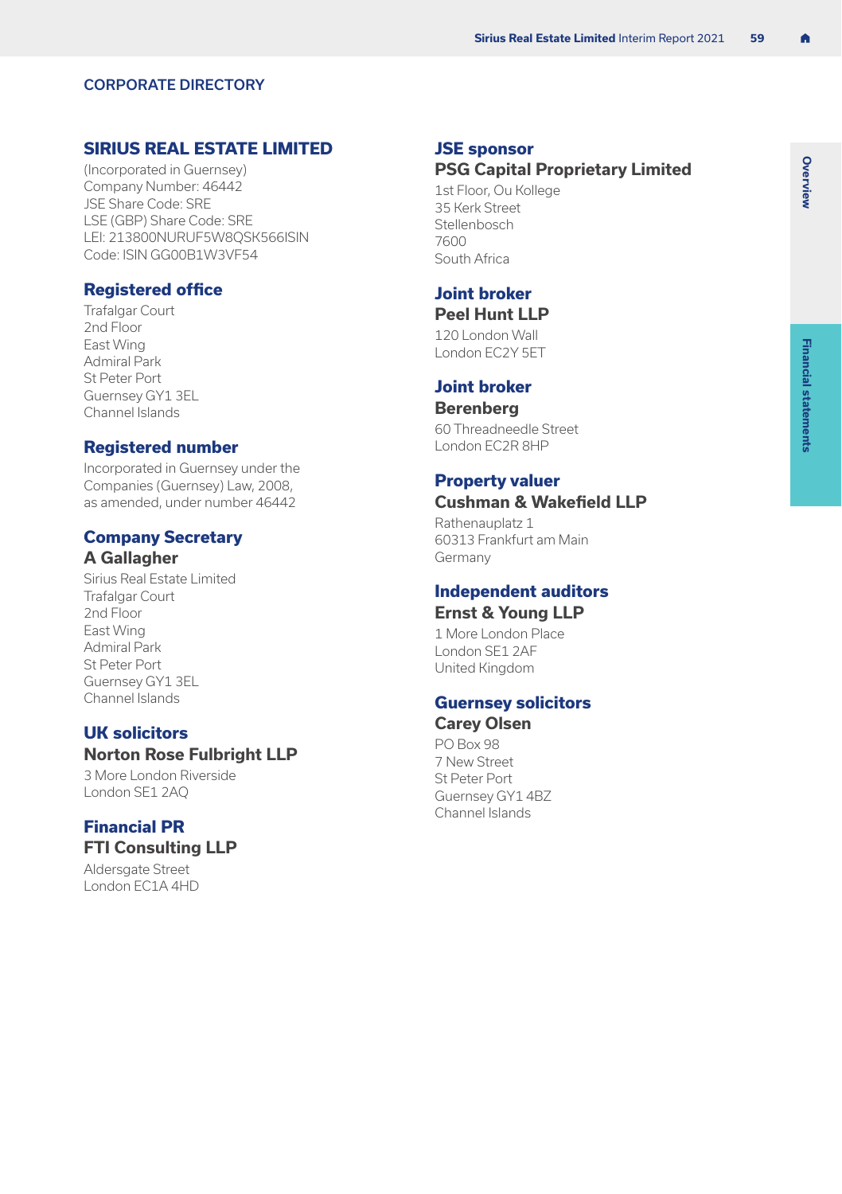# CORPORATE DIRECTORY

## SIRIUS REAL ESTATE LIMITED

(Incorporated in Guernsey)
Company Number: 46442
JSE Share Code: SRE
LSE (GBP) Share Code: SRE
LEI: 213800NURUF5W8QSK566ISIN
Code: ISIN GG00B1W3VF54

### Registered office

Trafalgar Court
2nd Floor
East Wing
Admiral Park
St Peter Port
Guernsey GY1 3EL
Channel Islands

### Registered number

Incorporated in Guernsey under the Companies (Guernsey) Law, 2008, as amended, under number 46442

### Company Secretary

**A Gallagher**

Sirius Real Estate Limited
Trafalgar Court
2nd Floor
East Wing
Admiral Park
St Peter Port
Guernsey GY1 3EL
Channel Islands

### UK solicitors

**Norton Rose Fulbright LLP**

3 More London Riverside
London SE1 2AQ

### Financial PR

**FTI Consulting LLP**

Aldersgate Street
London EC1A 4HD

### JSE sponsor

**PSG Capital Proprietary Limited**

1st Floor, Ou Kollege
35 Kerk Street
Stellenbosch
7600
South Africa

### Joint broker

**Peel Hunt LLP**

120 London Wall
London EC2Y 5ET

### Joint broker

**Berenberg**

60 Threadneedle Street
London EC2R 8HP

### Property valuer

**Cushman & Wakefield LLP**

Rathenauplatz 1
60313 Frankfurt am Main
Germany

### Independent auditors

**Ernst & Young LLP**

1 More London Place
London SE1 2AF
United Kingdom

### Guernsey solicitors

**Carey Olsen**

PO Box 98
7 New Street
St Peter Port
Guernsey GY1 4BZ
Channel Islands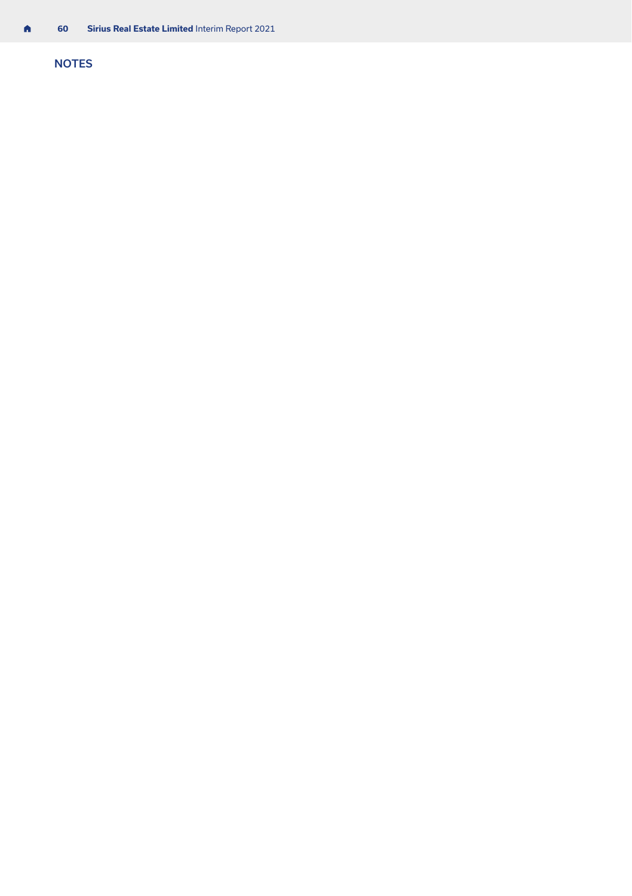# NOTES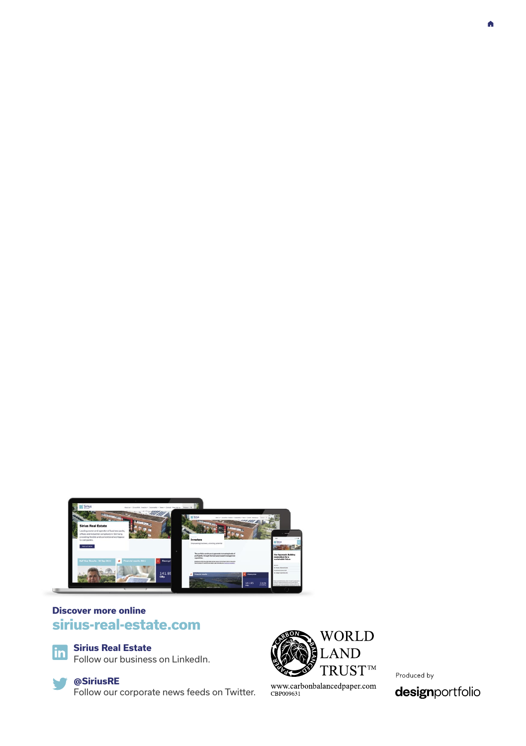**Discover more online**

**sirius-real-estate.com**

**Sirius Real Estate**
Follow our business on LinkedIn.

**@SiriusRE**
Follow our corporate news feeds on Twitter.

CARBON BALANCED PAPER

WORLD LAND TRUST™

www.carbonbalancedpaper.com
CBP009631

Produced by
designportfolio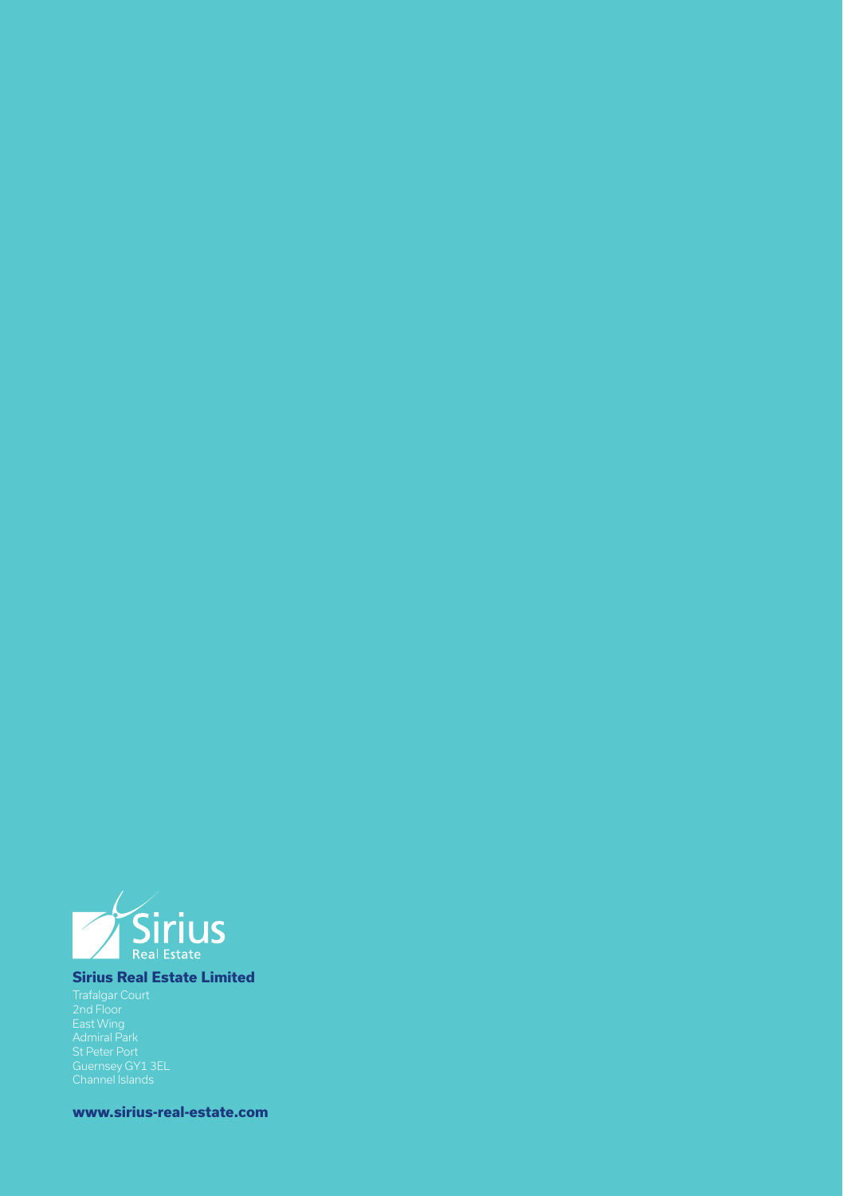Sirius Real Estate

**Sirius Real Estate Limited**

Trafalgar Court
2nd Floor
East Wing
Admiral Park
St Peter Port
Guernsey GY1 3EL
Channel Islands

**www.sirius-real-estate.com**